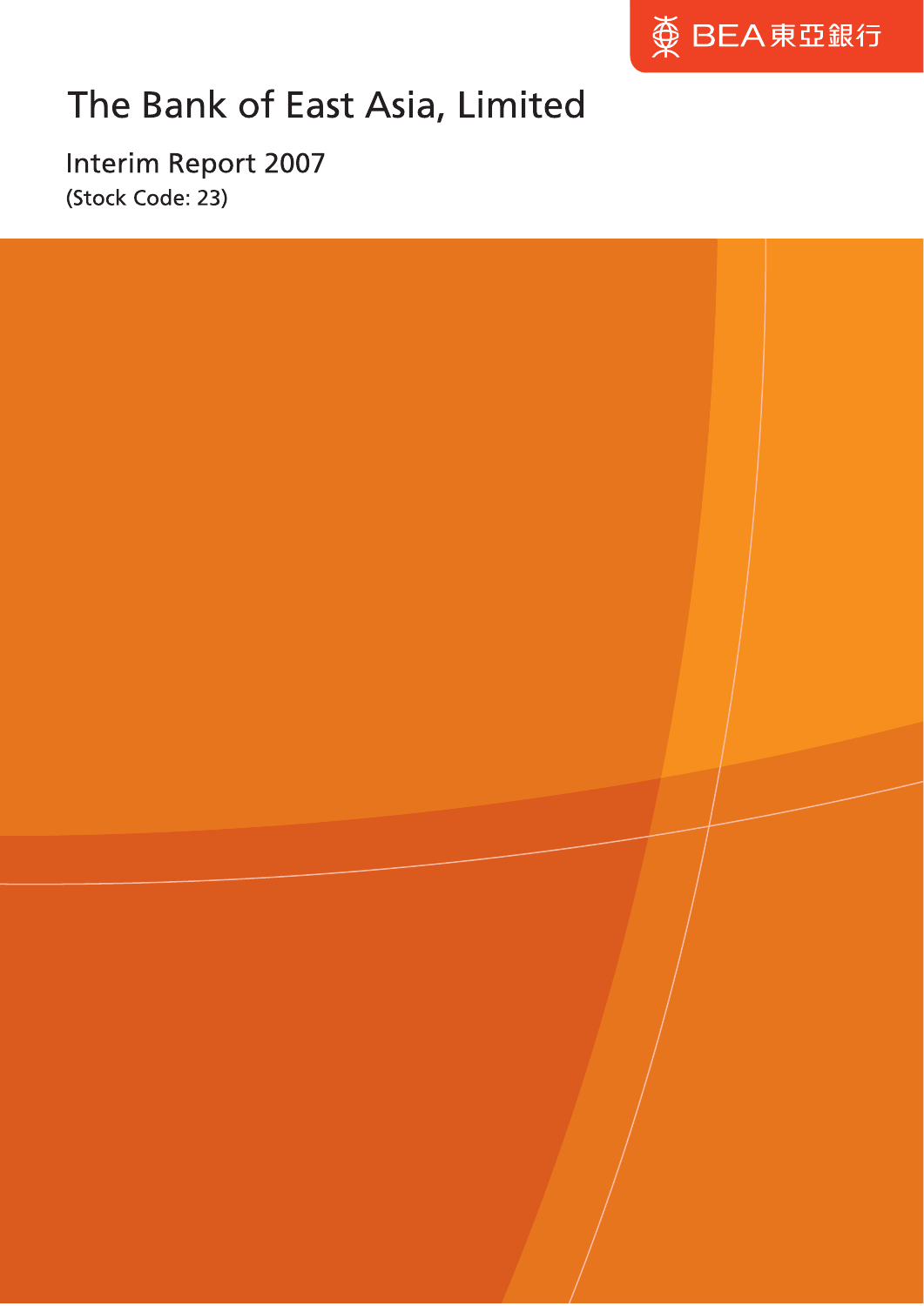BEA 東亞銀行

# The Bank of East Asia, Limited

## Interim Report 2007

(Stock Code: 23)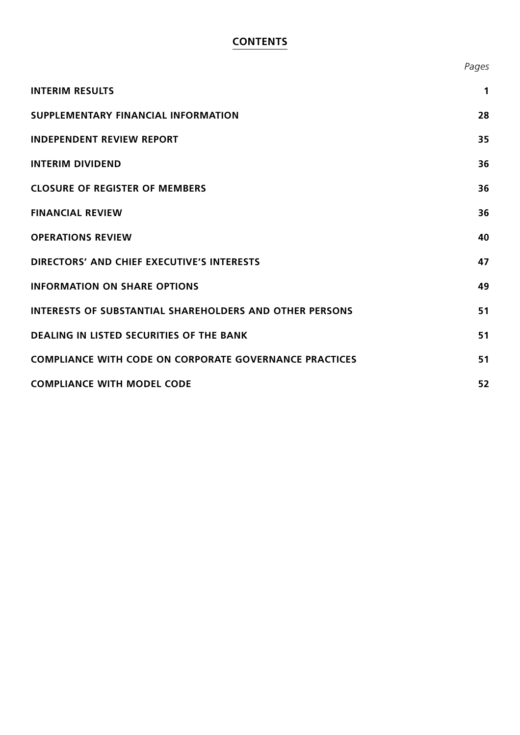# CONTENTS

| | *Pages* |
|---|---|
| **INTERIM RESULTS** | **1** |
| **SUPPLEMENTARY FINANCIAL INFORMATION** | **28** |
| **INDEPENDENT REVIEW REPORT** | **35** |
| **INTERIM DIVIDEND** | **36** |
| **CLOSURE OF REGISTER OF MEMBERS** | **36** |
| **FINANCIAL REVIEW** | **36** |
| **OPERATIONS REVIEW** | **40** |
| **DIRECTORS' AND CHIEF EXECUTIVE'S INTERESTS** | **47** |
| **INFORMATION ON SHARE OPTIONS** | **49** |
| **INTERESTS OF SUBSTANTIAL SHAREHOLDERS AND OTHER PERSONS** | **51** |
| **DEALING IN LISTED SECURITIES OF THE BANK** | **51** |
| **COMPLIANCE WITH CODE ON CORPORATE GOVERNANCE PRACTICES** | **51** |
| **COMPLIANCE WITH MODEL CODE** | **52** |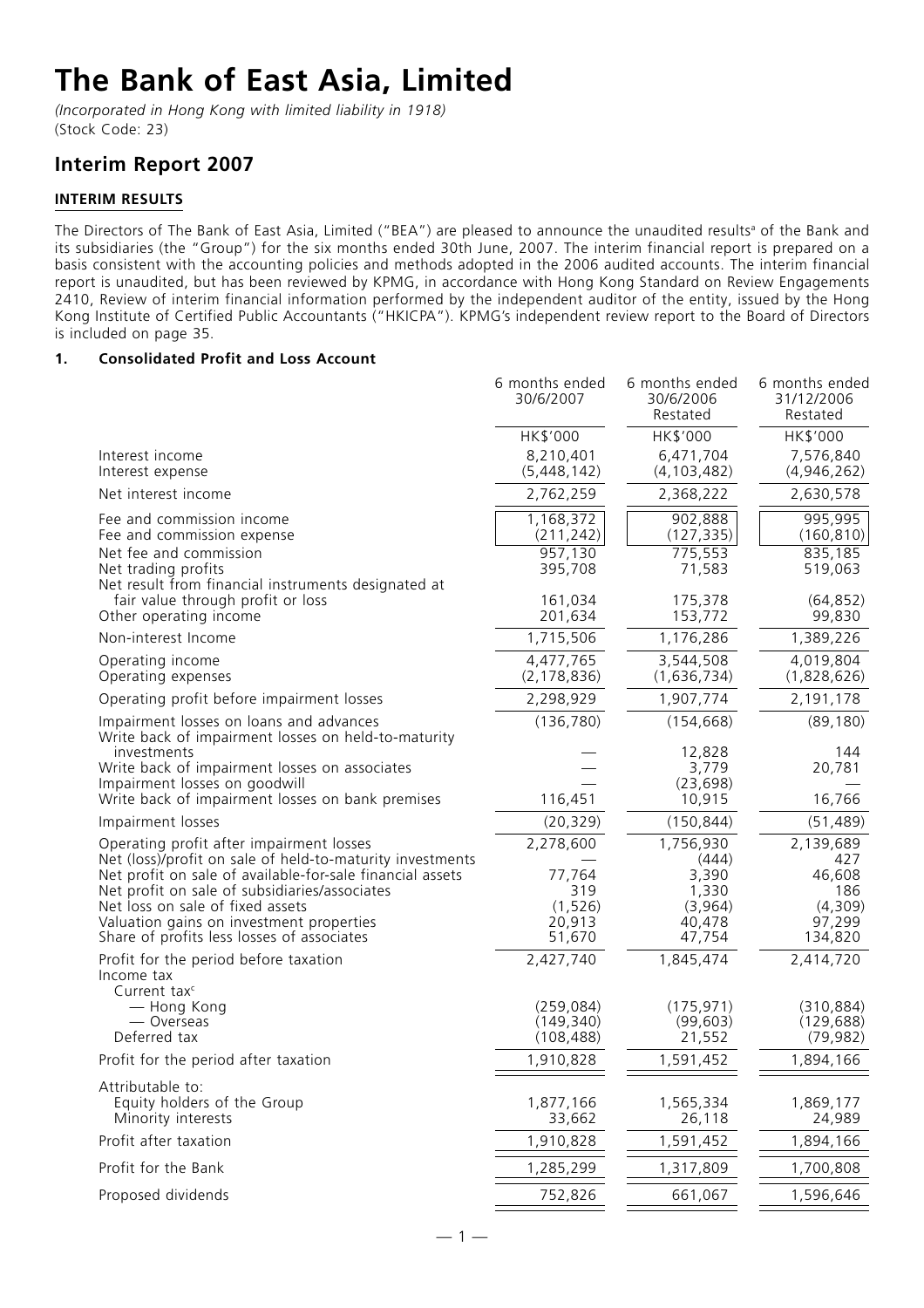# The Bank of East Asia, Limited

*(Incorporated in Hong Kong with limited liability in 1918)*
(Stock Code: 23)

## Interim Report 2007

### INTERIM RESULTS

The Directors of The Bank of East Asia, Limited ("BEA") are pleased to announce the unaudited results[a] of the Bank and its subsidiaries (the "Group") for the six months ended 30th June, 2007. The interim financial report is prepared on a basis consistent with the accounting policies and methods adopted in the 2006 audited accounts. The interim financial report is unaudited, but has been reviewed by KPMG, in accordance with Hong Kong Standard on Review Engagements 2410, Review of interim financial information performed by the independent auditor of the entity, issued by the Hong Kong Institute of Certified Public Accountants ("HKICPA"). KPMG's independent review report to the Board of Directors is included on page 35.

#### 1. Consolidated Profit and Loss Account

| | 6 months ended 30/6/2007 | 6 months ended 30/6/2006 Restated | 6 months ended 31/12/2006 Restated |
|---|---|---|---|
| | HK$'000 | HK$'000 | HK$'000 |
| Interest income | 8,210,401 | 6,471,704 | 7,576,840 |
| Interest expense | (5,448,142) | (4,103,482) | (4,946,262) |
| Net interest income | 2,762,259 | 2,368,222 | 2,630,578 |
| Fee and commission income | 1,168,372 | 902,888 | 995,995 |
| Fee and commission expense | (211,242) | (127,335) | (160,810) |
| Net fee and commission | 957,130 | 775,553 | 835,185 |
| Net trading profits | 395,708 | 71,583 | 519,063 |
| Net result from financial instruments designated at fair value through profit or loss | 161,034 | 175,378 | (64,852) |
| Other operating income | 201,634 | 153,772 | 99,830 |
| Non-interest Income | 1,715,506 | 1,176,286 | 1,389,226 |
| Operating income | 4,477,765 | 3,544,508 | 4,019,804 |
| Operating expenses | (2,178,836) | (1,636,734) | (1,828,626) |
| Operating profit before impairment losses | 2,298,929 | 1,907,774 | 2,191,178 |
| Impairment losses on loans and advances | (136,780) | (154,668) | (89,180) |
| Write back of impairment losses on held-to-maturity investments | — | 12,828 | 144 |
| Write back of impairment losses on associates | — | 3,779 | 20,781 |
| Impairment losses on goodwill | — | (23,698) | — |
| Write back of impairment losses on bank premises | 116,451 | 10,915 | 16,766 |
| Impairment losses | (20,329) | (150,844) | (51,489) |
| Operating profit after impairment losses | 2,278,600 | 1,756,930 | 2,139,689 |
| Net (loss)/profit on sale of held-to-maturity investments | — | (444) | 427 |
| Net profit on sale of available-for-sale financial assets | 77,764 | 3,390 | 46,608 |
| Net profit on sale of subsidiaries/associates | 319 | 1,330 | 186 |
| Net loss on sale of fixed assets | (1,526) | (3,964) | (4,309) |
| Valuation gains on investment properties | 20,913 | 40,478 | 97,299 |
| Share of profits less losses of associates | 51,670 | 47,754 | 134,820 |
| Profit for the period before taxation | 2,427,740 | 1,845,474 | 2,414,720 |
| Income tax | | | |
| Current tax[c] | | | |
| — Hong Kong | (259,084) | (175,971) | (310,884) |
| — Overseas | (149,340) | (99,603) | (129,688) |
| Deferred tax | (108,488) | 21,552 | (79,982) |
| Profit for the period after taxation | 1,910,828 | 1,591,452 | 1,894,166 |
| Attributable to: | | | |
| Equity holders of the Group | 1,877,166 | 1,565,334 | 1,869,177 |
| Minority interests | 33,662 | 26,118 | 24,989 |
| Profit after taxation | 1,910,828 | 1,591,452 | 1,894,166 |
| Profit for the Bank | 1,285,299 | 1,317,809 | 1,700,808 |
| Proposed dividends | 752,826 | 661,067 | 1,596,646 |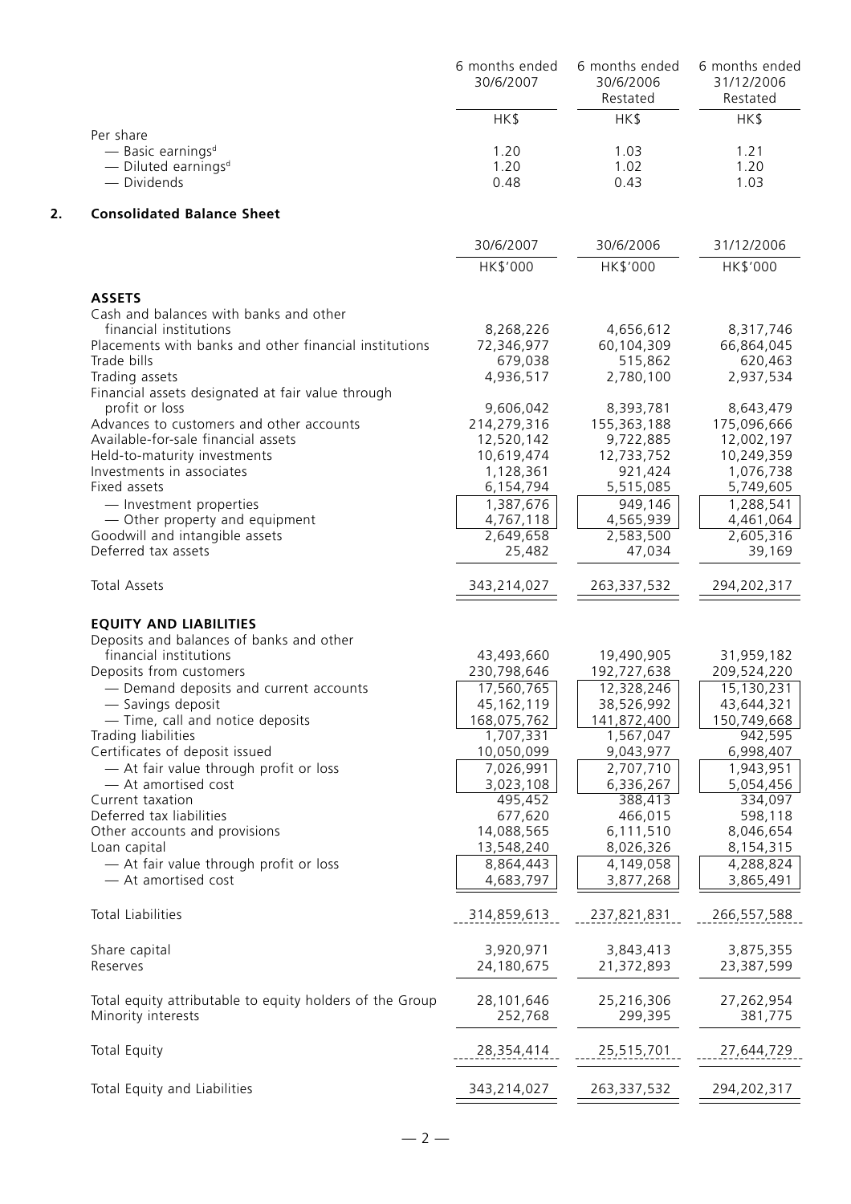| | 6 months ended 30/6/2007 | 6 months ended 30/6/2006 Restated | 6 months ended 31/12/2006 Restated |
|---|---|---|---|
| | HK$ | HK$ | HK$ |
| Per share | | | |
| — Basic earnings[d] | 1.20 | 1.03 | 1.21 |
| — Diluted earnings[d] | 1.20 | 1.02 | 1.20 |
| — Dividends | 0.48 | 0.43 | 1.03 |

## 2. Consolidated Balance Sheet

| | 30/6/2007 | 30/6/2006 | 31/12/2006 |
|---|---|---|---|
| | HK$'000 | HK$'000 | HK$'000 |
| **ASSETS** | | | |
| Cash and balances with banks and other financial institutions | 8,268,226 | 4,656,612 | 8,317,746 |
| Placements with banks and other financial institutions | 72,346,977 | 60,104,309 | 66,864,045 |
| Trade bills | 679,038 | 515,862 | 620,463 |
| Trading assets | 4,936,517 | 2,780,100 | 2,937,534 |
| Financial assets designated at fair value through profit or loss | 9,606,042 | 8,393,781 | 8,643,479 |
| Advances to customers and other accounts | 214,279,316 | 155,363,188 | 175,096,666 |
| Available-for-sale financial assets | 12,520,142 | 9,722,885 | 12,002,197 |
| Held-to-maturity investments | 10,619,474 | 12,733,752 | 10,249,359 |
| Investments in associates | 1,128,361 | 921,424 | 1,076,738 |
| Fixed assets | 6,154,794 | 5,515,085 | 5,749,605 |
| — Investment properties | 1,387,676 | 949,146 | 1,288,541 |
| — Other property and equipment | 4,767,118 | 4,565,939 | 4,461,064 |
| Goodwill and intangible assets | 2,649,658 | 2,583,500 | 2,605,316 |
| Deferred tax assets | 25,482 | 47,034 | 39,169 |
| Total Assets | 343,214,027 | 263,337,532 | 294,202,317 |
| **EQUITY AND LIABILITIES** | | | |
| Deposits and balances of banks and other financial institutions | 43,493,660 | 19,490,905 | 31,959,182 |
| Deposits from customers | 230,798,646 | 192,727,638 | 209,524,220 |
| — Demand deposits and current accounts | 17,560,765 | 12,328,246 | 15,130,231 |
| — Savings deposit | 45,162,119 | 38,526,992 | 43,644,321 |
| — Time, call and notice deposits | 168,075,762 | 141,872,400 | 150,749,668 |
| Trading liabilities | 1,707,331 | 1,567,047 | 942,595 |
| Certificates of deposit issued | 10,050,099 | 9,043,977 | 6,998,407 |
| — At fair value through profit or loss | 7,026,991 | 2,707,710 | 1,943,951 |
| — At amortised cost | 3,023,108 | 6,336,267 | 5,054,456 |
| Current taxation | 495,452 | 388,413 | 334,097 |
| Deferred tax liabilities | 677,620 | 466,015 | 598,118 |
| Other accounts and provisions | 14,088,565 | 6,111,510 | 8,046,654 |
| Loan capital | 13,548,240 | 8,026,326 | 8,154,315 |
| — At fair value through profit or loss | 8,864,443 | 4,149,058 | 4,288,824 |
| — At amortised cost | 4,683,797 | 3,877,268 | 3,865,491 |
| Total Liabilities | 314,859,613 | 237,821,831 | 266,557,588 |
| Share capital | 3,920,971 | 3,843,413 | 3,875,355 |
| Reserves | 24,180,675 | 21,372,893 | 23,387,599 |
| Total equity attributable to equity holders of the Group | 28,101,646 | 25,216,306 | 27,262,954 |
| Minority interests | 252,768 | 299,395 | 381,775 |
| Total Equity | 28,354,414 | 25,515,701 | 27,644,729 |
| Total Equity and Liabilities | 343,214,027 | 263,337,532 | 294,202,317 |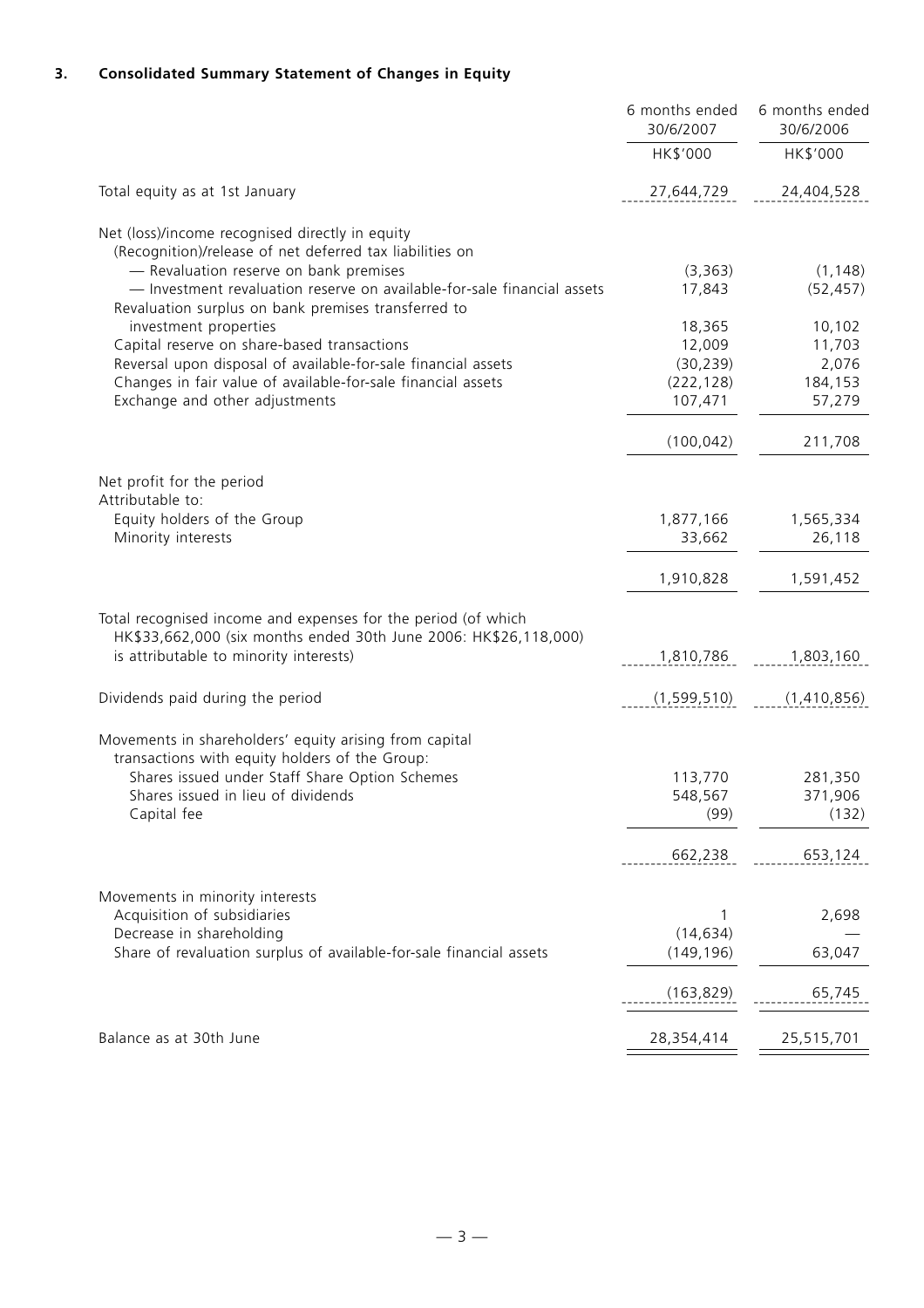### 3. Consolidated Summary Statement of Changes in Equity

| | 6 months ended 30/6/2007 | 6 months ended 30/6/2006 |
|---|---|---|
| | HK$'000 | HK$'000 |
| Total equity as at 1st January | 27,644,729 | 24,404,528 |
| Net (loss)/income recognised directly in equity | | |
| (Recognition)/release of net deferred tax liabilities on | | |
| — Revaluation reserve on bank premises | (3,363) | (1,148) |
| — Investment revaluation reserve on available-for-sale financial assets | 17,843 | (52,457) |
| Revaluation surplus on bank premises transferred to investment properties | 18,365 | 10,102 |
| Capital reserve on share-based transactions | 12,009 | 11,703 |
| Reversal upon disposal of available-for-sale financial assets | (30,239) | 2,076 |
| Changes in fair value of available-for-sale financial assets | (222,128) | 184,153 |
| Exchange and other adjustments | 107,471 | 57,279 |
| | (100,042) | 211,708 |
| Net profit for the period | | |
| Attributable to: | | |
| Equity holders of the Group | 1,877,166 | 1,565,334 |
| Minority interests | 33,662 | 26,118 |
| | 1,910,828 | 1,591,452 |
| Total recognised income and expenses for the period (of which HK$33,662,000 (six months ended 30th June 2006: HK$26,118,000) is attributable to minority interests) | 1,810,786 | 1,803,160 |
| Dividends paid during the period | (1,599,510) | (1,410,856) |
| Movements in shareholders' equity arising from capital transactions with equity holders of the Group: | | |
| Shares issued under Staff Share Option Schemes | 113,770 | 281,350 |
| Shares issued in lieu of dividends | 548,567 | 371,906 |
| Capital fee | (99) | (132) |
| | 662,238 | 653,124 |
| Movements in minority interests | | |
| Acquisition of subsidiaries | 1 | 2,698 |
| Decrease in shareholding | (14,634) | — |
| Share of revaluation surplus of available-for-sale financial assets | (149,196) | 63,047 |
| | (163,829) | 65,745 |
| Balance as at 30th June | 28,354,414 | 25,515,701 |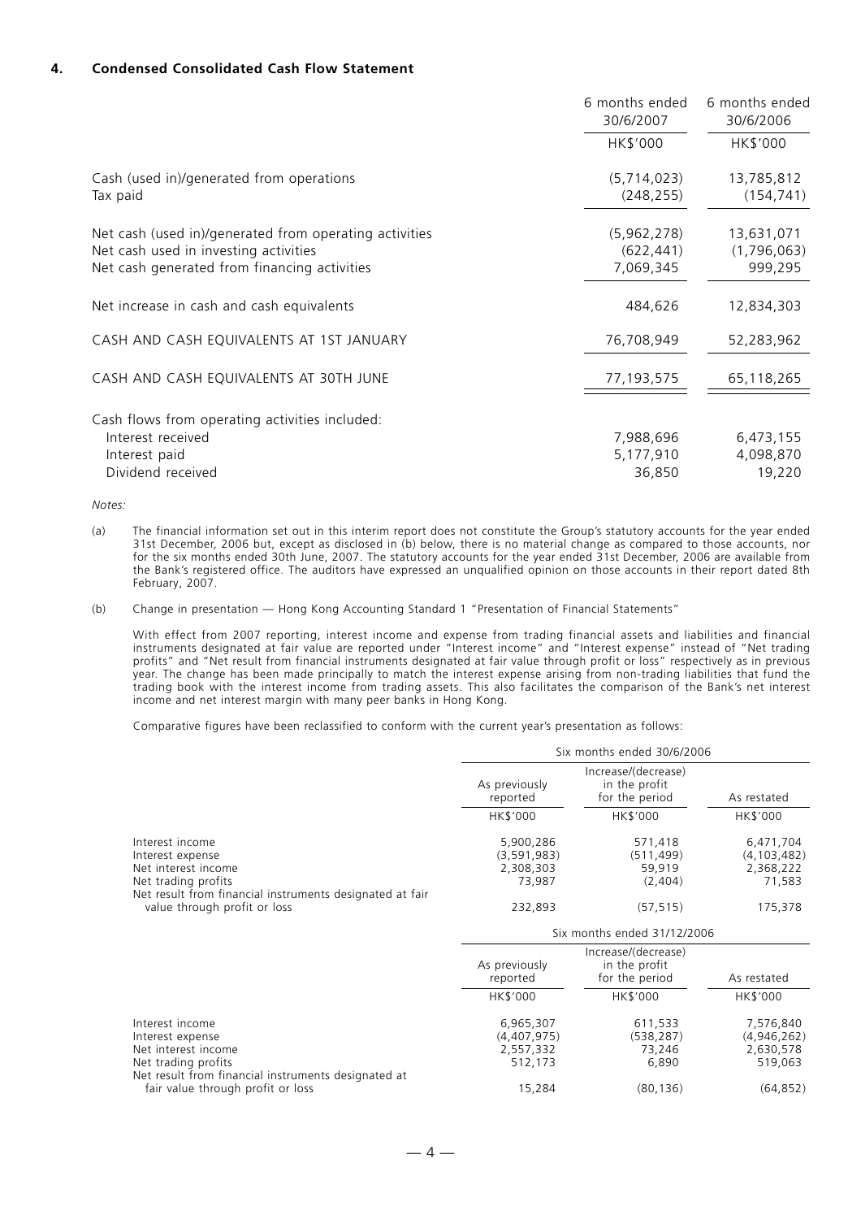## 4. Condensed Consolidated Cash Flow Statement

| | 6 months ended 30/6/2007 | 6 months ended 30/6/2006 |
|---|---|---|
| | HK$'000 | HK$'000 |
| Cash (used in)/generated from operations | (5,714,023) | 13,785,812 |
| Tax paid | (248,255) | (154,741) |
| Net cash (used in)/generated from operating activities | (5,962,278) | 13,631,071 |
| Net cash used in investing activities | (622,441) | (1,796,063) |
| Net cash generated from financing activities | 7,069,345 | 999,295 |
| Net increase in cash and cash equivalents | 484,626 | 12,834,303 |
| CASH AND CASH EQUIVALENTS AT 1ST JANUARY | 76,708,949 | 52,283,962 |
| CASH AND CASH EQUIVALENTS AT 30TH JUNE | 77,193,575 | 65,118,265 |
| Cash flows from operating activities included: | | |
| Interest received | 7,988,696 | 6,473,155 |
| Interest paid | 5,177,910 | 4,098,870 |
| Dividend received | 36,850 | 19,220 |

*Notes:*

(a) The financial information set out in this interim report does not constitute the Group's statutory accounts for the year ended 31st December, 2006 but, except as disclosed in (b) below, there is no material change as compared to those accounts, nor for the six months ended 30th June, 2007. The statutory accounts for the year ended 31st December, 2006 are available from the Bank's registered office. The auditors have expressed an unqualified opinion on those accounts in their report dated 8th February, 2007.

(b) Change in presentation — Hong Kong Accounting Standard 1 "Presentation of Financial Statements"

With effect from 2007 reporting, interest income and expense from trading financial assets and liabilities and financial instruments designated at fair value are reported under "Interest income" and "Interest expense" instead of "Net trading profits" and "Net result from financial instruments designated at fair value through profit or loss" respectively as in previous year. The change has been made principally to match the interest expense arising from non-trading liabilities that fund the trading book with the interest income from trading assets. This also facilitates the comparison of the Bank's net interest income and net interest margin with many peer banks in Hong Kong.

Comparative figures have been reclassified to conform with the current year's presentation as follows:

| | Six months ended 30/6/2006 | | |
|---|---|---|---|
| | As previously reported | Increase/(decrease) in the profit for the period | As restated |
| | HK$'000 | HK$'000 | HK$'000 |
| Interest income | 5,900,286 | 571,418 | 6,471,704 |
| Interest expense | (3,591,983) | (511,499) | (4,103,482) |
| Net interest income | 2,308,303 | 59,919 | 2,368,222 |
| Net trading profits | 73,987 | (2,404) | 71,583 |
| Net result from financial instruments designated at fair value through profit or loss | 232,893 | (57,515) | 175,378 |

| | Six months ended 31/12/2006 | | |
|---|---|---|---|
| | As previously reported | Increase/(decrease) in the profit for the period | As restated |
| | HK$'000 | HK$'000 | HK$'000 |
| Interest income | 6,965,307 | 611,533 | 7,576,840 |
| Interest expense | (4,407,975) | (538,287) | (4,946,262) |
| Net interest income | 2,557,332 | 73,246 | 2,630,578 |
| Net trading profits | 512,173 | 6,890 | 519,063 |
| Net result from financial instruments designated at fair value through profit or loss | 15,284 | (80,136) | (64,852) |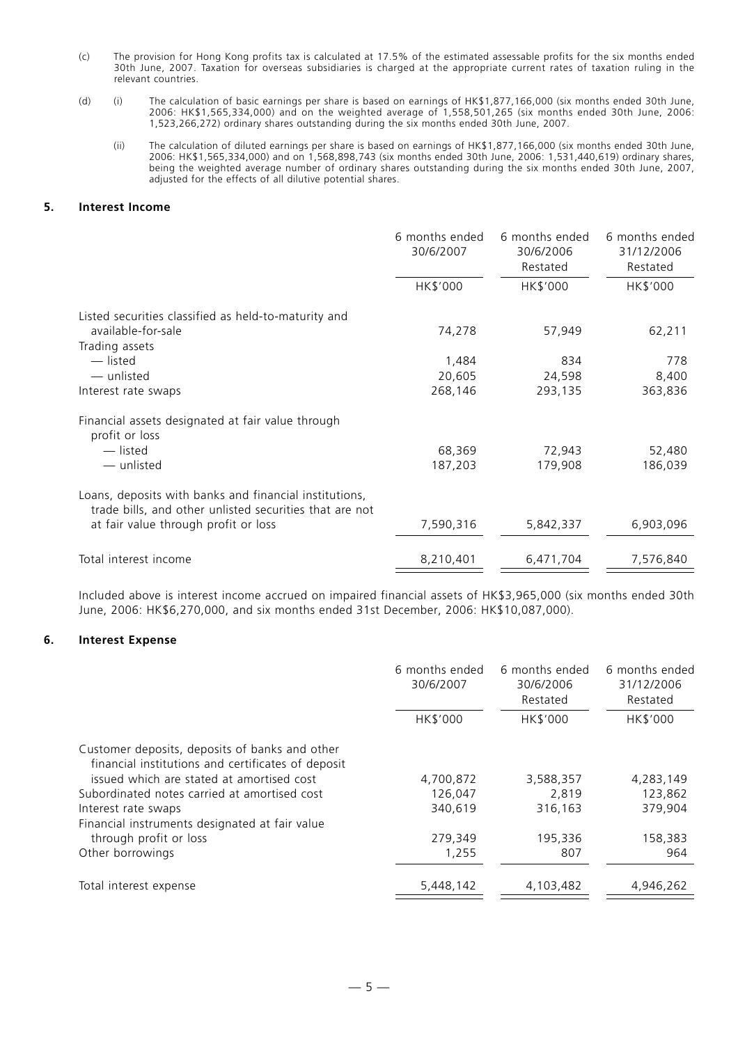(c) The provision for Hong Kong profits tax is calculated at 17.5% of the estimated assessable profits for the six months ended 30th June, 2007. Taxation for overseas subsidiaries is charged at the appropriate current rates of taxation ruling in the relevant countries.

(d) (i) The calculation of basic earnings per share is based on earnings of HK$1,877,166,000 (six months ended 30th June, 2006: HK$1,565,334,000) and on the weighted average of 1,558,501,265 (six months ended 30th June, 2006: 1,523,266,272) ordinary shares outstanding during the six months ended 30th June, 2007.

(ii) The calculation of diluted earnings per share is based on earnings of HK$1,877,166,000 (six months ended 30th June, 2006: HK$1,565,334,000) and on 1,568,898,743 (six months ended 30th June, 2006: 1,531,440,619) ordinary shares, being the weighted average number of ordinary shares outstanding during the six months ended 30th June, 2007, adjusted for the effects of all dilutive potential shares.

## 5. Interest Income

| | 6 months ended 30/6/2007 | 6 months ended 30/6/2006 Restated | 6 months ended 31/12/2006 Restated |
|---|---|---|---|
| | HK$'000 | HK$'000 | HK$'000 |
| Listed securities classified as held-to-maturity and available-for-sale | 74,278 | 57,949 | 62,211 |
| Trading assets | | | |
| — listed | 1,484 | 834 | 778 |
| — unlisted | 20,605 | 24,598 | 8,400 |
| Interest rate swaps | 268,146 | 293,135 | 363,836 |
| Financial assets designated at fair value through profit or loss | | | |
| — listed | 68,369 | 72,943 | 52,480 |
| — unlisted | 187,203 | 179,908 | 186,039 |
| Loans, deposits with banks and financial institutions, trade bills, and other unlisted securities that are not at fair value through profit or loss | 7,590,316 | 5,842,337 | 6,903,096 |
| Total interest income | 8,210,401 | 6,471,704 | 7,576,840 |

Included above is interest income accrued on impaired financial assets of HK$3,965,000 (six months ended 30th June, 2006: HK$6,270,000, and six months ended 31st December, 2006: HK$10,087,000).

## 6. Interest Expense

| | 6 months ended 30/6/2007 | 6 months ended 30/6/2006 Restated | 6 months ended 31/12/2006 Restated |
|---|---|---|---|
| | HK$'000 | HK$'000 | HK$'000 |
| Customer deposits, deposits of banks and other financial institutions and certificates of deposit issued which are stated at amortised cost | 4,700,872 | 3,588,357 | 4,283,149 |
| Subordinated notes carried at amortised cost | 126,047 | 2,819 | 123,862 |
| Interest rate swaps | 340,619 | 316,163 | 379,904 |
| Financial instruments designated at fair value through profit or loss | 279,349 | 195,336 | 158,383 |
| Other borrowings | 1,255 | 807 | 964 |
| Total interest expense | 5,448,142 | 4,103,482 | 4,946,262 |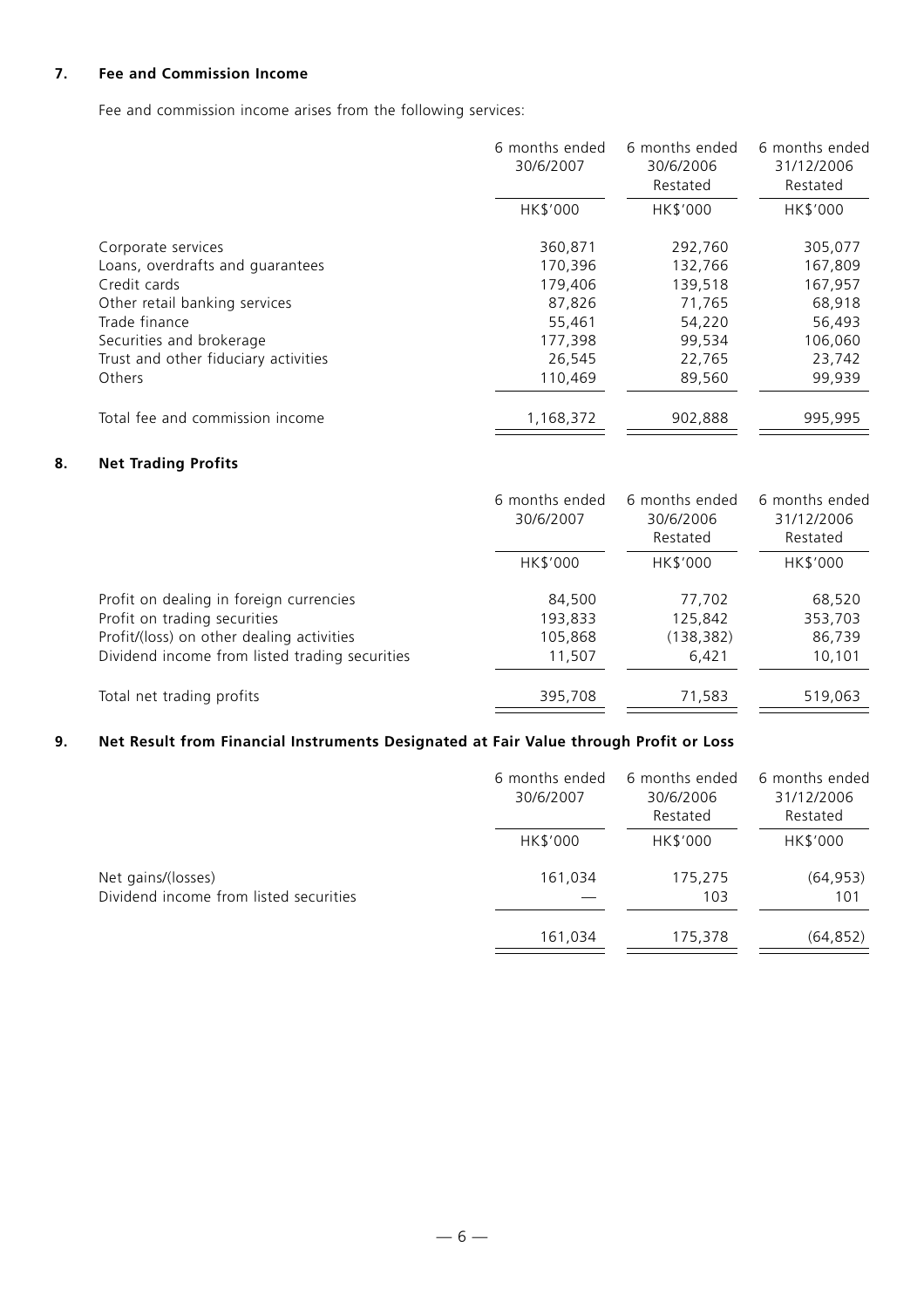## 7. Fee and Commission Income

Fee and commission income arises from the following services:

| | 6 months ended 30/6/2007 | 6 months ended 30/6/2006 Restated | 6 months ended 31/12/2006 Restated |
|---|---|---|---|
| | HK$'000 | HK$'000 | HK$'000 |
| Corporate services | 360,871 | 292,760 | 305,077 |
| Loans, overdrafts and guarantees | 170,396 | 132,766 | 167,809 |
| Credit cards | 179,406 | 139,518 | 167,957 |
| Other retail banking services | 87,826 | 71,765 | 68,918 |
| Trade finance | 55,461 | 54,220 | 56,493 |
| Securities and brokerage | 177,398 | 99,534 | 106,060 |
| Trust and other fiduciary activities | 26,545 | 22,765 | 23,742 |
| Others | 110,469 | 89,560 | 99,939 |
| Total fee and commission income | 1,168,372 | 902,888 | 995,995 |

## 8. Net Trading Profits

| | 6 months ended 30/6/2007 | 6 months ended 30/6/2006 Restated | 6 months ended 31/12/2006 Restated |
|---|---|---|---|
| | HK$'000 | HK$'000 | HK$'000 |
| Profit on dealing in foreign currencies | 84,500 | 77,702 | 68,520 |
| Profit on trading securities | 193,833 | 125,842 | 353,703 |
| Profit/(loss) on other dealing activities | 105,868 | (138,382) | 86,739 |
| Dividend income from listed trading securities | 11,507 | 6,421 | 10,101 |
| Total net trading profits | 395,708 | 71,583 | 519,063 |

## 9. Net Result from Financial Instruments Designated at Fair Value through Profit or Loss

| | 6 months ended 30/6/2007 | 6 months ended 30/6/2006 Restated | 6 months ended 31/12/2006 Restated |
|---|---|---|---|
| | HK$'000 | HK$'000 | HK$'000 |
| Net gains/(losses) | 161,034 | 175,275 | (64,953) |
| Dividend income from listed securities | — | 103 | 101 |
| | 161,034 | 175,378 | (64,852) |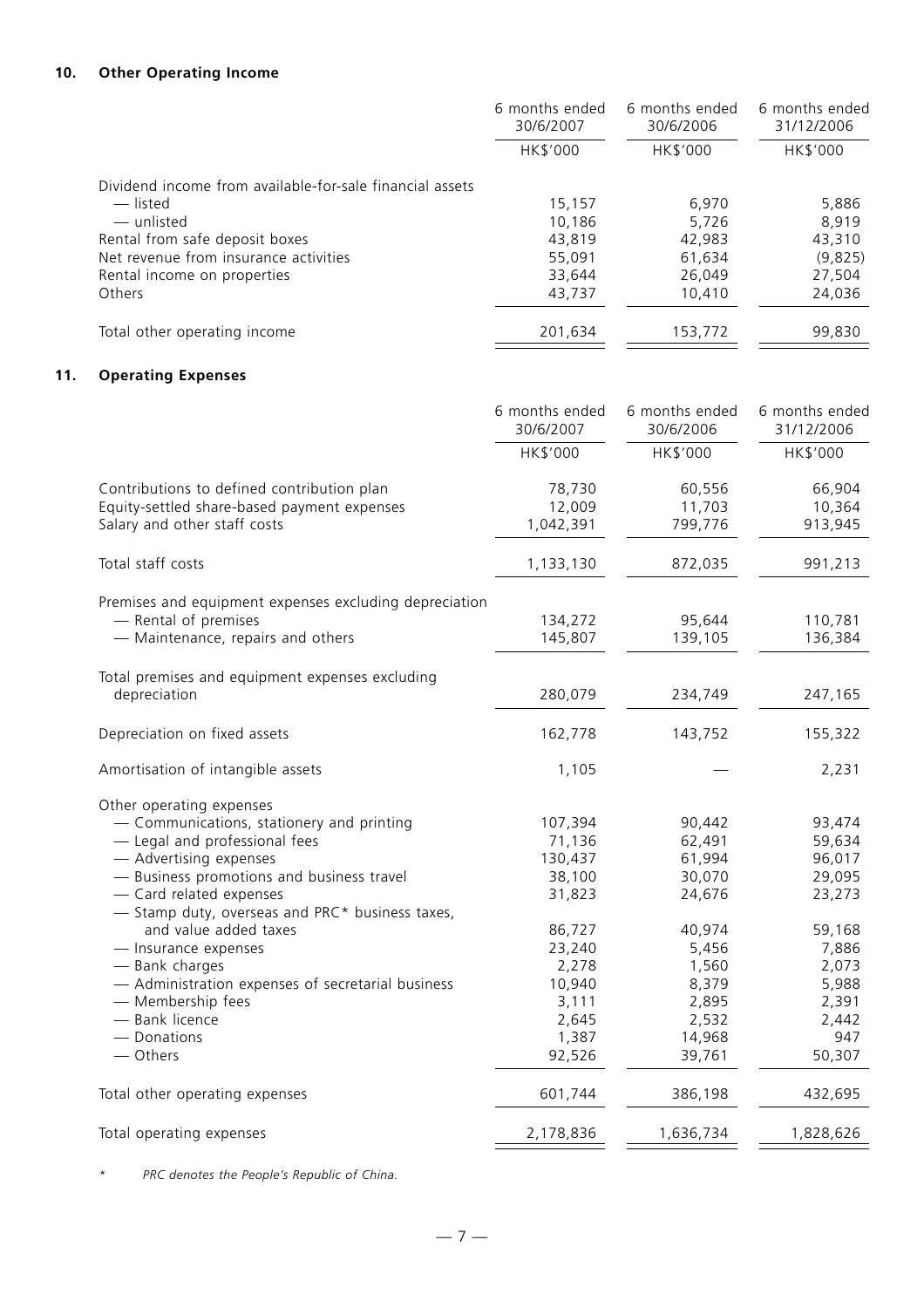## 10. Other Operating Income

| | 6 months ended 30/6/2007 | 6 months ended 30/6/2006 | 6 months ended 31/12/2006 |
|---|---|---|---|
| | HK$'000 | HK$'000 | HK$'000 |
| Dividend income from available-for-sale financial assets | | | |
| — listed | 15,157 | 6,970 | 5,886 |
| — unlisted | 10,186 | 5,726 | 8,919 |
| Rental from safe deposit boxes | 43,819 | 42,983 | 43,310 |
| Net revenue from insurance activities | 55,091 | 61,634 | (9,825) |
| Rental income on properties | 33,644 | 26,049 | 27,504 |
| Others | 43,737 | 10,410 | 24,036 |
| Total other operating income | 201,634 | 153,772 | 99,830 |

## 11. Operating Expenses

| | 6 months ended 30/6/2007 | 6 months ended 30/6/2006 | 6 months ended 31/12/2006 |
|---|---|---|---|
| | HK$'000 | HK$'000 | HK$'000 |
| Contributions to defined contribution plan | 78,730 | 60,556 | 66,904 |
| Equity-settled share-based payment expenses | 12,009 | 11,703 | 10,364 |
| Salary and other staff costs | 1,042,391 | 799,776 | 913,945 |
| Total staff costs | 1,133,130 | 872,035 | 991,213 |
| Premises and equipment expenses excluding depreciation | | | |
| — Rental of premises | 134,272 | 95,644 | 110,781 |
| — Maintenance, repairs and others | 145,807 | 139,105 | 136,384 |
| Total premises and equipment expenses excluding depreciation | 280,079 | 234,749 | 247,165 |
| Depreciation on fixed assets | 162,778 | 143,752 | 155,322 |
| Amortisation of intangible assets | 1,105 | — | 2,231 |
| Other operating expenses | | | |
| — Communications, stationery and printing | 107,394 | 90,442 | 93,474 |
| — Legal and professional fees | 71,136 | 62,491 | 59,634 |
| — Advertising expenses | 130,437 | 61,994 | 96,017 |
| — Business promotions and business travel | 38,100 | 30,070 | 29,095 |
| — Card related expenses | 31,823 | 24,676 | 23,273 |
| — Stamp duty, overseas and PRC* business taxes, and value added taxes | 86,727 | 40,974 | 59,168 |
| — Insurance expenses | 23,240 | 5,456 | 7,886 |
| — Bank charges | 2,278 | 1,560 | 2,073 |
| — Administration expenses of secretarial business | 10,940 | 8,379 | 5,988 |
| — Membership fees | 3,111 | 2,895 | 2,391 |
| — Bank licence | 2,645 | 2,532 | 2,442 |
| — Donations | 1,387 | 14,968 | 947 |
| — Others | 92,526 | 39,761 | 50,307 |
| Total other operating expenses | 601,744 | 386,198 | 432,695 |
| Total operating expenses | 2,178,836 | 1,636,734 | 1,828,626 |

\* *PRC denotes the People's Republic of China.*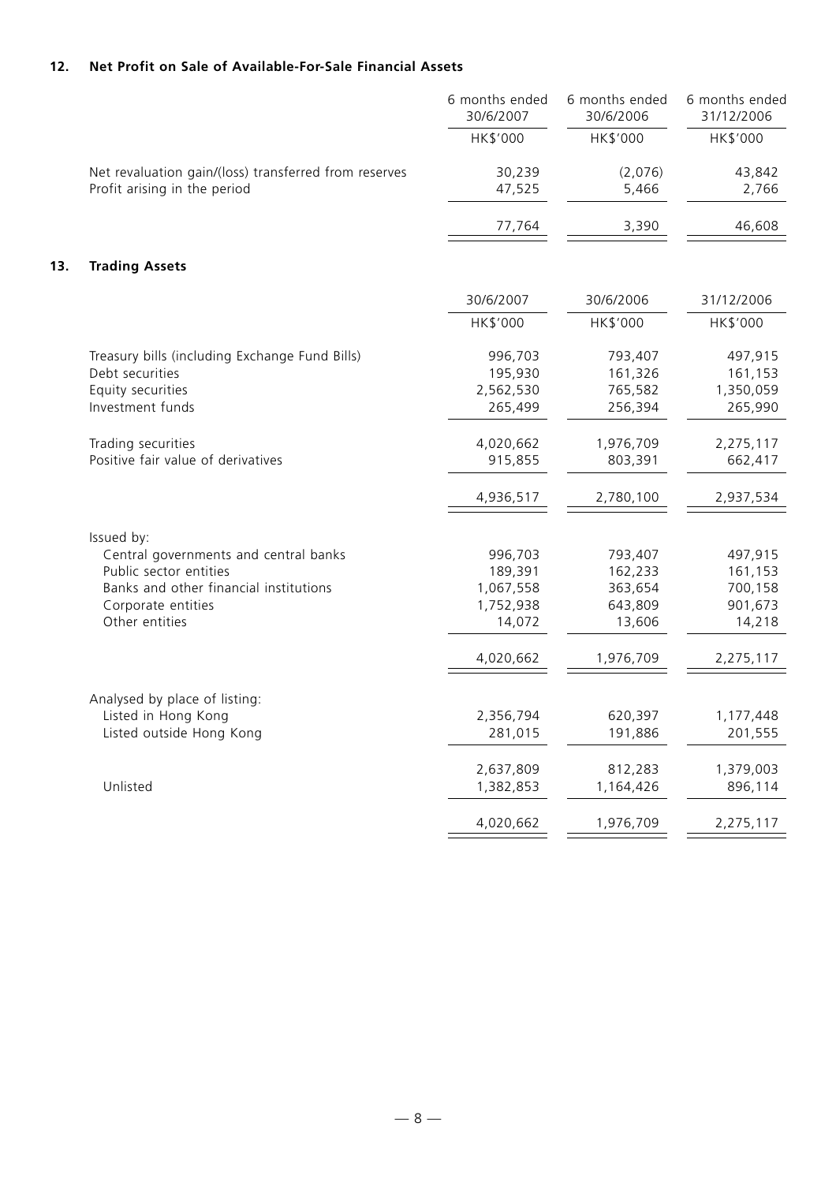## 12. Net Profit on Sale of Available-For-Sale Financial Assets

| | 6 months ended 30/6/2007 | 6 months ended 30/6/2006 | 6 months ended 31/12/2006 |
|---|---|---|---|
| | HK$'000 | HK$'000 | HK$'000 |
| Net revaluation gain/(loss) transferred from reserves | 30,239 | (2,076) | 43,842 |
| Profit arising in the period | 47,525 | 5,466 | 2,766 |
| | 77,764 | 3,390 | 46,608 |

## 13. Trading Assets

| | 30/6/2007 | 30/6/2006 | 31/12/2006 |
|---|---|---|---|
| | HK$'000 | HK$'000 | HK$'000 |
| Treasury bills (including Exchange Fund Bills) | 996,703 | 793,407 | 497,915 |
| Debt securities | 195,930 | 161,326 | 161,153 |
| Equity securities | 2,562,530 | 765,582 | 1,350,059 |
| Investment funds | 265,499 | 256,394 | 265,990 |
| Trading securities | 4,020,662 | 1,976,709 | 2,275,117 |
| Positive fair value of derivatives | 915,855 | 803,391 | 662,417 |
| | 4,936,517 | 2,780,100 | 2,937,534 |
| Issued by: | | | |
| Central governments and central banks | 996,703 | 793,407 | 497,915 |
| Public sector entities | 189,391 | 162,233 | 161,153 |
| Banks and other financial institutions | 1,067,558 | 363,654 | 700,158 |
| Corporate entities | 1,752,938 | 643,809 | 901,673 |
| Other entities | 14,072 | 13,606 | 14,218 |
| | 4,020,662 | 1,976,709 | 2,275,117 |
| Analysed by place of listing: | | | |
| Listed in Hong Kong | 2,356,794 | 620,397 | 1,177,448 |
| Listed outside Hong Kong | 281,015 | 191,886 | 201,555 |
| | 2,637,809 | 812,283 | 1,379,003 |
| Unlisted | 1,382,853 | 1,164,426 | 896,114 |
| | 4,020,662 | 1,976,709 | 2,275,117 |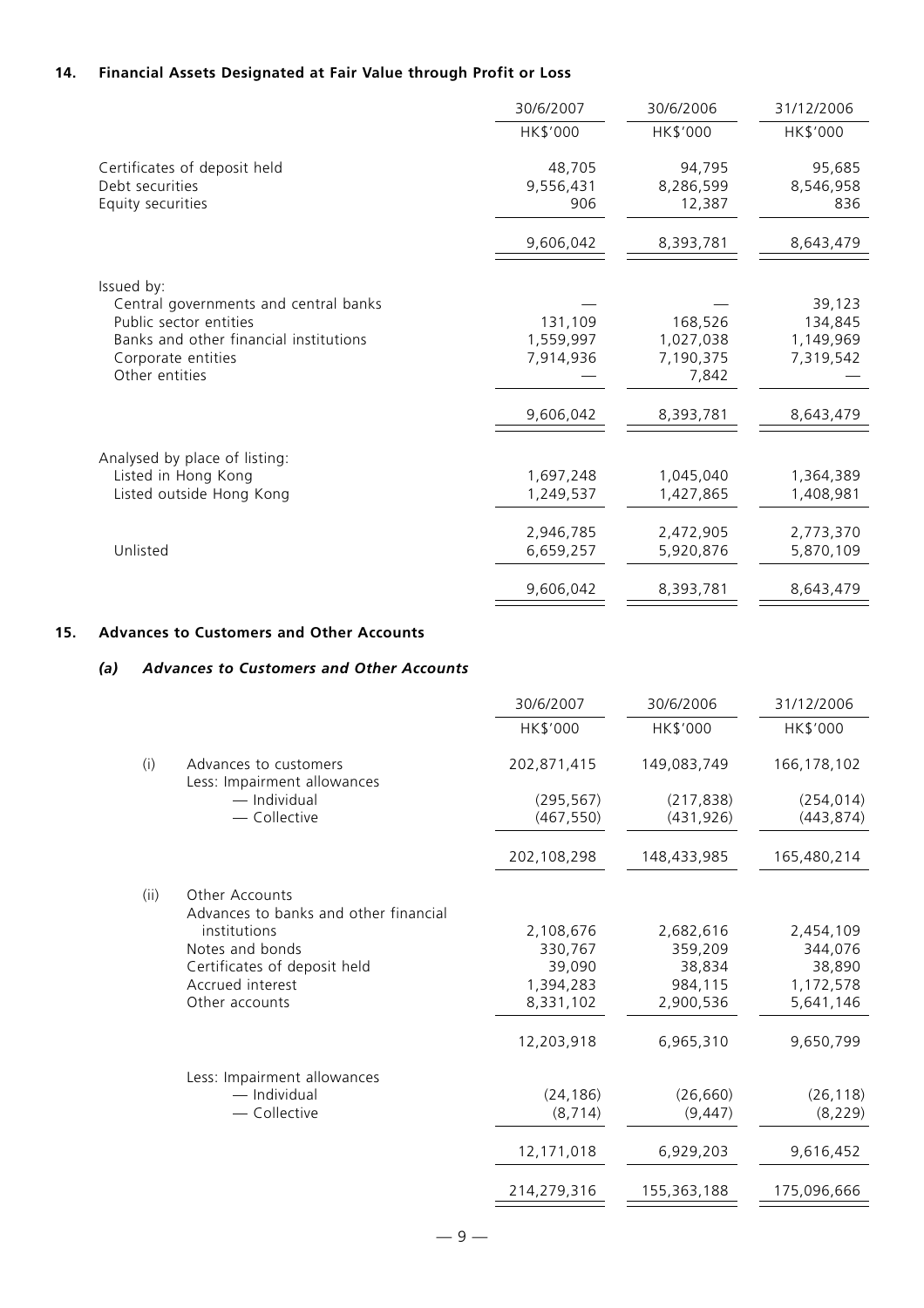### 14. Financial Assets Designated at Fair Value through Profit or Loss

| | 30/6/2007 | 30/6/2006 | 31/12/2006 |
|---|---|---|---|
| | HK$'000 | HK$'000 | HK$'000 |
| Certificates of deposit held | 48,705 | 94,795 | 95,685 |
| Debt securities | 9,556,431 | 8,286,599 | 8,546,958 |
| Equity securities | 906 | 12,387 | 836 |
| | 9,606,042 | 8,393,781 | 8,643,479 |
| Issued by: | | | |
| Central governments and central banks | — | — | 39,123 |
| Public sector entities | 131,109 | 168,526 | 134,845 |
| Banks and other financial institutions | 1,559,997 | 1,027,038 | 1,149,969 |
| Corporate entities | 7,914,936 | 7,190,375 | 7,319,542 |
| Other entities | — | 7,842 | — |
| | 9,606,042 | 8,393,781 | 8,643,479 |
| Analysed by place of listing: | | | |
| Listed in Hong Kong | 1,697,248 | 1,045,040 | 1,364,389 |
| Listed outside Hong Kong | 1,249,537 | 1,427,865 | 1,408,981 |
| | 2,946,785 | 2,472,905 | 2,773,370 |
| Unlisted | 6,659,257 | 5,920,876 | 5,870,109 |
| | 9,606,042 | 8,393,781 | 8,643,479 |

### 15. Advances to Customers and Other Accounts

#### *(a) Advances to Customers and Other Accounts*

| | | 30/6/2007 | 30/6/2006 | 31/12/2006 |
|---|---|---|---|---|
| | | HK$'000 | HK$'000 | HK$'000 |
| (i) | Advances to customers | 202,871,415 | 149,083,749 | 166,178,102 |
| | Less: Impairment allowances | | | |
| | — Individual | (295,567) | (217,838) | (254,014) |
| | — Collective | (467,550) | (431,926) | (443,874) |
| | | 202,108,298 | 148,433,985 | 165,480,214 |
| (ii) | Other Accounts | | | |
| | Advances to banks and other financial institutions | 2,108,676 | 2,682,616 | 2,454,109 |
| | Notes and bonds | 330,767 | 359,209 | 344,076 |
| | Certificates of deposit held | 39,090 | 38,834 | 38,890 |
| | Accrued interest | 1,394,283 | 984,115 | 1,172,578 |
| | Other accounts | 8,331,102 | 2,900,536 | 5,641,146 |
| | | 12,203,918 | 6,965,310 | 9,650,799 |
| | Less: Impairment allowances | | | |
| | — Individual | (24,186) | (26,660) | (26,118) |
| | — Collective | (8,714) | (9,447) | (8,229) |
| | | 12,171,018 | 6,929,203 | 9,616,452 |
| | | 214,279,316 | 155,363,188 | 175,096,666 |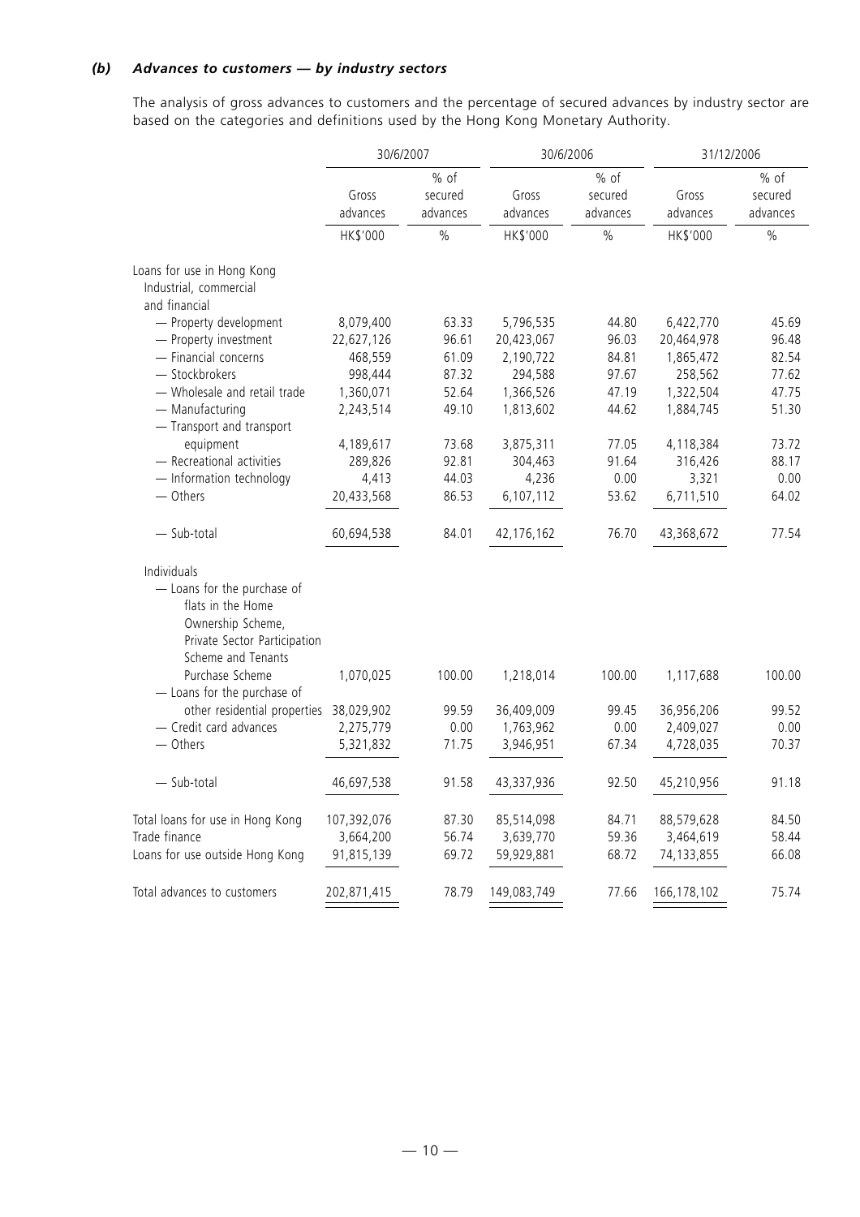### *(b) Advances to customers — by industry sectors*

The analysis of gross advances to customers and the percentage of secured advances by industry sector are based on the categories and definitions used by the Hong Kong Monetary Authority.

| | 30/6/2007 | | 30/6/2006 | | 31/12/2006 | |
|---|---|---|---|---|---|---|
| | Gross advances | % of secured advances | Gross advances | % of secured advances | Gross advances | % of secured advances |
| | HK$'000 | % | HK$'000 | % | HK$'000 | % |
| Loans for use in Hong Kong | | | | | | |
| Industrial, commercial and financial | | | | | | |
| — Property development | 8,079,400 | 63.33 | 5,796,535 | 44.80 | 6,422,770 | 45.69 |
| — Property investment | 22,627,126 | 96.61 | 20,423,067 | 96.03 | 20,464,978 | 96.48 |
| — Financial concerns | 468,559 | 61.09 | 2,190,722 | 84.81 | 1,865,472 | 82.54 |
| — Stockbrokers | 998,444 | 87.32 | 294,588 | 97.67 | 258,562 | 77.62 |
| — Wholesale and retail trade | 1,360,071 | 52.64 | 1,366,526 | 47.19 | 1,322,504 | 47.75 |
| — Manufacturing | 2,243,514 | 49.10 | 1,813,602 | 44.62 | 1,884,745 | 51.30 |
| — Transport and transport equipment | 4,189,617 | 73.68 | 3,875,311 | 77.05 | 4,118,384 | 73.72 |
| — Recreational activities | 289,826 | 92.81 | 304,463 | 91.64 | 316,426 | 88.17 |
| — Information technology | 4,413 | 44.03 | 4,236 | 0.00 | 3,321 | 0.00 |
| — Others | 20,433,568 | 86.53 | 6,107,112 | 53.62 | 6,711,510 | 64.02 |
| — Sub-total | 60,694,538 | 84.01 | 42,176,162 | 76.70 | 43,368,672 | 77.54 |
| Individuals | | | | | | |
| — Loans for the purchase of flats in the Home Ownership Scheme, Private Sector Participation Scheme and Tenants Purchase Scheme | 1,070,025 | 100.00 | 1,218,014 | 100.00 | 1,117,688 | 100.00 |
| — Loans for the purchase of other residential properties | 38,029,902 | 99.59 | 36,409,009 | 99.45 | 36,956,206 | 99.52 |
| — Credit card advances | 2,275,779 | 0.00 | 1,763,962 | 0.00 | 2,409,027 | 0.00 |
| — Others | 5,321,832 | 71.75 | 3,946,951 | 67.34 | 4,728,035 | 70.37 |
| — Sub-total | 46,697,538 | 91.58 | 43,337,936 | 92.50 | 45,210,956 | 91.18 |
| Total loans for use in Hong Kong | 107,392,076 | 87.30 | 85,514,098 | 84.71 | 88,579,628 | 84.50 |
| Trade finance | 3,664,200 | 56.74 | 3,639,770 | 59.36 | 3,464,619 | 58.44 |
| Loans for use outside Hong Kong | 91,815,139 | 69.72 | 59,929,881 | 68.72 | 74,133,855 | 66.08 |
| Total advances to customers | 202,871,415 | 78.79 | 149,083,749 | 77.66 | 166,178,102 | 75.74 |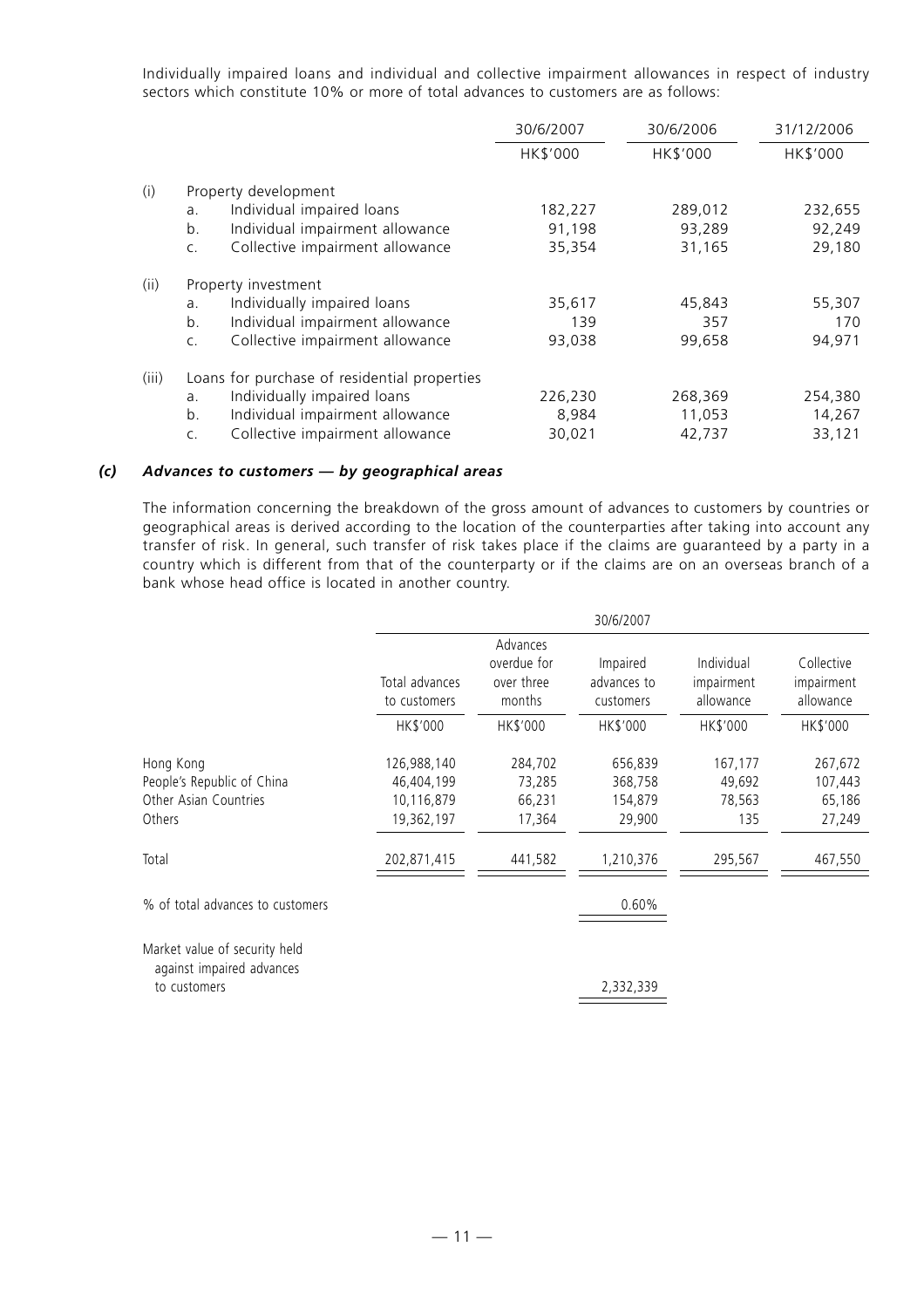Individually impaired loans and individual and collective impairment allowances in respect of industry sectors which constitute 10% or more of total advances to customers are as follows:

| | | 30/6/2007 | 30/6/2006 | 31/12/2006 |
|---|---|---|---|---|
| | | HK$'000 | HK$'000 | HK$'000 |
| (i) | Property development | | | |
| | a. Individual impaired loans | 182,227 | 289,012 | 232,655 |
| | b. Individual impairment allowance | 91,198 | 93,289 | 92,249 |
| | c. Collective impairment allowance | 35,354 | 31,165 | 29,180 |
| (ii) | Property investment | | | |
| | a. Individually impaired loans | 35,617 | 45,843 | 55,307 |
| | b. Individual impairment allowance | 139 | 357 | 170 |
| | c. Collective impairment allowance | 93,038 | 99,658 | 94,971 |
| (iii) | Loans for purchase of residential properties | | | |
| | a. Individually impaired loans | 226,230 | 268,369 | 254,380 |
| | b. Individual impairment allowance | 8,984 | 11,053 | 14,267 |
| | c. Collective impairment allowance | 30,021 | 42,737 | 33,121 |

### *(c) Advances to customers — by geographical areas*

The information concerning the breakdown of the gross amount of advances to customers by countries or geographical areas is derived according to the location of the counterparties after taking into account any transfer of risk. In general, such transfer of risk takes place if the claims are guaranteed by a party in a country which is different from that of the counterparty or if the claims are on an overseas branch of a bank whose head office is located in another country.

| | 30/6/2007 | | | | |
|---|---|---|---|---|---|
| | Total advances to customers | Advances overdue for over three months | Impaired advances to customers | Individual impairment allowance | Collective impairment allowance |
| | HK$'000 | HK$'000 | HK$'000 | HK$'000 | HK$'000 |
| Hong Kong | 126,988,140 | 284,702 | 656,839 | 167,177 | 267,672 |
| People's Republic of China | 46,404,199 | 73,285 | 368,758 | 49,692 | 107,443 |
| Other Asian Countries | 10,116,879 | 66,231 | 154,879 | 78,563 | 65,186 |
| Others | 19,362,197 | 17,364 | 29,900 | 135 | 27,249 |
| Total | 202,871,415 | 441,582 | 1,210,376 | 295,567 | 467,550 |
| % of total advances to customers | | | 0.60% | | |
| Market value of security held against impaired advances to customers | | | 2,332,339 | | |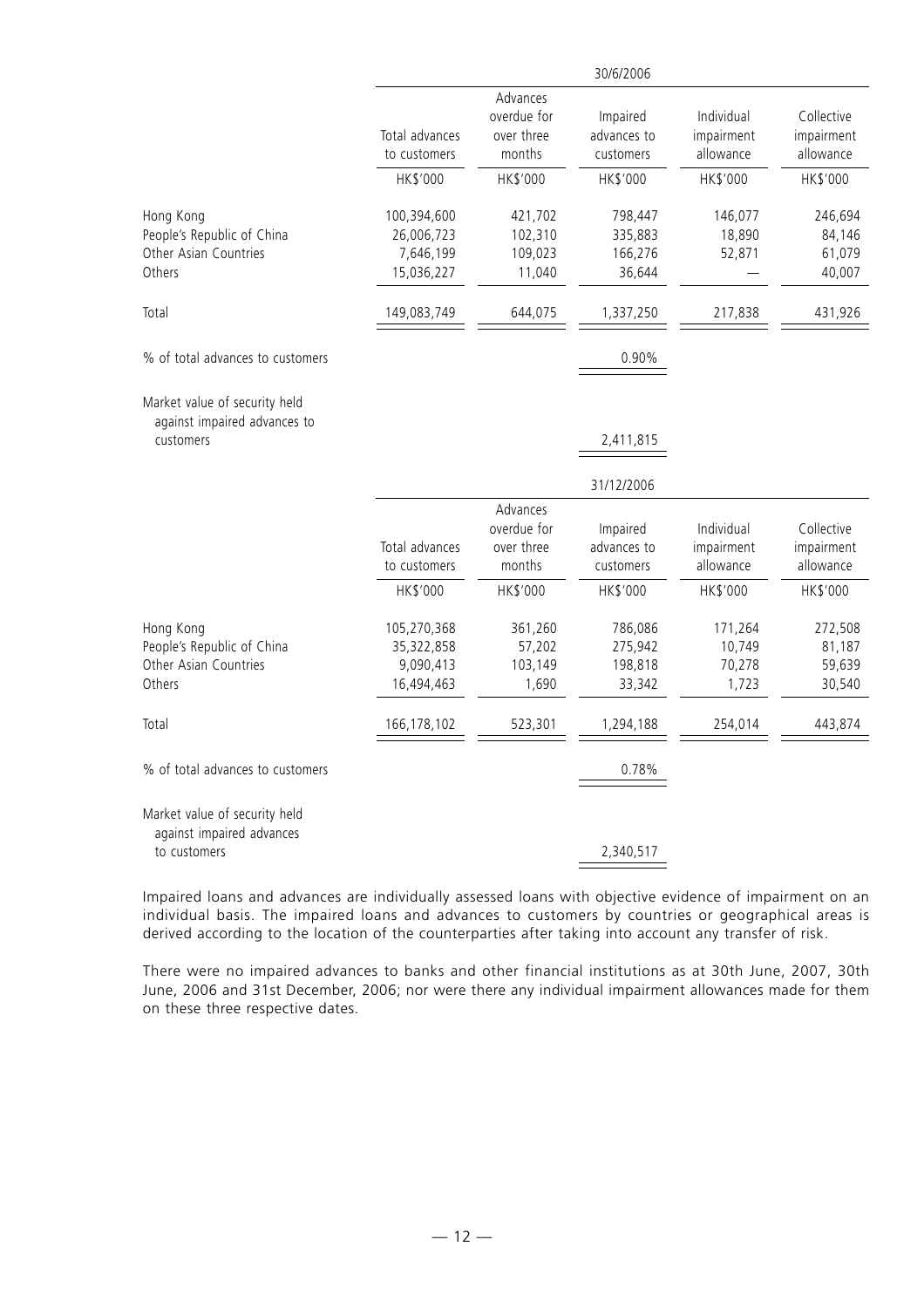| | 30/6/2006 | | | | |
|---|---|---|---|---|---|
| | Total advances to customers | Advances overdue for over three months | Impaired advances to customers | Individual impairment allowance | Collective impairment allowance |
| | HK$'000 | HK$'000 | HK$'000 | HK$'000 | HK$'000 |
| Hong Kong | 100,394,600 | 421,702 | 798,447 | 146,077 | 246,694 |
| People's Republic of China | 26,006,723 | 102,310 | 335,883 | 18,890 | 84,146 |
| Other Asian Countries | 7,646,199 | 109,023 | 166,276 | 52,871 | 61,079 |
| Others | 15,036,227 | 11,040 | 36,644 | — | 40,007 |
| Total | 149,083,749 | 644,075 | 1,337,250 | 217,838 | 431,926 |
| % of total advances to customers | | | 0.90% | | |
| Market value of security held against impaired advances to customers | | | 2,411,815 | | |

| | 31/12/2006 | | | | |
|---|---|---|---|---|---|
| | Total advances to customers | Advances overdue for over three months | Impaired advances to customers | Individual impairment allowance | Collective impairment allowance |
| | HK$'000 | HK$'000 | HK$'000 | HK$'000 | HK$'000 |
| Hong Kong | 105,270,368 | 361,260 | 786,086 | 171,264 | 272,508 |
| People's Republic of China | 35,322,858 | 57,202 | 275,942 | 10,749 | 81,187 |
| Other Asian Countries | 9,090,413 | 103,149 | 198,818 | 70,278 | 59,639 |
| Others | 16,494,463 | 1,690 | 33,342 | 1,723 | 30,540 |
| Total | 166,178,102 | 523,301 | 1,294,188 | 254,014 | 443,874 |
| % of total advances to customers | | | 0.78% | | |
| Market value of security held against impaired advances to customers | | | 2,340,517 | | |

Impaired loans and advances are individually assessed loans with objective evidence of impairment on an individual basis. The impaired loans and advances to customers by countries or geographical areas is derived according to the location of the counterparties after taking into account any transfer of risk.

There were no impaired advances to banks and other financial institutions as at 30th June, 2007, 30th June, 2006 and 31st December, 2006; nor were there any individual impairment allowances made for them on these three respective dates.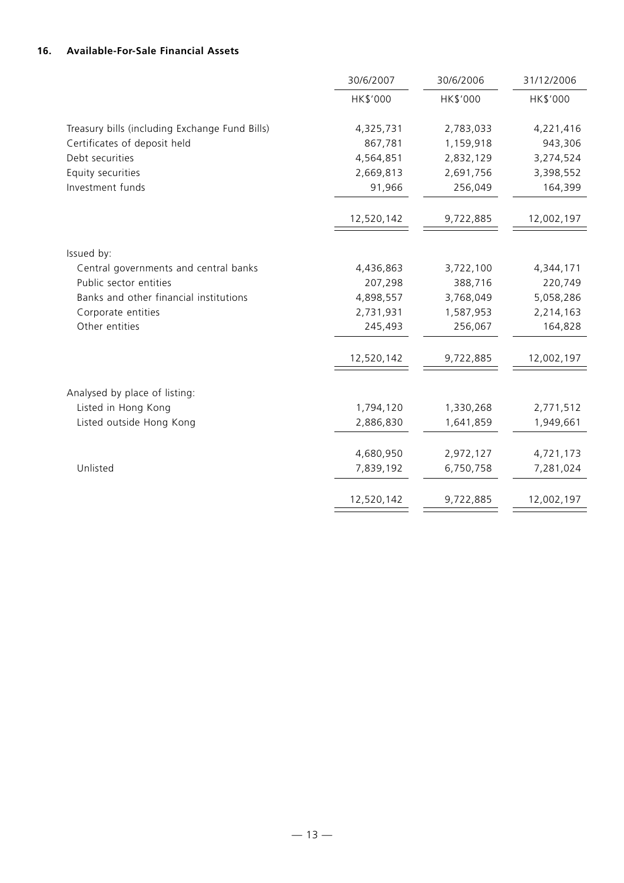### 16. Available-For-Sale Financial Assets

| | 30/6/2007 | 30/6/2006 | 31/12/2006 |
|---|---|---|---|
| | HK$'000 | HK$'000 | HK$'000 |
| Treasury bills (including Exchange Fund Bills) | 4,325,731 | 2,783,033 | 4,221,416 |
| Certificates of deposit held | 867,781 | 1,159,918 | 943,306 |
| Debt securities | 4,564,851 | 2,832,129 | 3,274,524 |
| Equity securities | 2,669,813 | 2,691,756 | 3,398,552 |
| Investment funds | 91,966 | 256,049 | 164,399 |
| | 12,520,142 | 9,722,885 | 12,002,197 |
| Issued by: | | | |
| Central governments and central banks | 4,436,863 | 3,722,100 | 4,344,171 |
| Public sector entities | 207,298 | 388,716 | 220,749 |
| Banks and other financial institutions | 4,898,557 | 3,768,049 | 5,058,286 |
| Corporate entities | 2,731,931 | 1,587,953 | 2,214,163 |
| Other entities | 245,493 | 256,067 | 164,828 |
| | 12,520,142 | 9,722,885 | 12,002,197 |
| Analysed by place of listing: | | | |
| Listed in Hong Kong | 1,794,120 | 1,330,268 | 2,771,512 |
| Listed outside Hong Kong | 2,886,830 | 1,641,859 | 1,949,661 |
| | 4,680,950 | 2,972,127 | 4,721,173 |
| Unlisted | 7,839,192 | 6,750,758 | 7,281,024 |
| | 12,520,142 | 9,722,885 | 12,002,197 |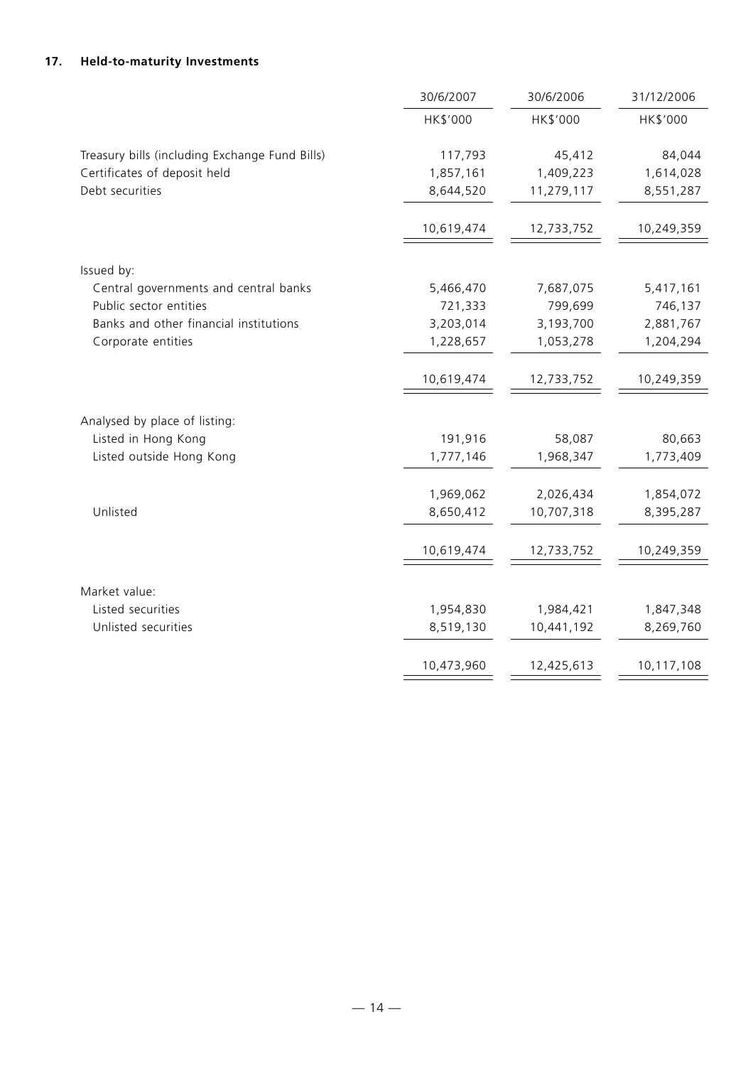## 17. Held-to-maturity Investments

| | 30/6/2007 | 30/6/2006 | 31/12/2006 |
|---|---|---|---|
| | HK$'000 | HK$'000 | HK$'000 |
| Treasury bills (including Exchange Fund Bills) | 117,793 | 45,412 | 84,044 |
| Certificates of deposit held | 1,857,161 | 1,409,223 | 1,614,028 |
| Debt securities | 8,644,520 | 11,279,117 | 8,551,287 |
| | 10,619,474 | 12,733,752 | 10,249,359 |
| Issued by: | | | |
| Central governments and central banks | 5,466,470 | 7,687,075 | 5,417,161 |
| Public sector entities | 721,333 | 799,699 | 746,137 |
| Banks and other financial institutions | 3,203,014 | 3,193,700 | 2,881,767 |
| Corporate entities | 1,228,657 | 1,053,278 | 1,204,294 |
| | 10,619,474 | 12,733,752 | 10,249,359 |
| Analysed by place of listing: | | | |
| Listed in Hong Kong | 191,916 | 58,087 | 80,663 |
| Listed outside Hong Kong | 1,777,146 | 1,968,347 | 1,773,409 |
| | 1,969,062 | 2,026,434 | 1,854,072 |
| Unlisted | 8,650,412 | 10,707,318 | 8,395,287 |
| | 10,619,474 | 12,733,752 | 10,249,359 |
| Market value: | | | |
| Listed securities | 1,954,830 | 1,984,421 | 1,847,348 |
| Unlisted securities | 8,519,130 | 10,441,192 | 8,269,760 |
| | 10,473,960 | 12,425,613 | 10,117,108 |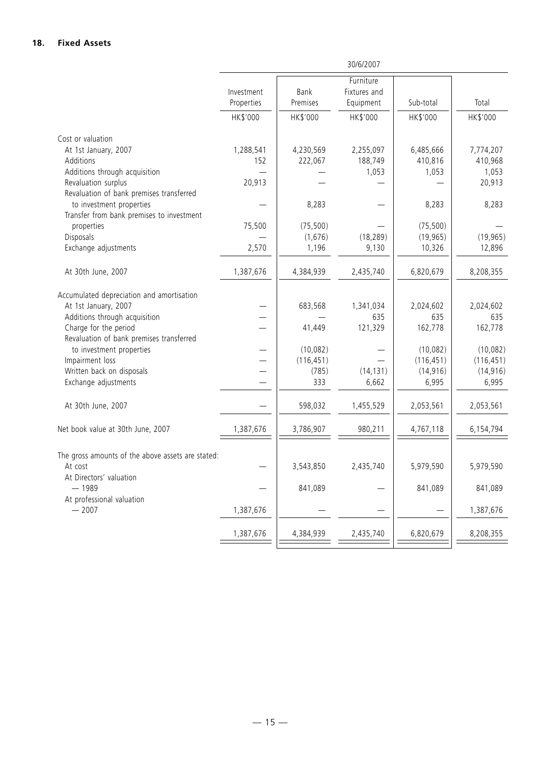## 18. Fixed Assets

| | 30/6/2007 | | | | |
|---|---|---|---|---|---|
| | Investment Properties | Bank Premises | Furniture Fixtures and Equipment | Sub-total | Total |
| | HK$'000 | HK$'000 | HK$'000 | HK$'000 | HK$'000 |
| **Cost or valuation** | | | | | |
| At 1st January, 2007 | 1,288,541 | 4,230,569 | 2,255,097 | 6,485,666 | 7,774,207 |
| Additions | 152 | 222,067 | 188,749 | 410,816 | 410,968 |
| Additions through acquisition | — | — | 1,053 | 1,053 | 1,053 |
| Revaluation surplus | 20,913 | — | — | — | 20,913 |
| Revaluation of bank premises transferred to investment properties | — | 8,283 | — | 8,283 | 8,283 |
| Transfer from bank premises to investment properties | 75,500 | (75,500) | — | (75,500) | — |
| Disposals | — | (1,676) | (18,289) | (19,965) | (19,965) |
| Exchange adjustments | 2,570 | 1,196 | 9,130 | 10,326 | 12,896 |
| At 30th June, 2007 | 1,387,676 | 4,384,939 | 2,435,740 | 6,820,679 | 8,208,355 |
| **Accumulated depreciation and amortisation** | | | | | |
| At 1st January, 2007 | — | 683,568 | 1,341,034 | 2,024,602 | 2,024,602 |
| Additions through acquisition | — | — | 635 | 635 | 635 |
| Charge for the period | — | 41,449 | 121,329 | 162,778 | 162,778 |
| Revaluation of bank premises transferred to investment properties | — | (10,082) | — | (10,082) | (10,082) |
| Impairment loss | — | (116,451) | — | (116,451) | (116,451) |
| Written back on disposals | — | (785) | (14,131) | (14,916) | (14,916) |
| Exchange adjustments | — | 333 | 6,662 | 6,995 | 6,995 |
| At 30th June, 2007 | — | 598,032 | 1,455,529 | 2,053,561 | 2,053,561 |
| Net book value at 30th June, 2007 | 1,387,676 | 3,786,907 | 980,211 | 4,767,118 | 6,154,794 |
| **The gross amounts of the above assets are stated:** | | | | | |
| At cost | — | 3,543,850 | 2,435,740 | 5,979,590 | 5,979,590 |
| At Directors' valuation — 1989 | — | 841,089 | — | 841,089 | 841,089 |
| At professional valuation — 2007 | 1,387,676 | — | — | — | 1,387,676 |
| | 1,387,676 | 4,384,939 | 2,435,740 | 6,820,679 | 8,208,355 |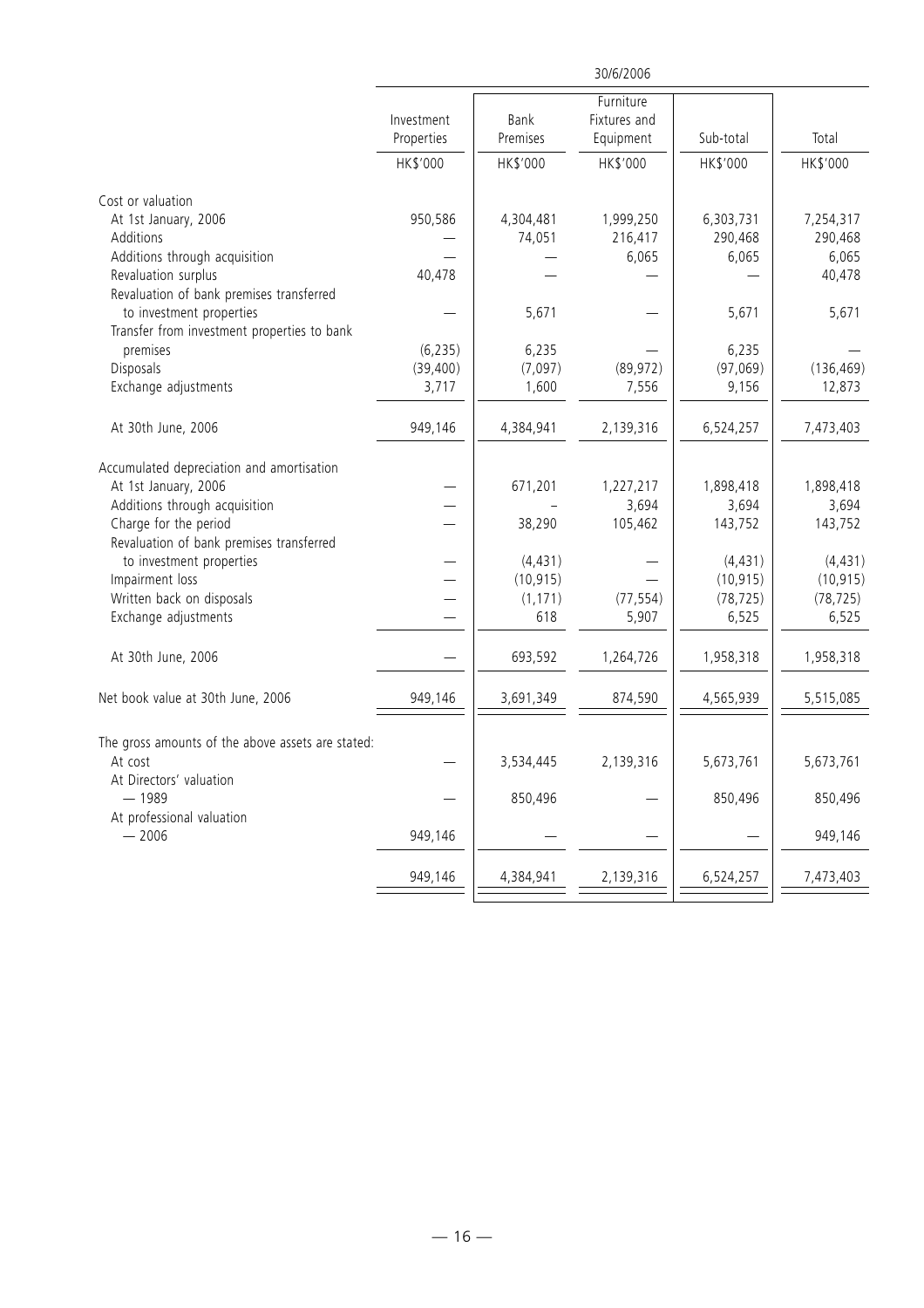| | 30/6/2006 | | | | |
|---|---|---|---|---|---|
| | Investment Properties | Bank Premises | Furniture Fixtures and Equipment | Sub-total | Total |
| | HK$'000 | HK$'000 | HK$'000 | HK$'000 | HK$'000 |
| **Cost or valuation** | | | | | |
| At 1st January, 2006 | 950,586 | 4,304,481 | 1,999,250 | 6,303,731 | 7,254,317 |
| Additions | — | 74,051 | 216,417 | 290,468 | 290,468 |
| Additions through acquisition | — | — | 6,065 | 6,065 | 6,065 |
| Revaluation surplus | 40,478 | — | — | — | 40,478 |
| Revaluation of bank premises transferred to investment properties | — | 5,671 | — | 5,671 | 5,671 |
| Transfer from investment properties to bank premises | (6,235) | 6,235 | — | 6,235 | — |
| Disposals | (39,400) | (7,097) | (89,972) | (97,069) | (136,469) |
| Exchange adjustments | 3,717 | 1,600 | 7,556 | 9,156 | 12,873 |
| At 30th June, 2006 | 949,146 | 4,384,941 | 2,139,316 | 6,524,257 | 7,473,403 |
| **Accumulated depreciation and amortisation** | | | | | |
| At 1st January, 2006 | — | 671,201 | 1,227,217 | 1,898,418 | 1,898,418 |
| Additions through acquisition | — | – | 3,694 | 3,694 | 3,694 |
| Charge for the period | — | 38,290 | 105,462 | 143,752 | 143,752 |
| Revaluation of bank premises transferred to investment properties | — | (4,431) | — | (4,431) | (4,431) |
| Impairment loss | — | (10,915) | — | (10,915) | (10,915) |
| Written back on disposals | — | (1,171) | (77,554) | (78,725) | (78,725) |
| Exchange adjustments | — | 618 | 5,907 | 6,525 | 6,525 |
| At 30th June, 2006 | — | 693,592 | 1,264,726 | 1,958,318 | 1,958,318 |
| Net book value at 30th June, 2006 | 949,146 | 3,691,349 | 874,590 | 4,565,939 | 5,515,085 |
| **The gross amounts of the above assets are stated:** | | | | | |
| At cost | — | 3,534,445 | 2,139,316 | 5,673,761 | 5,673,761 |
| At Directors' valuation — 1989 | — | 850,496 | — | 850,496 | 850,496 |
| At professional valuation — 2006 | 949,146 | — | — | — | 949,146 |
| | 949,146 | 4,384,941 | 2,139,316 | 6,524,257 | 7,473,403 |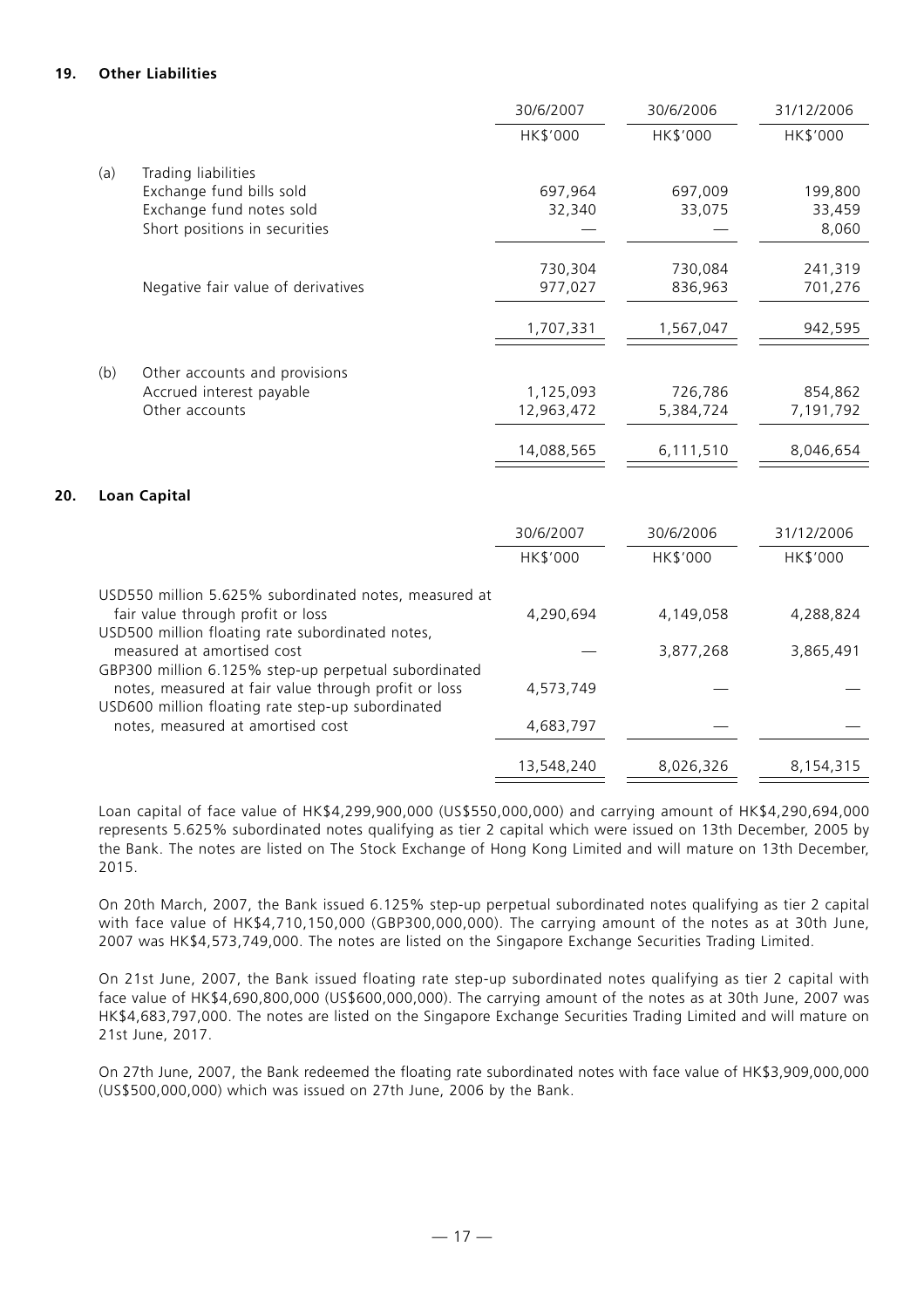## 19. Other Liabilities

| | | 30/6/2007 | 30/6/2006 | 31/12/2006 |
|---|---|---|---|---|
| | | HK$'000 | HK$'000 | HK$'000 |
| (a) | Trading liabilities | | | |
| | Exchange fund bills sold | 697,964 | 697,009 | 199,800 |
| | Exchange fund notes sold | 32,340 | 33,075 | 33,459 |
| | Short positions in securities | — | — | 8,060 |
| | | 730,304 | 730,084 | 241,319 |
| | Negative fair value of derivatives | 977,027 | 836,963 | 701,276 |
| | | 1,707,331 | 1,567,047 | 942,595 |
| (b) | Other accounts and provisions | | | |
| | Accrued interest payable | 1,125,093 | 726,786 | 854,862 |
| | Other accounts | 12,963,472 | 5,384,724 | 7,191,792 |
| | | 14,088,565 | 6,111,510 | 8,046,654 |

## 20. Loan Capital

| | 30/6/2007 | 30/6/2006 | 31/12/2006 |
|---|---|---|---|
| | HK$'000 | HK$'000 | HK$'000 |
| USD550 million 5.625% subordinated notes, measured at fair value through profit or loss | 4,290,694 | 4,149,058 | 4,288,824 |
| USD500 million floating rate subordinated notes, measured at amortised cost | — | 3,877,268 | 3,865,491 |
| GBP300 million 6.125% step-up perpetual subordinated notes, measured at fair value through profit or loss | 4,573,749 | — | — |
| USD600 million floating rate step-up subordinated notes, measured at amortised cost | 4,683,797 | — | — |
| | 13,548,240 | 8,026,326 | 8,154,315 |

Loan capital of face value of HK$4,299,900,000 (US$550,000,000) and carrying amount of HK$4,290,694,000 represents 5.625% subordinated notes qualifying as tier 2 capital which were issued on 13th December, 2005 by the Bank. The notes are listed on The Stock Exchange of Hong Kong Limited and will mature on 13th December, 2015.

On 20th March, 2007, the Bank issued 6.125% step-up perpetual subordinated notes qualifying as tier 2 capital with face value of HK$4,710,150,000 (GBP300,000,000). The carrying amount of the notes as at 30th June, 2007 was HK$4,573,749,000. The notes are listed on the Singapore Exchange Securities Trading Limited.

On 21st June, 2007, the Bank issued floating rate step-up subordinated notes qualifying as tier 2 capital with face value of HK$4,690,800,000 (US$600,000,000). The carrying amount of the notes as at 30th June, 2007 was HK$4,683,797,000. The notes are listed on the Singapore Exchange Securities Trading Limited and will mature on 21st June, 2017.

On 27th June, 2007, the Bank redeemed the floating rate subordinated notes with face value of HK$3,909,000,000 (US$500,000,000) which was issued on 27th June, 2006 by the Bank.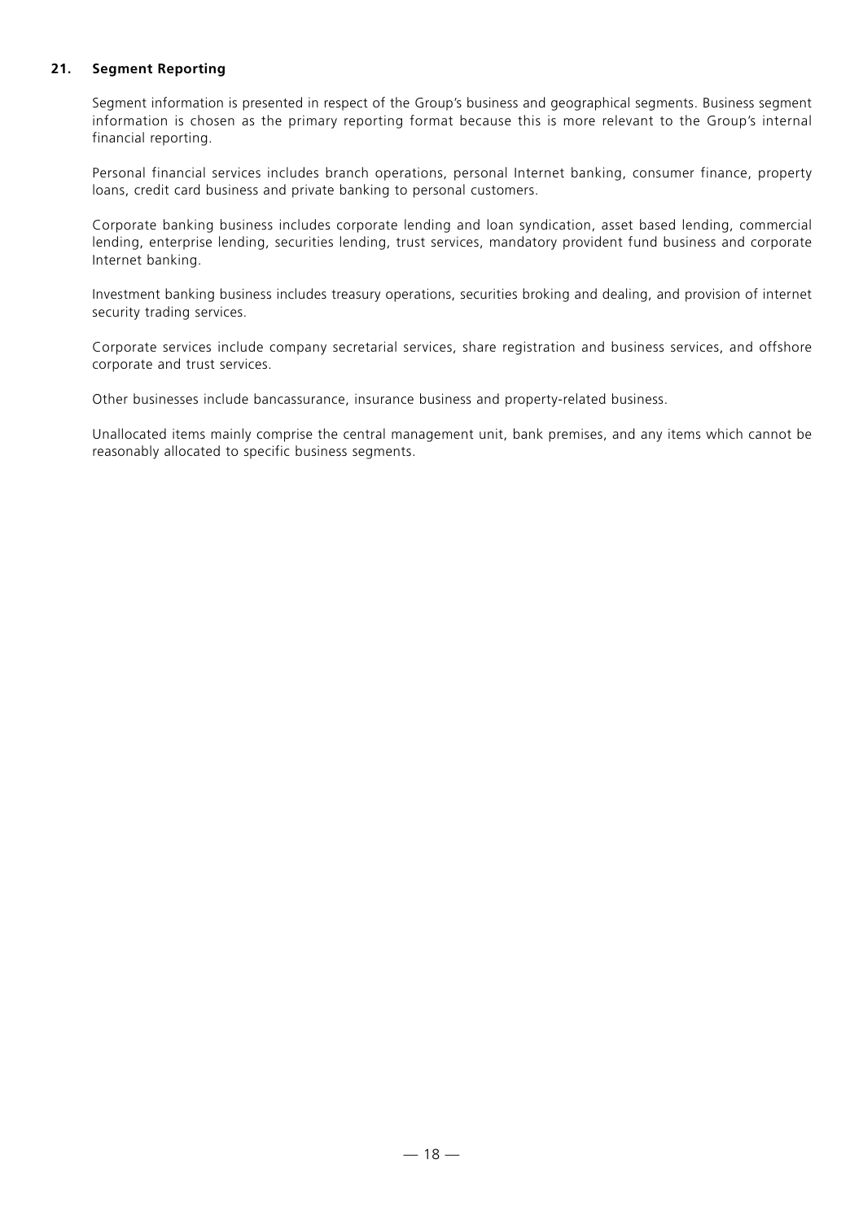## 21. Segment Reporting

Segment information is presented in respect of the Group's business and geographical segments. Business segment information is chosen as the primary reporting format because this is more relevant to the Group's internal financial reporting.

Personal financial services includes branch operations, personal Internet banking, consumer finance, property loans, credit card business and private banking to personal customers.

Corporate banking business includes corporate lending and loan syndication, asset based lending, commercial lending, enterprise lending, securities lending, trust services, mandatory provident fund business and corporate Internet banking.

Investment banking business includes treasury operations, securities broking and dealing, and provision of internet security trading services.

Corporate services include company secretarial services, share registration and business services, and offshore corporate and trust services.

Other businesses include bancassurance, insurance business and property-related business.

Unallocated items mainly comprise the central management unit, bank premises, and any items which cannot be reasonably allocated to specific business segments.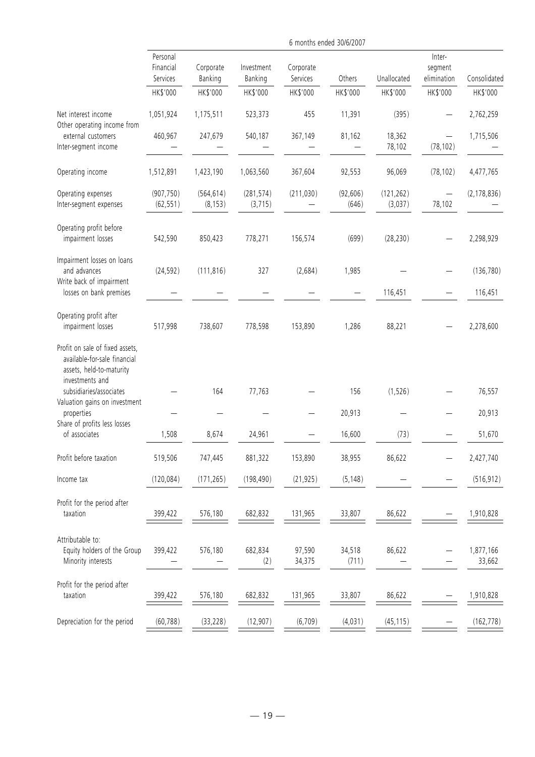| | 6 months ended 30/6/2007 | | | | | | | |
|---|---|---|---|---|---|---|---|---|
| | Personal Financial Services | Corporate Banking | Investment Banking | Corporate Services | Others | Unallocated | Inter-segment elimination | Consolidated |
| | HK$'000 | HK$'000 | HK$'000 | HK$'000 | HK$'000 | HK$'000 | HK$'000 | HK$'000 |
| Net interest income | 1,051,924 | 1,175,511 | 523,373 | 455 | 11,391 | (395) | — | 2,762,259 |
| Other operating income from external customers | 460,967 | 247,679 | 540,187 | 367,149 | 81,162 | 18,362 | — | 1,715,506 |
| Inter-segment income | — | — | — | — | — | 78,102 | (78,102) | — |
| Operating income | 1,512,891 | 1,423,190 | 1,063,560 | 367,604 | 92,553 | 96,069 | (78,102) | 4,477,765 |
| Operating expenses | (907,750) | (564,614) | (281,574) | (211,030) | (92,606) | (121,262) | — | (2,178,836) |
| Inter-segment expenses | (62,551) | (8,153) | (3,715) | — | (646) | (3,037) | 78,102 | — |
| Operating profit before impairment losses | 542,590 | 850,423 | 778,271 | 156,574 | (699) | (28,230) | — | 2,298,929 |
| Impairment losses on loans and advances | (24,592) | (111,816) | 327 | (2,684) | 1,985 | — | — | (136,780) |
| Write back of impairment losses on bank premises | — | — | — | — | — | 116,451 | — | 116,451 |
| Operating profit after impairment losses | 517,998 | 738,607 | 778,598 | 153,890 | 1,286 | 88,221 | — | 2,278,600 |
| Profit on sale of fixed assets, available-for-sale financial assets, held-to-maturity investments and subsidiaries/associates | — | 164 | 77,763 | — | 156 | (1,526) | — | 76,557 |
| Valuation gains on investment properties | — | — | — | — | 20,913 | — | — | 20,913 |
| Share of profits less losses of associates | 1,508 | 8,674 | 24,961 | — | 16,600 | (73) | — | 51,670 |
| Profit before taxation | 519,506 | 747,445 | 881,322 | 153,890 | 38,955 | 86,622 | — | 2,427,740 |
| Income tax | (120,084) | (171,265) | (198,490) | (21,925) | (5,148) | — | — | (516,912) |
| Profit for the period after taxation | 399,422 | 576,180 | 682,832 | 131,965 | 33,807 | 86,622 | — | 1,910,828 |
| Attributable to: | | | | | | | | |
| Equity holders of the Group | 399,422 | 576,180 | 682,834 | 97,590 | 34,518 | 86,622 | — | 1,877,166 |
| Minority interests | — | — | (2) | 34,375 | (711) | — | — | 33,662 |
| Profit for the period after taxation | 399,422 | 576,180 | 682,832 | 131,965 | 33,807 | 86,622 | — | 1,910,828 |
| Depreciation for the period | (60,788) | (33,228) | (12,907) | (6,709) | (4,031) | (45,115) | — | (162,778) |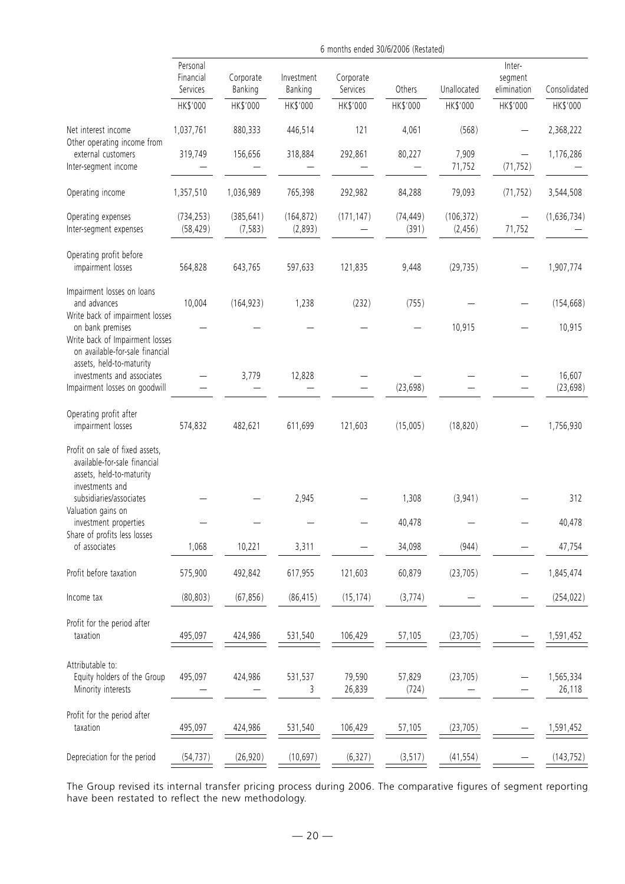| | 6 months ended 30/6/2006 (Restated) | | | | | | | |
|---|---|---|---|---|---|---|---|---|
| | Personal Financial Services | Corporate Banking | Investment Banking | Corporate Services | Others | Unallocated | Inter-segment elimination | Consolidated |
| | HK$'000 | HK$'000 | HK$'000 | HK$'000 | HK$'000 | HK$'000 | HK$'000 | HK$'000 |
| Net interest income | 1,037,761 | 880,333 | 446,514 | 121 | 4,061 | (568) | — | 2,368,222 |
| Other operating income from external customers | 319,749 | 156,656 | 318,884 | 292,861 | 80,227 | 7,909 | — | 1,176,286 |
| Inter-segment income | — | — | — | — | — | 71,752 | (71,752) | — |
| Operating income | 1,357,510 | 1,036,989 | 765,398 | 292,982 | 84,288 | 79,093 | (71,752) | 3,544,508 |
| Operating expenses | (734,253) | (385,641) | (164,872) | (171,147) | (74,449) | (106,372) | — | (1,636,734) |
| Inter-segment expenses | (58,429) | (7,583) | (2,893) | — | (391) | (2,456) | 71,752 | — |
| Operating profit before impairment losses | 564,828 | 643,765 | 597,633 | 121,835 | 9,448 | (29,735) | — | 1,907,774 |
| Impairment losses on loans and advances | 10,004 | (164,923) | 1,238 | (232) | (755) | — | — | (154,668) |
| Write back of impairment losses on bank premises | — | — | — | — | — | 10,915 | — | 10,915 |
| Write back of Impairment losses on available-for-sale financial assets, held-to-maturity investments and associates | — | 3,779 | 12,828 | — | — | — | — | 16,607 |
| Impairment losses on goodwill | — | — | — | — | (23,698) | — | — | (23,698) |
| Operating profit after impairment losses | 574,832 | 482,621 | 611,699 | 121,603 | (15,005) | (18,820) | — | 1,756,930 |
| Profit on sale of fixed assets, available-for-sale financial assets, held-to-maturity investments and subsidiaries/associates | — | — | 2,945 | — | 1,308 | (3,941) | — | 312 |
| Valuation gains on investment properties | — | — | — | — | 40,478 | — | — | 40,478 |
| Share of profits less losses of associates | 1,068 | 10,221 | 3,311 | — | 34,098 | (944) | — | 47,754 |
| Profit before taxation | 575,900 | 492,842 | 617,955 | 121,603 | 60,879 | (23,705) | — | 1,845,474 |
| Income tax | (80,803) | (67,856) | (86,415) | (15,174) | (3,774) | — | — | (254,022) |
| Profit for the period after taxation | 495,097 | 424,986 | 531,540 | 106,429 | 57,105 | (23,705) | — | 1,591,452 |
| Attributable to: | | | | | | | | |
| Equity holders of the Group | 495,097 | 424,986 | 531,537 | 79,590 | 57,829 | (23,705) | — | 1,565,334 |
| Minority interests | — | — | 3 | 26,839 | (724) | — | — | 26,118 |
| Profit for the period after taxation | 495,097 | 424,986 | 531,540 | 106,429 | 57,105 | (23,705) | — | 1,591,452 |
| Depreciation for the period | (54,737) | (26,920) | (10,697) | (6,327) | (3,517) | (41,554) | — | (143,752) |

The Group revised its internal transfer pricing process during 2006. The comparative figures of segment reporting have been restated to reflect the new methodology.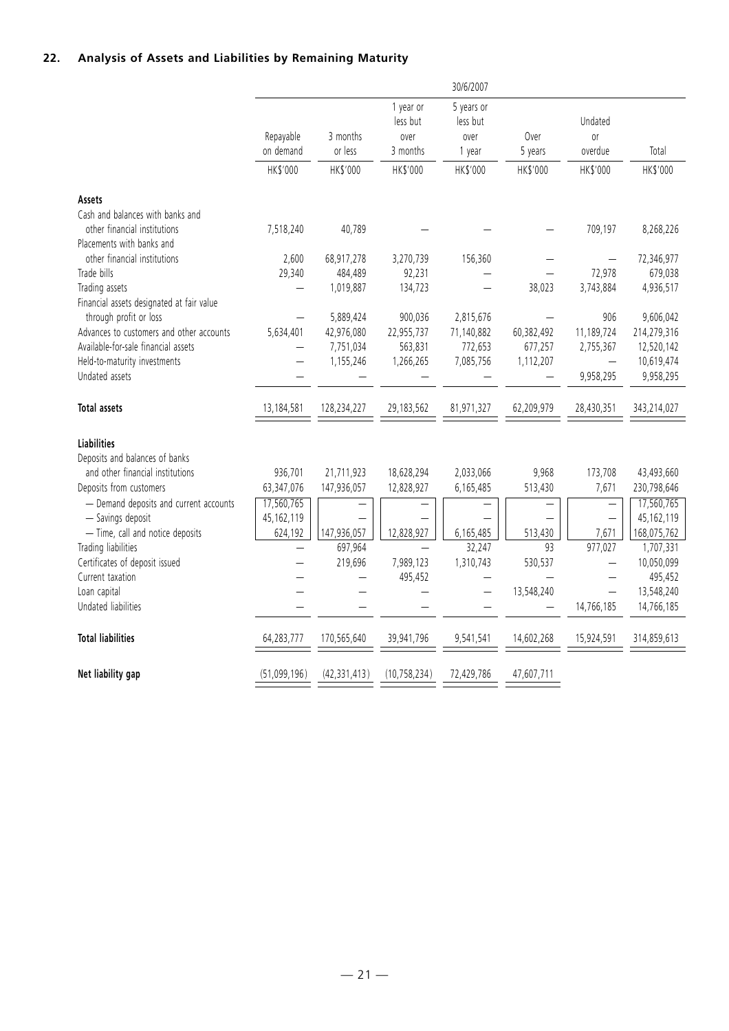## 22. Analysis of Assets and Liabilities by Remaining Maturity

| | 30/6/2007 | | | | | | |
|---|---|---|---|---|---|---|---|
| | Repayable on demand | 3 months or less | 1 year or less but over 3 months | 5 years or less but over 1 year | Over 5 years | Undated or overdue | Total |
| | HK$'000 | HK$'000 | HK$'000 | HK$'000 | HK$'000 | HK$'000 | HK$'000 |
| **Assets** | | | | | | | |
| Cash and balances with banks and other financial institutions | 7,518,240 | 40,789 | — | — | — | 709,197 | 8,268,226 |
| Placements with banks and other financial institutions | 2,600 | 68,917,278 | 3,270,739 | 156,360 | — | — | 72,346,977 |
| Trade bills | 29,340 | 484,489 | 92,231 | — | — | 72,978 | 679,038 |
| Trading assets | — | 1,019,887 | 134,723 | — | 38,023 | 3,743,884 | 4,936,517 |
| Financial assets designated at fair value through profit or loss | — | 5,889,424 | 900,036 | 2,815,676 | — | 906 | 9,606,042 |
| Advances to customers and other accounts | 5,634,401 | 42,976,080 | 22,955,737 | 71,140,882 | 60,382,492 | 11,189,724 | 214,279,316 |
| Available-for-sale financial assets | — | 7,751,034 | 563,831 | 772,653 | 677,257 | 2,755,367 | 12,520,142 |
| Held-to-maturity investments | — | 1,155,246 | 1,266,265 | 7,085,756 | 1,112,207 | — | 10,619,474 |
| Undated assets | — | — | — | — | — | 9,958,295 | 9,958,295 |
| **Total assets** | 13,184,581 | 128,234,227 | 29,183,562 | 81,971,327 | 62,209,979 | 28,430,351 | 343,214,027 |
| **Liabilities** | | | | | | | |
| Deposits and balances of banks and other financial institutions | 936,701 | 21,711,923 | 18,628,294 | 2,033,066 | 9,968 | 173,708 | 43,493,660 |
| Deposits from customers | 63,347,076 | 147,936,057 | 12,828,927 | 6,165,485 | 513,430 | 7,671 | 230,798,646 |
| — Demand deposits and current accounts | 17,560,765 | — | — | — | — | — | 17,560,765 |
| — Savings deposit | 45,162,119 | — | — | — | — | — | 45,162,119 |
| — Time, call and notice deposits | 624,192 | 147,936,057 | 12,828,927 | 6,165,485 | 513,430 | 7,671 | 168,075,762 |
| Trading liabilities | — | 697,964 | — | 32,247 | 93 | 977,027 | 1,707,331 |
| Certificates of deposit issued | — | 219,696 | 7,989,123 | 1,310,743 | 530,537 | — | 10,050,099 |
| Current taxation | — | — | 495,452 | — | — | — | 495,452 |
| Loan capital | — | — | — | — | 13,548,240 | — | 13,548,240 |
| Undated liabilities | — | — | — | — | — | 14,766,185 | 14,766,185 |
| **Total liabilities** | 64,283,777 | 170,565,640 | 39,941,796 | 9,541,541 | 14,602,268 | 15,924,591 | 314,859,613 |
| **Net liability gap** | (51,099,196) | (42,331,413) | (10,758,234) | 72,429,786 | 47,607,711 | | |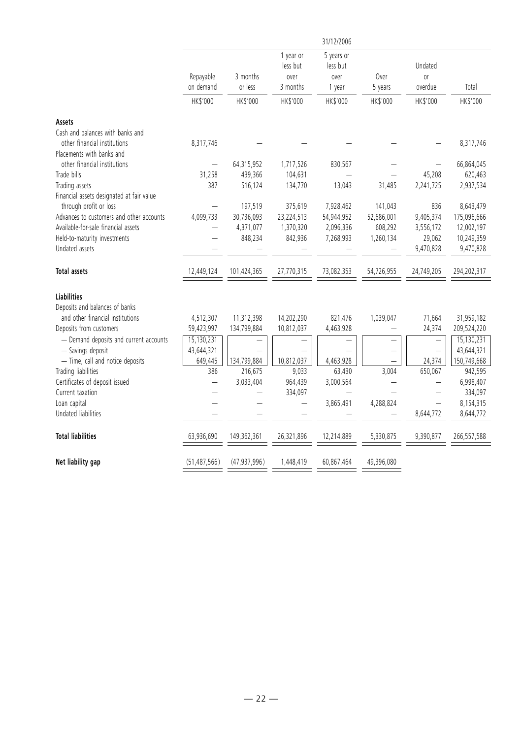| | 31/12/2006 | | | | | | |
|---|---|---|---|---|---|---|---|
| | Repayable on demand | 3 months or less | 1 year or less but over 3 months | 5 years or less but over 1 year | Over 5 years | Undated or overdue | Total |
| | HK$'000 | HK$'000 | HK$'000 | HK$'000 | HK$'000 | HK$'000 | HK$'000 |
| **Assets** | | | | | | | |
| Cash and balances with banks and other financial institutions | 8,317,746 | — | — | — | — | — | 8,317,746 |
| Placements with banks and other financial institutions | — | 64,315,952 | 1,717,526 | 830,567 | — | — | 66,864,045 |
| Trade bills | 31,258 | 439,366 | 104,631 | — | — | 45,208 | 620,463 |
| Trading assets | 387 | 516,124 | 134,770 | 13,043 | 31,485 | 2,241,725 | 2,937,534 |
| Financial assets designated at fair value through profit or loss | — | 197,519 | 375,619 | 7,928,462 | 141,043 | 836 | 8,643,479 |
| Advances to customers and other accounts | 4,099,733 | 30,736,093 | 23,224,513 | 54,944,952 | 52,686,001 | 9,405,374 | 175,096,666 |
| Available-for-sale financial assets | — | 4,371,077 | 1,370,320 | 2,096,336 | 608,292 | 3,556,172 | 12,002,197 |
| Held-to-maturity investments | — | 848,234 | 842,936 | 7,268,993 | 1,260,134 | 29,062 | 10,249,359 |
| Undated assets | — | — | — | — | — | 9,470,828 | 9,470,828 |
| **Total assets** | 12,449,124 | 101,424,365 | 27,770,315 | 73,082,353 | 54,726,955 | 24,749,205 | 294,202,317 |
| **Liabilities** | | | | | | | |
| Deposits and balances of banks and other financial institutions | 4,512,307 | 11,312,398 | 14,202,290 | 821,476 | 1,039,047 | 71,664 | 31,959,182 |
| Deposits from customers | 59,423,997 | 134,799,884 | 10,812,037 | 4,463,928 | — | 24,374 | 209,524,220 |
| — Demand deposits and current accounts | 15,130,231 | — | — | — | — | — | 15,130,231 |
| — Savings deposit | 43,644,321 | — | — | — | — | — | 43,644,321 |
| — Time, call and notice deposits | 649,445 | 134,799,884 | 10,812,037 | 4,463,928 | — | 24,374 | 150,749,668 |
| Trading liabilities | 386 | 216,675 | 9,033 | 63,430 | 3,004 | 650,067 | 942,595 |
| Certificates of deposit issued | — | 3,033,404 | 964,439 | 3,000,564 | — | — | 6,998,407 |
| Current taxation | — | — | 334,097 | — | — | — | 334,097 |
| Loan capital | — | — | — | 3,865,491 | 4,288,824 | — | 8,154,315 |
| Undated liabilities | — | — | — | — | — | 8,644,772 | 8,644,772 |
| **Total liabilities** | 63,936,690 | 149,362,361 | 26,321,896 | 12,214,889 | 5,330,875 | 9,390,877 | 266,557,588 |
| **Net liability gap** | (51,487,566) | (47,937,996) | 1,448,419 | 60,867,464 | 49,396,080 | | |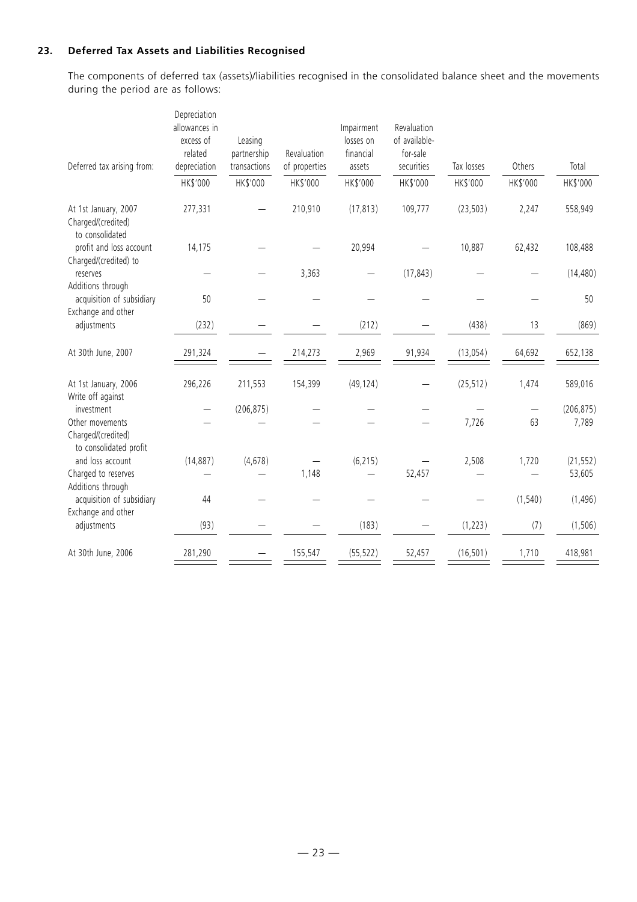## 23. Deferred Tax Assets and Liabilities Recognised

The components of deferred tax (assets)/liabilities recognised in the consolidated balance sheet and the movements during the period are as follows:

| Deferred tax arising from: | Depreciation allowances in excess of related depreciation | Leasing partnership transactions | Revaluation of properties | Impairment losses on financial assets | Revaluation of available-for-sale securities | Tax losses | Others | Total |
|---|---|---|---|---|---|---|---|---|
| | HK$'000 | HK$'000 | HK$'000 | HK$'000 | HK$'000 | HK$'000 | HK$'000 | HK$'000 |
| At 1st January, 2007 | 277,331 | — | 210,910 | (17,813) | 109,777 | (23,503) | 2,247 | 558,949 |
| Charged/(credited) to consolidated profit and loss account | 14,175 | — | — | 20,994 | — | 10,887 | 62,432 | 108,488 |
| Charged/(credited) to reserves | — | — | 3,363 | — | (17,843) | — | — | (14,480) |
| Additions through acquisition of subsidiary | 50 | — | — | — | — | — | — | 50 |
| Exchange and other adjustments | (232) | — | — | (212) | — | (438) | 13 | (869) |
| At 30th June, 2007 | 291,324 | — | 214,273 | 2,969 | 91,934 | (13,054) | 64,692 | 652,138 |
| At 1st January, 2006 | 296,226 | 211,553 | 154,399 | (49,124) | — | (25,512) | 1,474 | 589,016 |
| Write off against investment | — | (206,875) | — | — | — | — | — | (206,875) |
| Other movements | — | — | — | — | — | 7,726 | 63 | 7,789 |
| Charged/(credited) to consolidated profit and loss account | (14,887) | (4,678) | — | (6,215) | — | 2,508 | 1,720 | (21,552) |
| Charged to reserves | — | — | 1,148 | — | 52,457 | — | — | 53,605 |
| Additions through acquisition of subsidiary | 44 | — | — | — | — | — | (1,540) | (1,496) |
| Exchange and other adjustments | (93) | — | — | (183) | — | (1,223) | (7) | (1,506) |
| At 30th June, 2006 | 281,290 | — | 155,547 | (55,522) | 52,457 | (16,501) | 1,710 | 418,981 |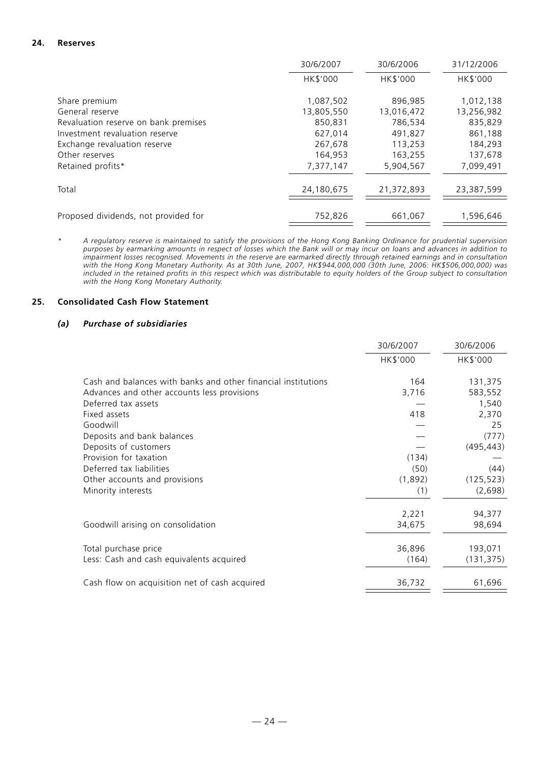## 24. Reserves

| | 30/6/2007 | 30/6/2006 | 31/12/2006 |
|---|---|---|---|
| | HK$'000 | HK$'000 | HK$'000 |
| Share premium | 1,087,502 | 896,985 | 1,012,138 |
| General reserve | 13,805,550 | 13,016,472 | 13,256,982 |
| Revaluation reserve on bank premises | 850,831 | 786,534 | 835,829 |
| Investment revaluation reserve | 627,014 | 491,827 | 861,188 |
| Exchange revaluation reserve | 267,678 | 113,253 | 184,293 |
| Other reserves | 164,953 | 163,255 | 137,678 |
| Retained profits* | 7,377,147 | 5,904,567 | 7,099,491 |
| Total | 24,180,675 | 21,372,893 | 23,387,599 |
| Proposed dividends, not provided for | 752,826 | 661,067 | 1,596,646 |

\* *A regulatory reserve is maintained to satisfy the provisions of the Hong Kong Banking Ordinance for prudential supervision purposes by earmarking amounts in respect of losses which the Bank will or may incur on loans and advances in addition to impairment losses recognised. Movements in the reserve are earmarked directly through retained earnings and in consultation with the Hong Kong Monetary Authority. As at 30th June, 2007, HK$944,000,000 (30th June, 2006: HK$506,000,000) was included in the retained profits in this respect which was distributable to equity holders of the Group subject to consultation with the Hong Kong Monetary Authority.*

## 25. Consolidated Cash Flow Statement

### *(a) Purchase of subsidiaries*

| | 30/6/2007 | 30/6/2006 |
|---|---|---|
| | HK$'000 | HK$'000 |
| Cash and balances with banks and other financial institutions | 164 | 131,375 |
| Advances and other accounts less provisions | 3,716 | 583,552 |
| Deferred tax assets | — | 1,540 |
| Fixed assets | 418 | 2,370 |
| Goodwill | — | 25 |
| Deposits and bank balances | — | (777) |
| Deposits of customers | — | (495,443) |
| Provision for taxation | (134) | — |
| Deferred tax liabilities | (50) | (44) |
| Other accounts and provisions | (1,892) | (125,523) |
| Minority interests | (1) | (2,698) |
| | 2,221 | 94,377 |
| Goodwill arising on consolidation | 34,675 | 98,694 |
| Total purchase price | 36,896 | 193,071 |
| Less: Cash and cash equivalents acquired | (164) | (131,375) |
| Cash flow on acquisition net of cash acquired | 36,732 | 61,696 |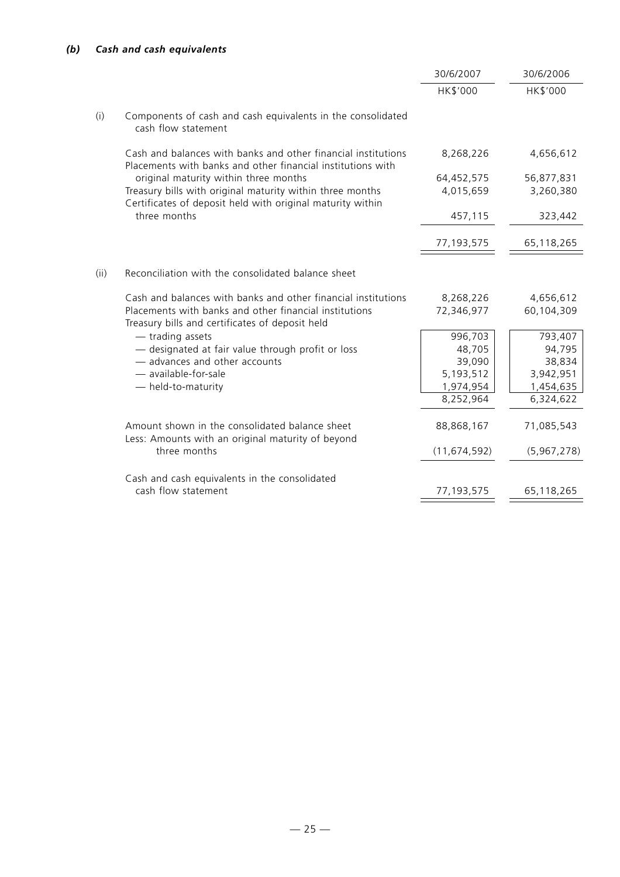### *(b) Cash and cash equivalents*

| | | 30/6/2007 | 30/6/2006 |
|---|---|---|---|
| | | HK$'000 | HK$'000 |
| (i) | Components of cash and cash equivalents in the consolidated cash flow statement | | |
| | Cash and balances with banks and other financial institutions | 8,268,226 | 4,656,612 |
| | Placements with banks and other financial institutions with original maturity within three months | 64,452,575 | 56,877,831 |
| | Treasury bills with original maturity within three months | 4,015,659 | 3,260,380 |
| | Certificates of deposit held with original maturity within three months | 457,115 | 323,442 |
| | | 77,193,575 | 65,118,265 |
| (ii) | Reconciliation with the consolidated balance sheet | | |
| | Cash and balances with banks and other financial institutions | 8,268,226 | 4,656,612 |
| | Placements with banks and other financial institutions | 72,346,977 | 60,104,309 |
| | Treasury bills and certificates of deposit held | | |
| | — trading assets | 996,703 | 793,407 |
| | — designated at fair value through profit or loss | 48,705 | 94,795 |
| | — advances and other accounts | 39,090 | 38,834 |
| | — available-for-sale | 5,193,512 | 3,942,951 |
| | — held-to-maturity | 1,974,954 | 1,454,635 |
| | | 8,252,964 | 6,324,622 |
| | Amount shown in the consolidated balance sheet | 88,868,167 | 71,085,543 |
| | Less: Amounts with an original maturity of beyond three months | (11,674,592) | (5,967,278) |
| | Cash and cash equivalents in the consolidated cash flow statement | 77,193,575 | 65,118,265 |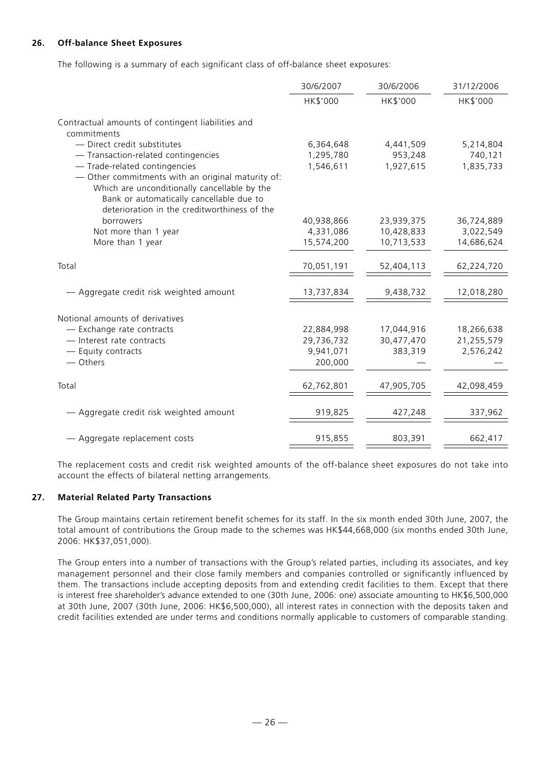## 26. Off-balance Sheet Exposures

The following is a summary of each significant class of off-balance sheet exposures:

| | 30/6/2007 | 30/6/2006 | 31/12/2006 |
|---|---|---|---|
| | HK$'000 | HK$'000 | HK$'000 |
| Contractual amounts of contingent liabilities and commitments | | | |
| — Direct credit substitutes | 6,364,648 | 4,441,509 | 5,214,804 |
| — Transaction-related contingencies | 1,295,780 | 953,248 | 740,121 |
| — Trade-related contingencies | 1,546,611 | 1,927,615 | 1,835,733 |
| — Other commitments with an original maturity of: | | | |
| Which are unconditionally cancellable by the Bank or automatically cancellable due to deterioration in the creditworthiness of the borrowers | 40,938,866 | 23,939,375 | 36,724,889 |
| Not more than 1 year | 4,331,086 | 10,428,833 | 3,022,549 |
| More than 1 year | 15,574,200 | 10,713,533 | 14,686,624 |
| Total | 70,051,191 | 52,404,113 | 62,224,720 |
| — Aggregate credit risk weighted amount | 13,737,834 | 9,438,732 | 12,018,280 |
| Notional amounts of derivatives | | | |
| — Exchange rate contracts | 22,884,998 | 17,044,916 | 18,266,638 |
| — Interest rate contracts | 29,736,732 | 30,477,470 | 21,255,579 |
| — Equity contracts | 9,941,071 | 383,319 | 2,576,242 |
| — Others | 200,000 | — | — |
| Total | 62,762,801 | 47,905,705 | 42,098,459 |
| — Aggregate credit risk weighted amount | 919,825 | 427,248 | 337,962 |
| — Aggregate replacement costs | 915,855 | 803,391 | 662,417 |

The replacement costs and credit risk weighted amounts of the off-balance sheet exposures do not take into account the effects of bilateral netting arrangements.

## 27. Material Related Party Transactions

The Group maintains certain retirement benefit schemes for its staff. In the six month ended 30th June, 2007, the total amount of contributions the Group made to the schemes was HK$44,668,000 (six months ended 30th June, 2006: HK$37,051,000).

The Group enters into a number of transactions with the Group's related parties, including its associates, and key management personnel and their close family members and companies controlled or significantly influenced by them. The transactions include accepting deposits from and extending credit facilities to them. Except that there is interest free shareholder's advance extended to one (30th June, 2006: one) associate amounting to HK$6,500,000 at 30th June, 2007 (30th June, 2006: HK$6,500,000), all interest rates in connection with the deposits taken and credit facilities extended are under terms and conditions normally applicable to customers of comparable standing.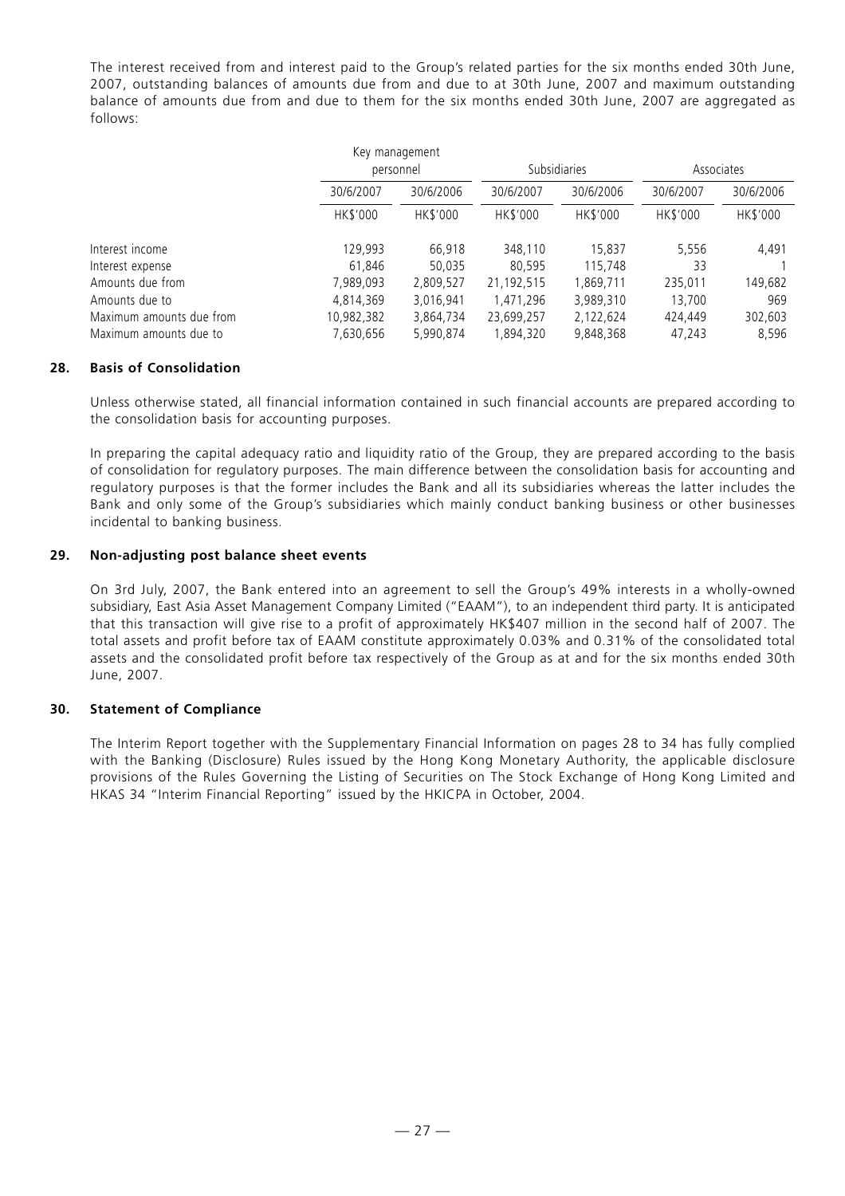The interest received from and interest paid to the Group's related parties for the six months ended 30th June, 2007, outstanding balances of amounts due from and due to at 30th June, 2007 and maximum outstanding balance of amounts due from and due to them for the six months ended 30th June, 2007 are aggregated as follows:

| | Key management personnel | | Subsidiaries | | Associates | |
|---|---|---|---|---|---|---|
| | 30/6/2007 | 30/6/2006 | 30/6/2007 | 30/6/2006 | 30/6/2007 | 30/6/2006 |
| | HK$'000 | HK$'000 | HK$'000 | HK$'000 | HK$'000 | HK$'000 |
| Interest income | 129,993 | 66,918 | 348,110 | 15,837 | 5,556 | 4,491 |
| Interest expense | 61,846 | 50,035 | 80,595 | 115,748 | 33 | 1 |
| Amounts due from | 7,989,093 | 2,809,527 | 21,192,515 | 1,869,711 | 235,011 | 149,682 |
| Amounts due to | 4,814,369 | 3,016,941 | 1,471,296 | 3,989,310 | 13,700 | 969 |
| Maximum amounts due from | 10,982,382 | 3,864,734 | 23,699,257 | 2,122,624 | 424,449 | 302,603 |
| Maximum amounts due to | 7,630,656 | 5,990,874 | 1,894,320 | 9,848,368 | 47,243 | 8,596 |

## 28. Basis of Consolidation

Unless otherwise stated, all financial information contained in such financial accounts are prepared according to the consolidation basis for accounting purposes.

In preparing the capital adequacy ratio and liquidity ratio of the Group, they are prepared according to the basis of consolidation for regulatory purposes. The main difference between the consolidation basis for accounting and regulatory purposes is that the former includes the Bank and all its subsidiaries whereas the latter includes the Bank and only some of the Group's subsidiaries which mainly conduct banking business or other businesses incidental to banking business.

## 29. Non-adjusting post balance sheet events

On 3rd July, 2007, the Bank entered into an agreement to sell the Group's 49% interests in a wholly-owned subsidiary, East Asia Asset Management Company Limited ("EAAM"), to an independent third party. It is anticipated that this transaction will give rise to a profit of approximately HK$407 million in the second half of 2007. The total assets and profit before tax of EAAM constitute approximately 0.03% and 0.31% of the consolidated total assets and the consolidated profit before tax respectively of the Group as at and for the six months ended 30th June, 2007.

## 30. Statement of Compliance

The Interim Report together with the Supplementary Financial Information on pages 28 to 34 has fully complied with the Banking (Disclosure) Rules issued by the Hong Kong Monetary Authority, the applicable disclosure provisions of the Rules Governing the Listing of Securities on The Stock Exchange of Hong Kong Limited and HKAS 34 "Interim Financial Reporting" issued by the HKICPA in October, 2004.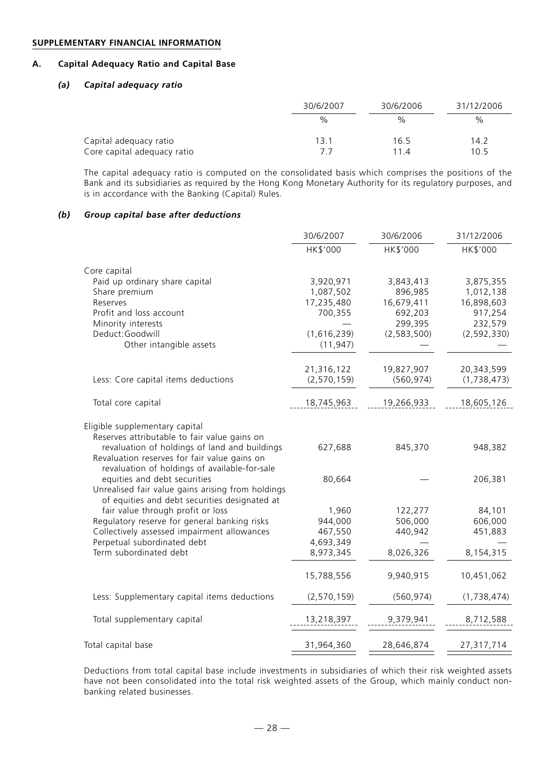**SUPPLEMENTARY FINANCIAL INFORMATION**

## A. Capital Adequacy Ratio and Capital Base

### *(a) Capital adequacy ratio*

| | 30/6/2007 | 30/6/2006 | 31/12/2006 |
|---|---|---|---|
| | % | % | % |
| Capital adequacy ratio | 13.1 | 16.5 | 14.2 |
| Core capital adequacy ratio | 7.7 | 11.4 | 10.5 |

The capital adequacy ratio is computed on the consolidated basis which comprises the positions of the Bank and its subsidiaries as required by the Hong Kong Monetary Authority for its regulatory purposes, and is in accordance with the Banking (Capital) Rules.

### *(b) Group capital base after deductions*

| | 30/6/2007 | 30/6/2006 | 31/12/2006 |
|---|---|---|---|
| | HK$'000 | HK$'000 | HK$'000 |
| Core capital | | | |
| Paid up ordinary share capital | 3,920,971 | 3,843,413 | 3,875,355 |
| Share premium | 1,087,502 | 896,985 | 1,012,138 |
| Reserves | 17,235,480 | 16,679,411 | 16,898,603 |
| Profit and loss account | 700,355 | 692,203 | 917,254 |
| Minority interests | — | 299,395 | 232,579 |
| Deduct: Goodwill | (1,616,239) | (2,583,500) | (2,592,330) |
| Other intangible assets | (11,947) | — | — |
| | 21,316,122 | 19,827,907 | 20,343,599 |
| Less: Core capital items deductions | (2,570,159) | (560,974) | (1,738,473) |
| Total core capital | 18,745,963 | 19,266,933 | 18,605,126 |
| Eligible supplementary capital | | | |
| Reserves attributable to fair value gains on revaluation of holdings of land and buildings | 627,688 | 845,370 | 948,382 |
| Revaluation reserves for fair value gains on revaluation of holdings of available-for-sale equities and debt securities | 80,664 | — | 206,381 |
| Unrealised fair value gains arising from holdings of equities and debt securities designated at fair value through profit or loss | 1,960 | 122,277 | 84,101 |
| Regulatory reserve for general banking risks | 944,000 | 506,000 | 606,000 |
| Collectively assessed impairment allowances | 467,550 | 440,942 | 451,883 |
| Perpetual subordinated debt | 4,693,349 | — | — |
| Term subordinated debt | 8,973,345 | 8,026,326 | 8,154,315 |
| | 15,788,556 | 9,940,915 | 10,451,062 |
| Less: Supplementary capital items deductions | (2,570,159) | (560,974) | (1,738,474) |
| Total supplementary capital | 13,218,397 | 9,379,941 | 8,712,588 |
| Total capital base | 31,964,360 | 28,646,874 | 27,317,714 |

Deductions from total capital base include investments in subsidiaries of which their risk weighted assets have not been consolidated into the total risk weighted assets of the Group, which mainly conduct non-banking related businesses.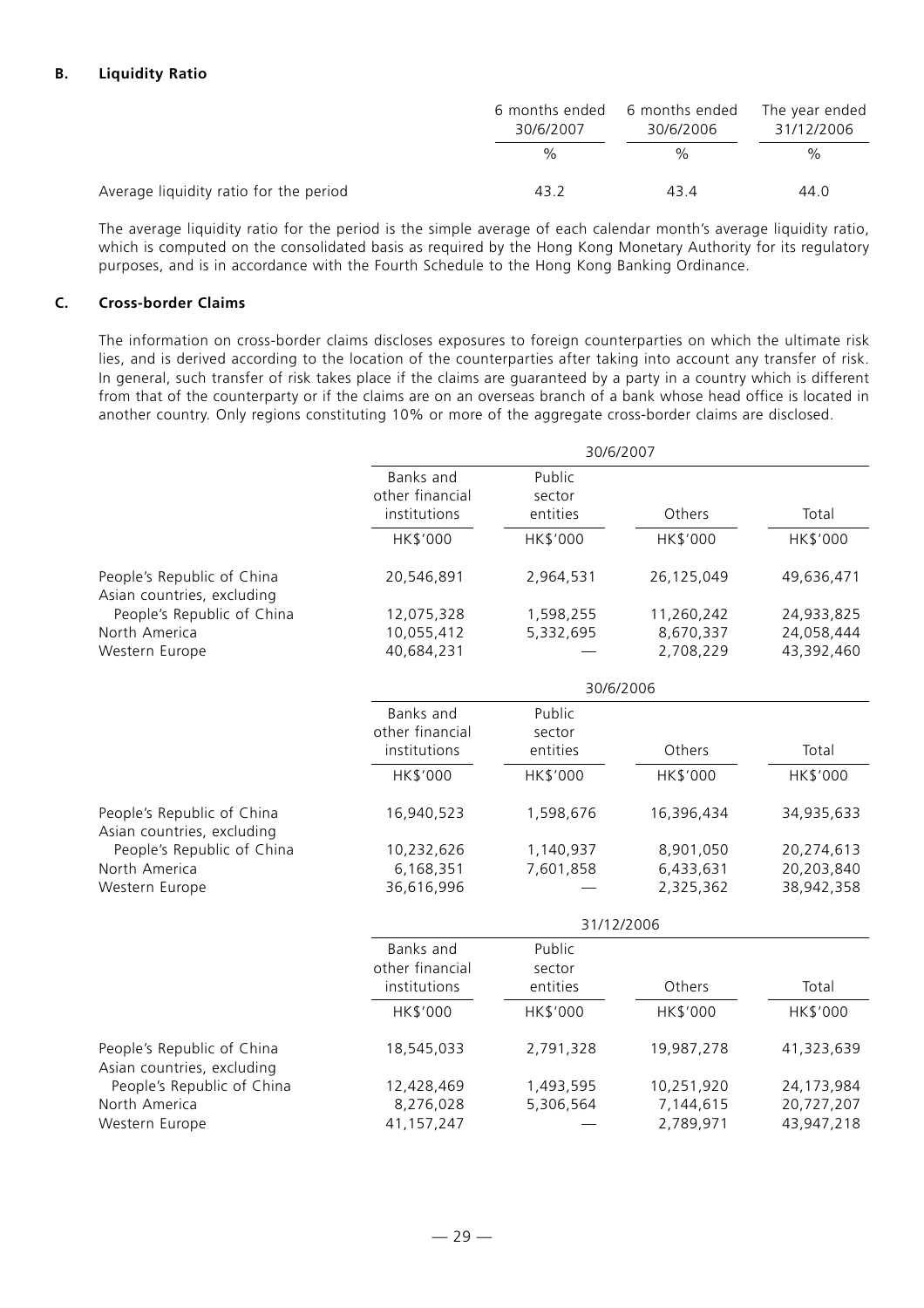### B. Liquidity Ratio

| | 6 months ended 30/6/2007 | 6 months ended 30/6/2006 | The year ended 31/12/2006 |
|---|---|---|---|
| | % | % | % |
| Average liquidity ratio for the period | 43.2 | 43.4 | 44.0 |

The average liquidity ratio for the period is the simple average of each calendar month's average liquidity ratio, which is computed on the consolidated basis as required by the Hong Kong Monetary Authority for its regulatory purposes, and is in accordance with the Fourth Schedule to the Hong Kong Banking Ordinance.

### C. Cross-border Claims

The information on cross-border claims discloses exposures to foreign counterparties on which the ultimate risk lies, and is derived according to the location of the counterparties after taking into account any transfer of risk. In general, such transfer of risk takes place if the claims are guaranteed by a party in a country which is different from that of the counterparty or if the claims are on an overseas branch of a bank whose head office is located in another country. Only regions constituting 10% or more of the aggregate cross-border claims are disclosed.

| | 30/6/2007 | | | |
|---|---|---|---|---|
| | Banks and other financial institutions | Public sector entities | Others | Total |
| | HK$'000 | HK$'000 | HK$'000 | HK$'000 |
| People's Republic of China | 20,546,891 | 2,964,531 | 26,125,049 | 49,636,471 |
| Asian countries, excluding People's Republic of China | 12,075,328 | 1,598,255 | 11,260,242 | 24,933,825 |
| North America | 10,055,412 | 5,332,695 | 8,670,337 | 24,058,444 |
| Western Europe | 40,684,231 | — | 2,708,229 | 43,392,460 |

| | 30/6/2006 | | | |
|---|---|---|---|---|
| | Banks and other financial institutions | Public sector entities | Others | Total |
| | HK$'000 | HK$'000 | HK$'000 | HK$'000 |
| People's Republic of China | 16,940,523 | 1,598,676 | 16,396,434 | 34,935,633 |
| Asian countries, excluding People's Republic of China | 10,232,626 | 1,140,937 | 8,901,050 | 20,274,613 |
| North America | 6,168,351 | 7,601,858 | 6,433,631 | 20,203,840 |
| Western Europe | 36,616,996 | — | 2,325,362 | 38,942,358 |

| | 31/12/2006 | | | |
|---|---|---|---|---|
| | Banks and other financial institutions | Public sector entities | Others | Total |
| | HK$'000 | HK$'000 | HK$'000 | HK$'000 |
| People's Republic of China | 18,545,033 | 2,791,328 | 19,987,278 | 41,323,639 |
| Asian countries, excluding People's Republic of China | 12,428,469 | 1,493,595 | 10,251,920 | 24,173,984 |
| North America | 8,276,028 | 5,306,564 | 7,144,615 | 20,727,207 |
| Western Europe | 41,157,247 | — | 2,789,971 | 43,947,218 |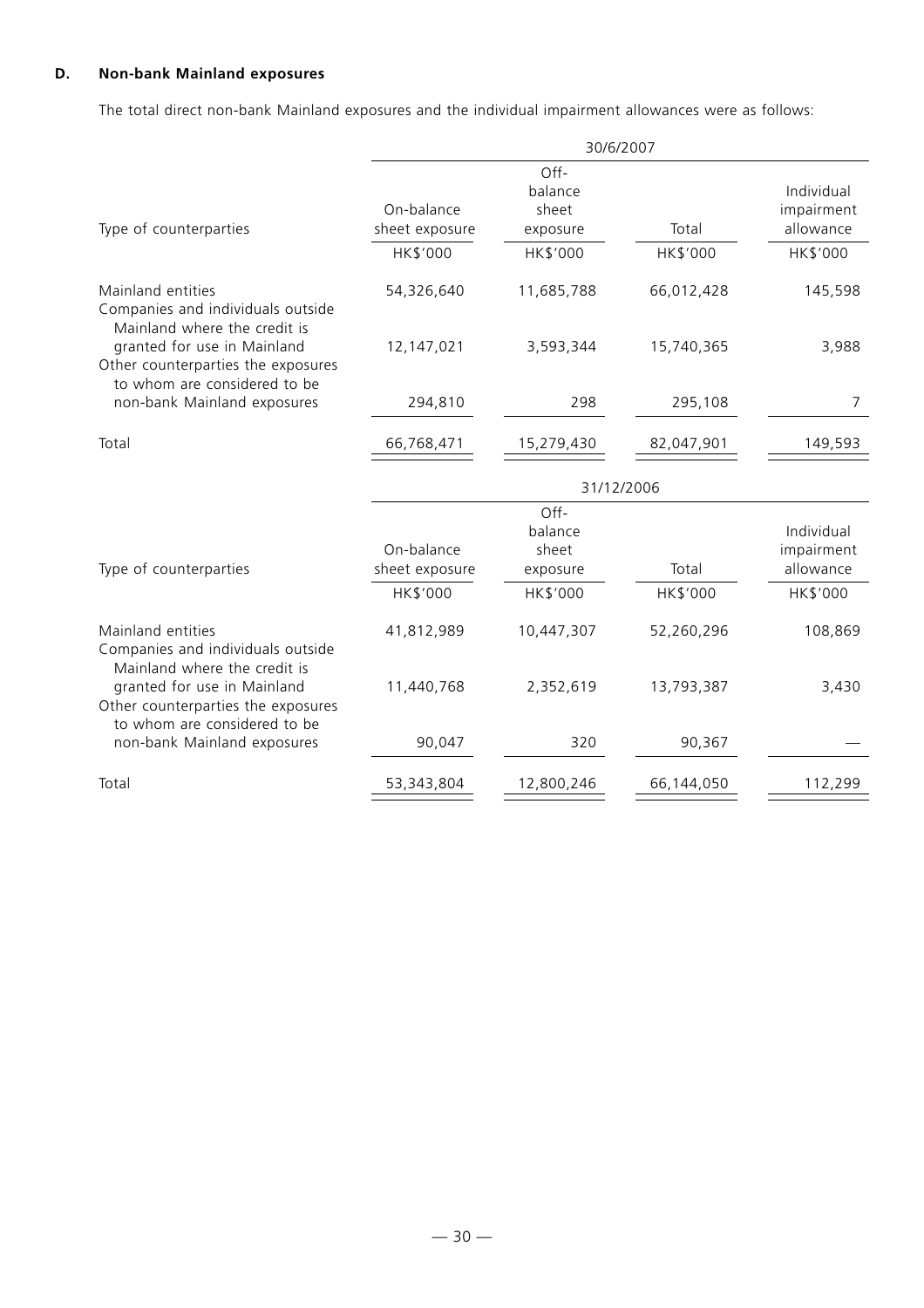**D. Non-bank Mainland exposures**

The total direct non-bank Mainland exposures and the individual impairment allowances were as follows:

| | 30/6/2007 | | | |
|---|---|---|---|---|
| Type of counterparties | On-balance sheet exposure | Off-balance sheet exposure | Total | Individual impairment allowance |
| | HK$'000 | HK$'000 | HK$'000 | HK$'000 |
| Mainland entities | 54,326,640 | 11,685,788 | 66,012,428 | 145,598 |
| Companies and individuals outside Mainland where the credit is granted for use in Mainland | 12,147,021 | 3,593,344 | 15,740,365 | 3,988 |
| Other counterparties the exposures to whom are considered to be non-bank Mainland exposures | 294,810 | 298 | 295,108 | 7 |
| Total | 66,768,471 | 15,279,430 | 82,047,901 | 149,593 |

| | 31/12/2006 | | | |
|---|---|---|---|---|
| Type of counterparties | On-balance sheet exposure | Off-balance sheet exposure | Total | Individual impairment allowance |
| | HK$'000 | HK$'000 | HK$'000 | HK$'000 |
| Mainland entities | 41,812,989 | 10,447,307 | 52,260,296 | 108,869 |
| Companies and individuals outside Mainland where the credit is granted for use in Mainland | 11,440,768 | 2,352,619 | 13,793,387 | 3,430 |
| Other counterparties the exposures to whom are considered to be non-bank Mainland exposures | 90,047 | 320 | 90,367 | — |
| Total | 53,343,804 | 12,800,246 | 66,144,050 | 112,299 |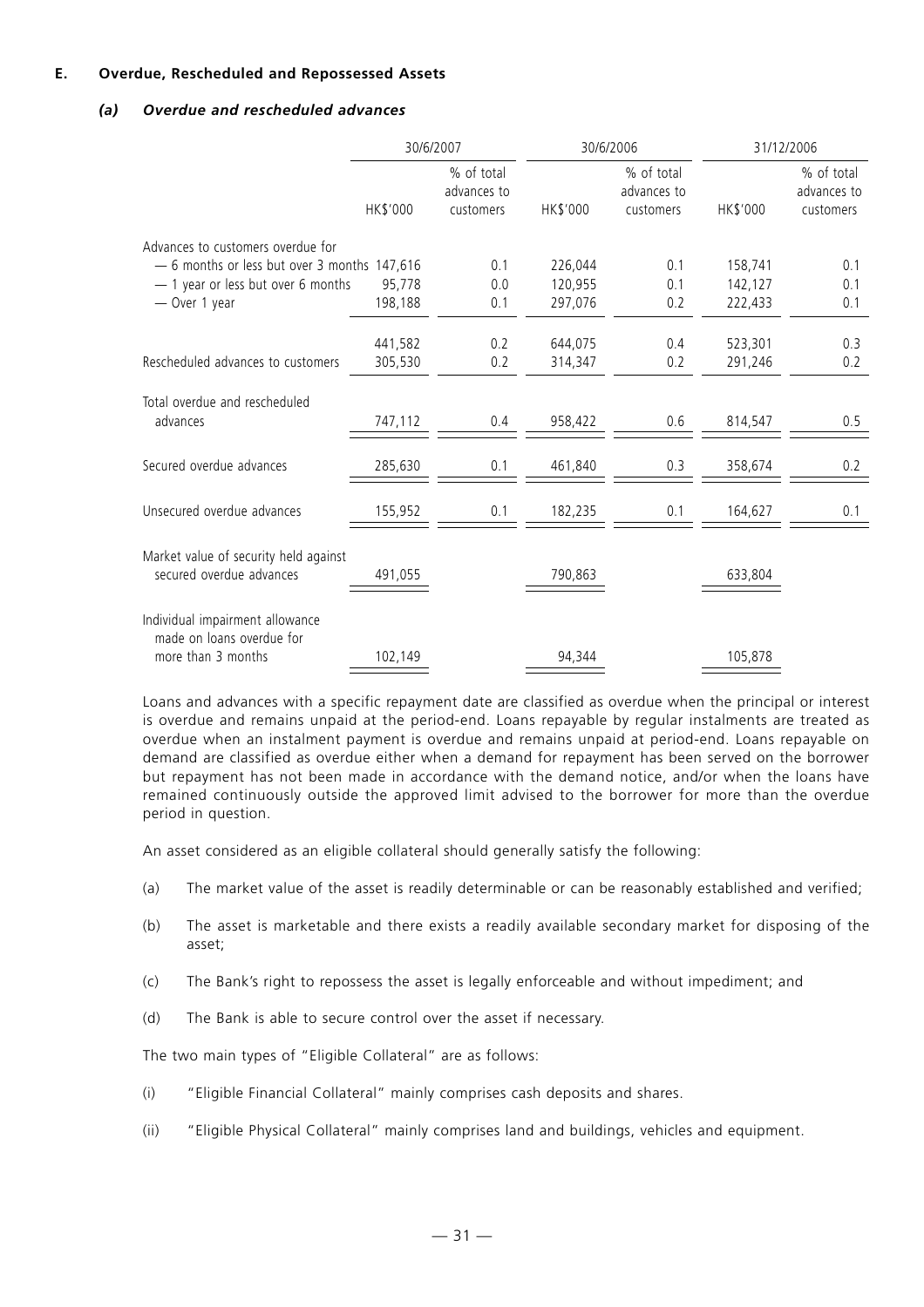## E. Overdue, Rescheduled and Repossessed Assets

### *(a) Overdue and rescheduled advances*

| | 30/6/2007 | | 30/6/2006 | | 31/12/2006 | |
|---|---|---|---|---|---|---|
| | HK$'000 | % of total advances to customers | HK$'000 | % of total advances to customers | HK$'000 | % of total advances to customers |
| Advances to customers overdue for | | | | | | |
| — 6 months or less but over 3 months | 147,616 | 0.1 | 226,044 | 0.1 | 158,741 | 0.1 |
| — 1 year or less but over 6 months | 95,778 | 0.0 | 120,955 | 0.1 | 142,127 | 0.1 |
| — Over 1 year | 198,188 | 0.1 | 297,076 | 0.2 | 222,433 | 0.1 |
| | 441,582 | 0.2 | 644,075 | 0.4 | 523,301 | 0.3 |
| Rescheduled advances to customers | 305,530 | 0.2 | 314,347 | 0.2 | 291,246 | 0.2 |
| Total overdue and rescheduled advances | 747,112 | 0.4 | 958,422 | 0.6 | 814,547 | 0.5 |
| Secured overdue advances | 285,630 | 0.1 | 461,840 | 0.3 | 358,674 | 0.2 |
| Unsecured overdue advances | 155,952 | 0.1 | 182,235 | 0.1 | 164,627 | 0.1 |
| Market value of security held against secured overdue advances | 491,055 | | 790,863 | | 633,804 | |
| Individual impairment allowance made on loans overdue for more than 3 months | 102,149 | | 94,344 | | 105,878 | |

Loans and advances with a specific repayment date are classified as overdue when the principal or interest is overdue and remains unpaid at the period-end. Loans repayable by regular instalments are treated as overdue when an instalment payment is overdue and remains unpaid at period-end. Loans repayable on demand are classified as overdue either when a demand for repayment has been served on the borrower but repayment has not been made in accordance with the demand notice, and/or when the loans have remained continuously outside the approved limit advised to the borrower for more than the overdue period in question.

An asset considered as an eligible collateral should generally satisfy the following:

(a) The market value of the asset is readily determinable or can be reasonably established and verified;

(b) The asset is marketable and there exists a readily available secondary market for disposing of the asset;

(c) The Bank's right to repossess the asset is legally enforceable and without impediment; and

(d) The Bank is able to secure control over the asset if necessary.

The two main types of "Eligible Collateral" are as follows:

(i) "Eligible Financial Collateral" mainly comprises cash deposits and shares.

(ii) "Eligible Physical Collateral" mainly comprises land and buildings, vehicles and equipment.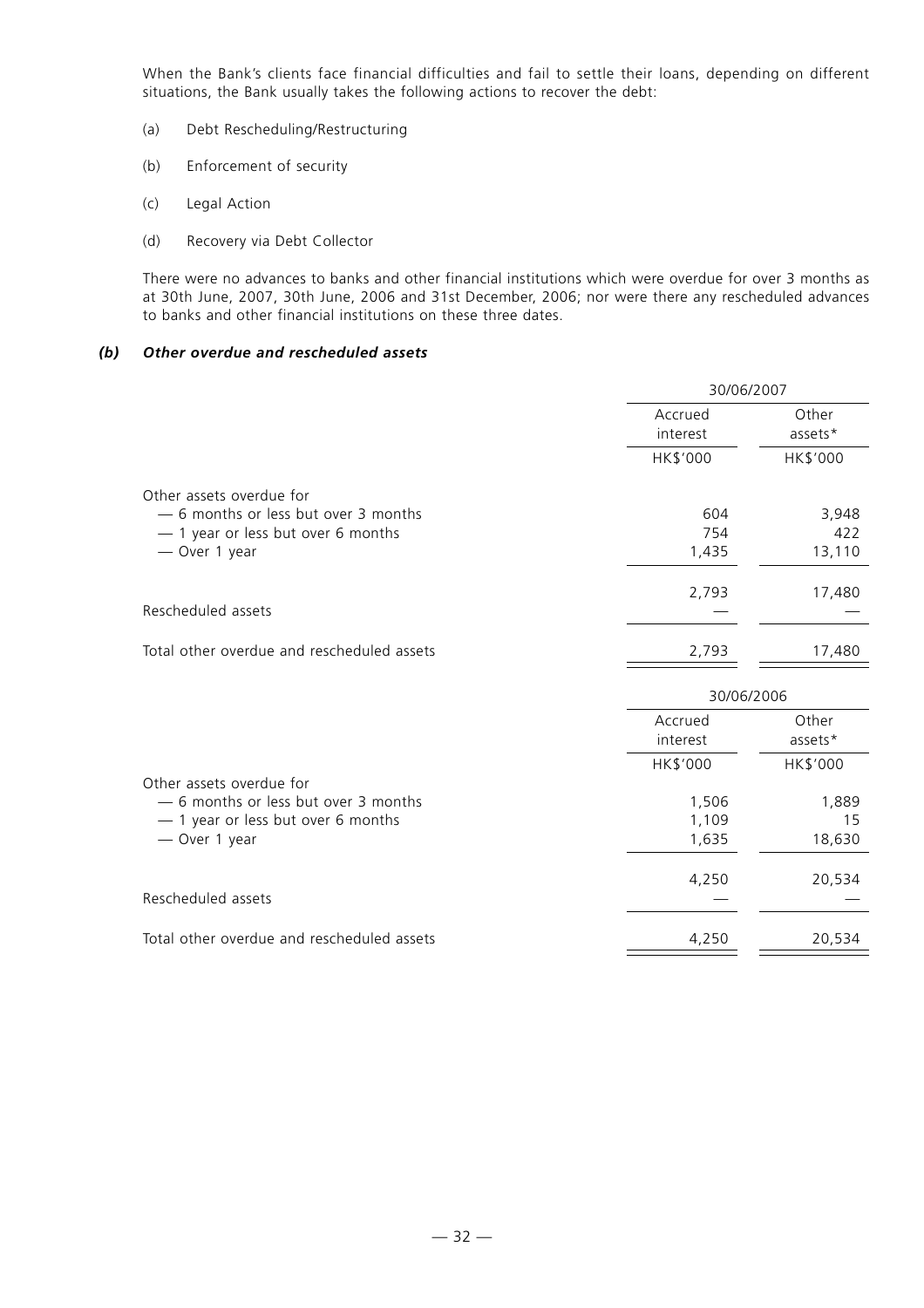When the Bank's clients face financial difficulties and fail to settle their loans, depending on different situations, the Bank usually takes the following actions to recover the debt:

(a) Debt Rescheduling/Restructuring

(b) Enforcement of security

(c) Legal Action

(d) Recovery via Debt Collector

There were no advances to banks and other financial institutions which were overdue for over 3 months as at 30th June, 2007, 30th June, 2006 and 31st December, 2006; nor were there any rescheduled advances to banks and other financial institutions on these three dates.

### *(b) Other overdue and rescheduled assets*

| | 30/06/2007 | |
|---|---|---|
| | Accrued interest | Other assets* |
| | HK$'000 | HK$'000 |
| Other assets overdue for | | |
| — 6 months or less but over 3 months | 604 | 3,948 |
| — 1 year or less but over 6 months | 754 | 422 |
| — Over 1 year | 1,435 | 13,110 |
| | 2,793 | 17,480 |
| Rescheduled assets | — | — |
| Total other overdue and rescheduled assets | 2,793 | 17,480 |

| | 30/06/2006 | |
|---|---|---|
| | Accrued interest | Other assets* |
| | HK$'000 | HK$'000 |
| Other assets overdue for | | |
| — 6 months or less but over 3 months | 1,506 | 1,889 |
| — 1 year or less but over 6 months | 1,109 | 15 |
| — Over 1 year | 1,635 | 18,630 |
| | 4,250 | 20,534 |
| Rescheduled assets | — | — |
| Total other overdue and rescheduled assets | 4,250 | 20,534 |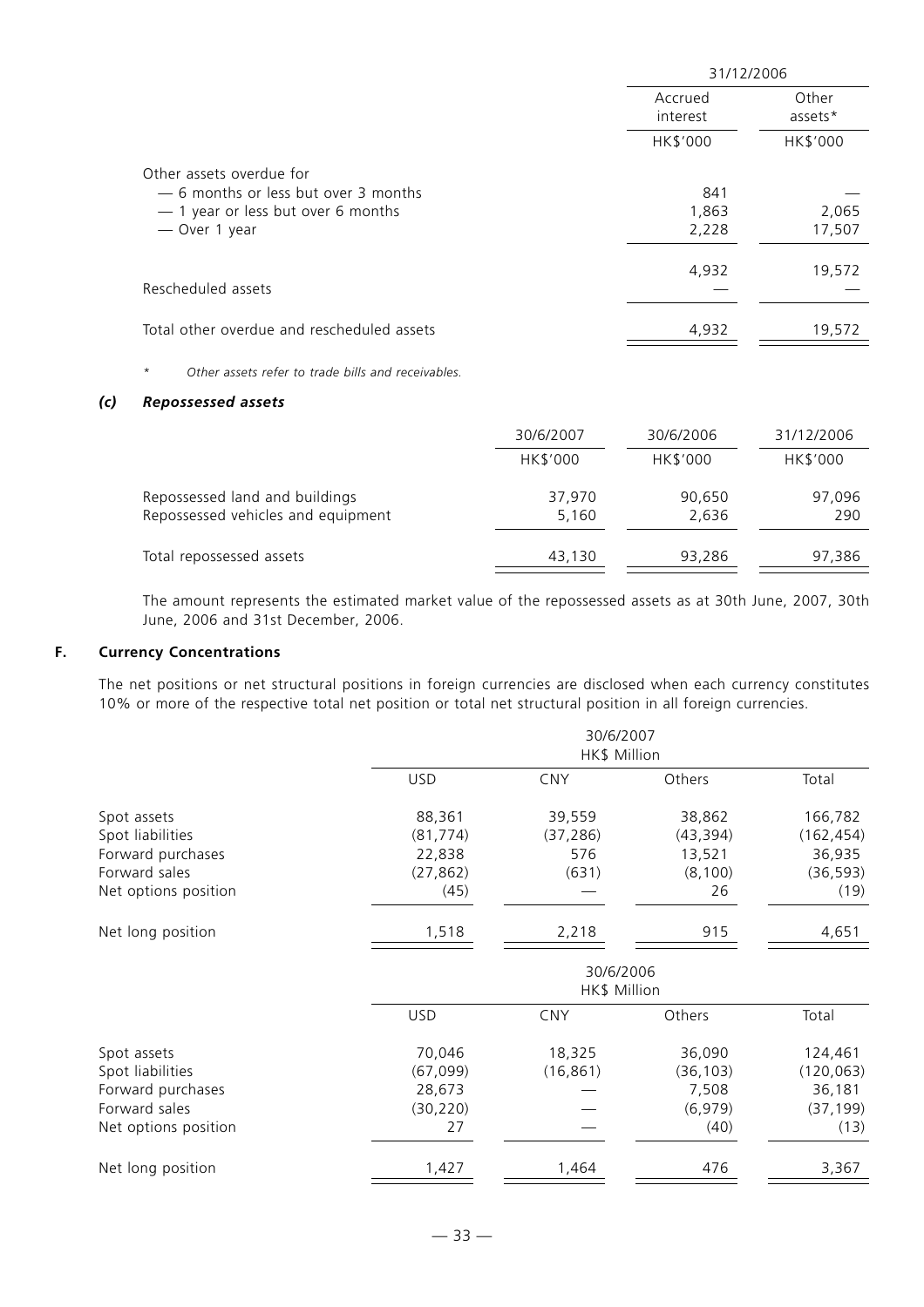| | 31/12/2006 | |
|---|---|---|
| | Accrued interest | Other assets* |
| | HK$'000 | HK$'000 |
| Other assets overdue for | | |
| — 6 months or less but over 3 months | 841 | — |
| — 1 year or less but over 6 months | 1,863 | 2,065 |
| — Over 1 year | 2,228 | 17,507 |
| | 4,932 | 19,572 |
| Rescheduled assets | — | — |
| Total other overdue and rescheduled assets | 4,932 | 19,572 |

\* Other assets refer to trade bills and receivables.

### *(c) Repossessed assets*

| | 30/6/2007 | 30/6/2006 | 31/12/2006 |
|---|---|---|---|
| | HK$'000 | HK$'000 | HK$'000 |
| Repossessed land and buildings | 37,970 | 90,650 | 97,096 |
| Repossessed vehicles and equipment | 5,160 | 2,636 | 290 |
| Total repossessed assets | 43,130 | 93,286 | 97,386 |

The amount represents the estimated market value of the repossessed assets as at 30th June, 2007, 30th June, 2006 and 31st December, 2006.

## F. Currency Concentrations

The net positions or net structural positions in foreign currencies are disclosed when each currency constitutes 10% or more of the respective total net position or total net structural position in all foreign currencies.

| | 30/6/2007 HK$ Million | | | |
|---|---|---|---|---|
| | USD | CNY | Others | Total |
| Spot assets | 88,361 | 39,559 | 38,862 | 166,782 |
| Spot liabilities | (81,774) | (37,286) | (43,394) | (162,454) |
| Forward purchases | 22,838 | 576 | 13,521 | 36,935 |
| Forward sales | (27,862) | (631) | (8,100) | (36,593) |
| Net options position | (45) | — | 26 | (19) |
| Net long position | 1,518 | 2,218 | 915 | 4,651 |

| | 30/6/2006 HK$ Million | | | |
|---|---|---|---|---|
| | USD | CNY | Others | Total |
| Spot assets | 70,046 | 18,325 | 36,090 | 124,461 |
| Spot liabilities | (67,099) | (16,861) | (36,103) | (120,063) |
| Forward purchases | 28,673 | — | 7,508 | 36,181 |
| Forward sales | (30,220) | — | (6,979) | (37,199) |
| Net options position | 27 | — | (40) | (13) |
| Net long position | 1,427 | 1,464 | 476 | 3,367 |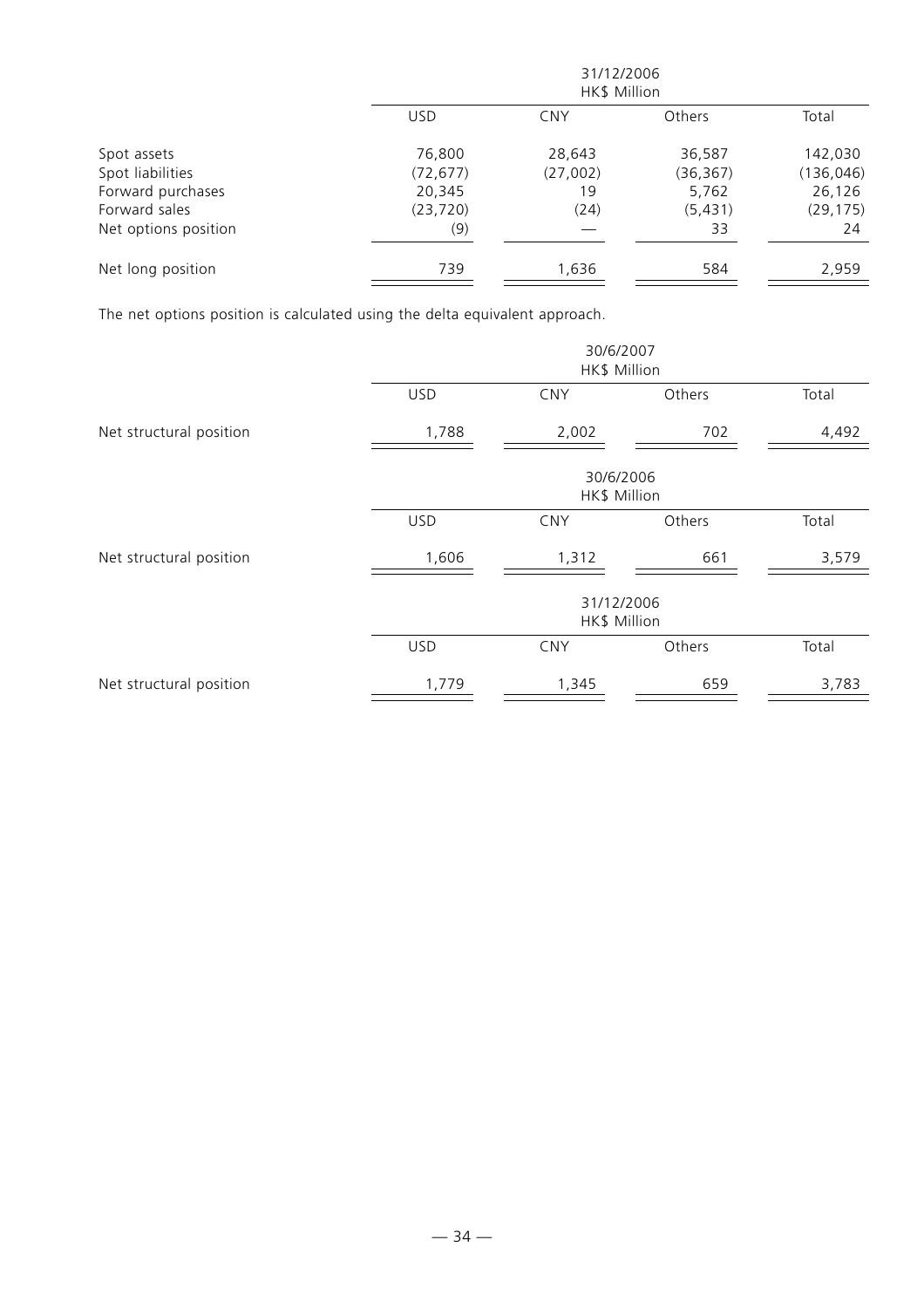| | 31/12/2006 HK$ Million | | | |
|---|---|---|---|---|
| | USD | CNY | Others | Total |
| Spot assets | 76,800 | 28,643 | 36,587 | 142,030 |
| Spot liabilities | (72,677) | (27,002) | (36,367) | (136,046) |
| Forward purchases | 20,345 | 19 | 5,762 | 26,126 |
| Forward sales | (23,720) | (24) | (5,431) | (29,175) |
| Net options position | (9) | — | 33 | 24 |
| Net long position | 739 | 1,636 | 584 | 2,959 |

The net options position is calculated using the delta equivalent approach.

| | 30/6/2007 HK$ Million | | | |
|---|---|---|---|---|
| | USD | CNY | Others | Total |
| Net structural position | 1,788 | 2,002 | 702 | 4,492 |

| | 30/6/2006 HK$ Million | | | |
|---|---|---|---|---|
| | USD | CNY | Others | Total |
| Net structural position | 1,606 | 1,312 | 661 | 3,579 |

| | 31/12/2006 HK$ Million | | | |
|---|---|---|---|---|
| | USD | CNY | Others | Total |
| Net structural position | 1,779 | 1,345 | 659 | 3,783 |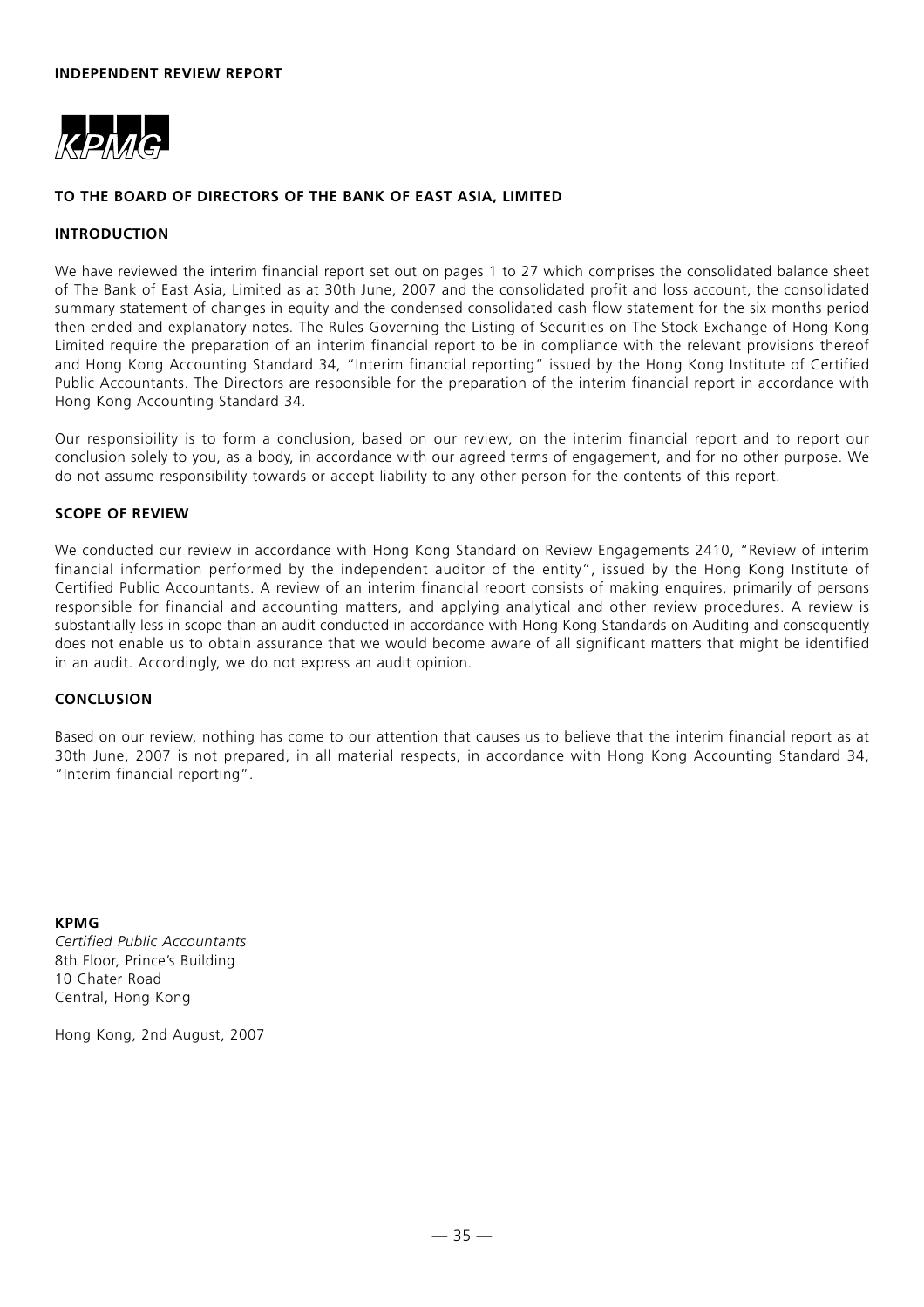# INDEPENDENT REVIEW REPORT

KPMG

## TO THE BOARD OF DIRECTORS OF THE BANK OF EAST ASIA, LIMITED

### INTRODUCTION

We have reviewed the interim financial report set out on pages 1 to 27 which comprises the consolidated balance sheet of The Bank of East Asia, Limited as at 30th June, 2007 and the consolidated profit and loss account, the consolidated summary statement of changes in equity and the condensed consolidated cash flow statement for the six months period then ended and explanatory notes. The Rules Governing the Listing of Securities on The Stock Exchange of Hong Kong Limited require the preparation of an interim financial report to be in compliance with the relevant provisions thereof and Hong Kong Accounting Standard 34, "Interim financial reporting" issued by the Hong Kong Institute of Certified Public Accountants. The Directors are responsible for the preparation of the interim financial report in accordance with Hong Kong Accounting Standard 34.

Our responsibility is to form a conclusion, based on our review, on the interim financial report and to report our conclusion solely to you, as a body, in accordance with our agreed terms of engagement, and for no other purpose. We do not assume responsibility towards or accept liability to any other person for the contents of this report.

### SCOPE OF REVIEW

We conducted our review in accordance with Hong Kong Standard on Review Engagements 2410, "Review of interim financial information performed by the independent auditor of the entity", issued by the Hong Kong Institute of Certified Public Accountants. A review of an interim financial report consists of making enquires, primarily of persons responsible for financial and accounting matters, and applying analytical and other review procedures. A review is substantially less in scope than an audit conducted in accordance with Hong Kong Standards on Auditing and consequently does not enable us to obtain assurance that we would become aware of all significant matters that might be identified in an audit. Accordingly, we do not express an audit opinion.

### CONCLUSION

Based on our review, nothing has come to our attention that causes us to believe that the interim financial report as at 30th June, 2007 is not prepared, in all material respects, in accordance with Hong Kong Accounting Standard 34, "Interim financial reporting".

**KPMG**
*Certified Public Accountants*
8th Floor, Prince's Building
10 Chater Road
Central, Hong Kong

Hong Kong, 2nd August, 2007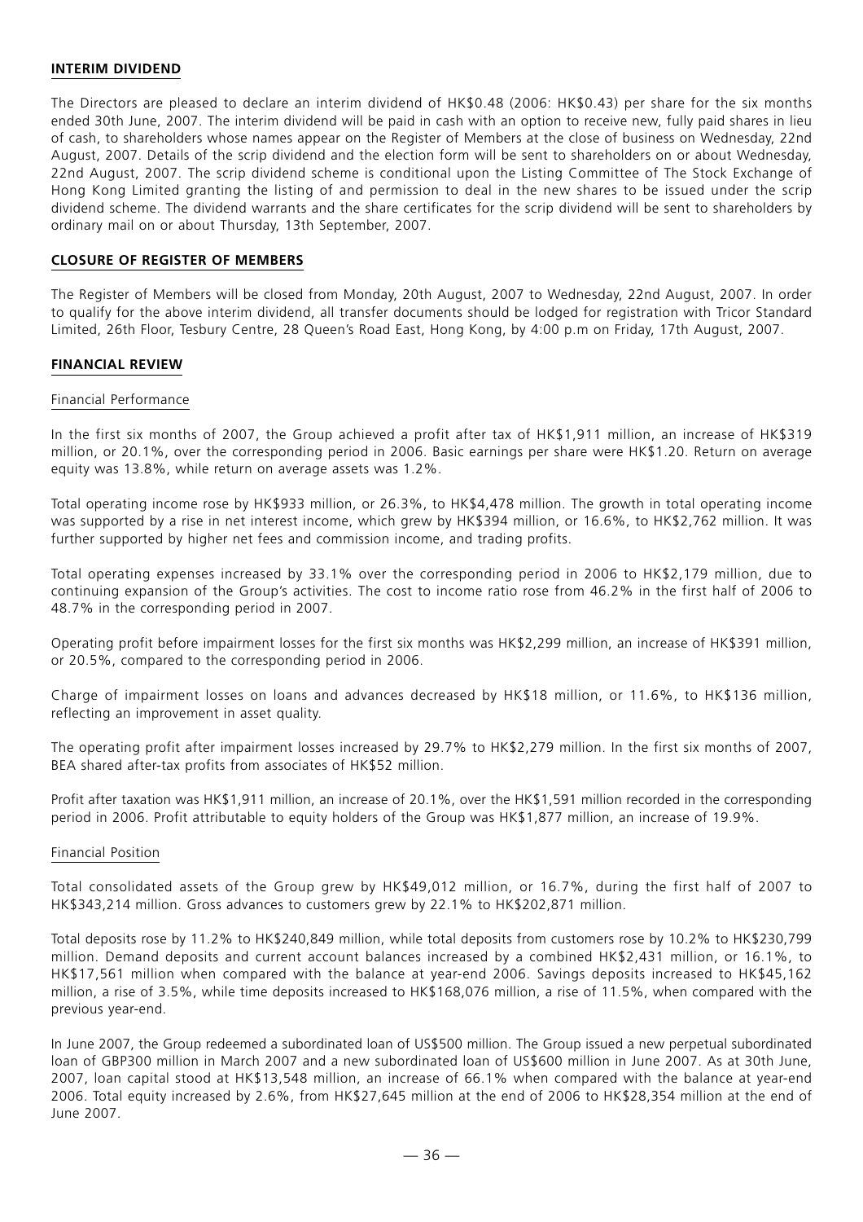## INTERIM DIVIDEND

The Directors are pleased to declare an interim dividend of HK$0.48 (2006: HK$0.43) per share for the six months ended 30th June, 2007. The interim dividend will be paid in cash with an option to receive new, fully paid shares in lieu of cash, to shareholders whose names appear on the Register of Members at the close of business on Wednesday, 22nd August, 2007. Details of the scrip dividend and the election form will be sent to shareholders on or about Wednesday, 22nd August, 2007. The scrip dividend scheme is conditional upon the Listing Committee of The Stock Exchange of Hong Kong Limited granting the listing of and permission to deal in the new shares to be issued under the scrip dividend scheme. The dividend warrants and the share certificates for the scrip dividend will be sent to shareholders by ordinary mail on or about Thursday, 13th September, 2007.

## CLOSURE OF REGISTER OF MEMBERS

The Register of Members will be closed from Monday, 20th August, 2007 to Wednesday, 22nd August, 2007. In order to qualify for the above interim dividend, all transfer documents should be lodged for registration with Tricor Standard Limited, 26th Floor, Tesbury Centre, 28 Queen's Road East, Hong Kong, by 4:00 p.m on Friday, 17th August, 2007.

## FINANCIAL REVIEW

### Financial Performance

In the first six months of 2007, the Group achieved a profit after tax of HK$1,911 million, an increase of HK$319 million, or 20.1%, over the corresponding period in 2006. Basic earnings per share were HK$1.20. Return on average equity was 13.8%, while return on average assets was 1.2%.

Total operating income rose by HK$933 million, or 26.3%, to HK$4,478 million. The growth in total operating income was supported by a rise in net interest income, which grew by HK$394 million, or 16.6%, to HK$2,762 million. It was further supported by higher net fees and commission income, and trading profits.

Total operating expenses increased by 33.1% over the corresponding period in 2006 to HK$2,179 million, due to continuing expansion of the Group's activities. The cost to income ratio rose from 46.2% in the first half of 2006 to 48.7% in the corresponding period in 2007.

Operating profit before impairment losses for the first six months was HK$2,299 million, an increase of HK$391 million, or 20.5%, compared to the corresponding period in 2006.

Charge of impairment losses on loans and advances decreased by HK$18 million, or 11.6%, to HK$136 million, reflecting an improvement in asset quality.

The operating profit after impairment losses increased by 29.7% to HK$2,279 million. In the first six months of 2007, BEA shared after-tax profits from associates of HK$52 million.

Profit after taxation was HK$1,911 million, an increase of 20.1%, over the HK$1,591 million recorded in the corresponding period in 2006. Profit attributable to equity holders of the Group was HK$1,877 million, an increase of 19.9%.

### Financial Position

Total consolidated assets of the Group grew by HK$49,012 million, or 16.7%, during the first half of 2007 to HK$343,214 million. Gross advances to customers grew by 22.1% to HK$202,871 million.

Total deposits rose by 11.2% to HK$240,849 million, while total deposits from customers rose by 10.2% to HK$230,799 million. Demand deposits and current account balances increased by a combined HK$2,431 million, or 16.1%, to HK$17,561 million when compared with the balance at year-end 2006. Savings deposits increased to HK$45,162 million, a rise of 3.5%, while time deposits increased to HK$168,076 million, a rise of 11.5%, when compared with the previous year-end.

In June 2007, the Group redeemed a subordinated loan of US$500 million. The Group issued a new perpetual subordinated loan of GBP300 million in March 2007 and a new subordinated loan of US$600 million in June 2007. As at 30th June, 2007, loan capital stood at HK$13,548 million, an increase of 66.1% when compared with the balance at year-end 2006. Total equity increased by 2.6%, from HK$27,645 million at the end of 2006 to HK$28,354 million at the end of June 2007.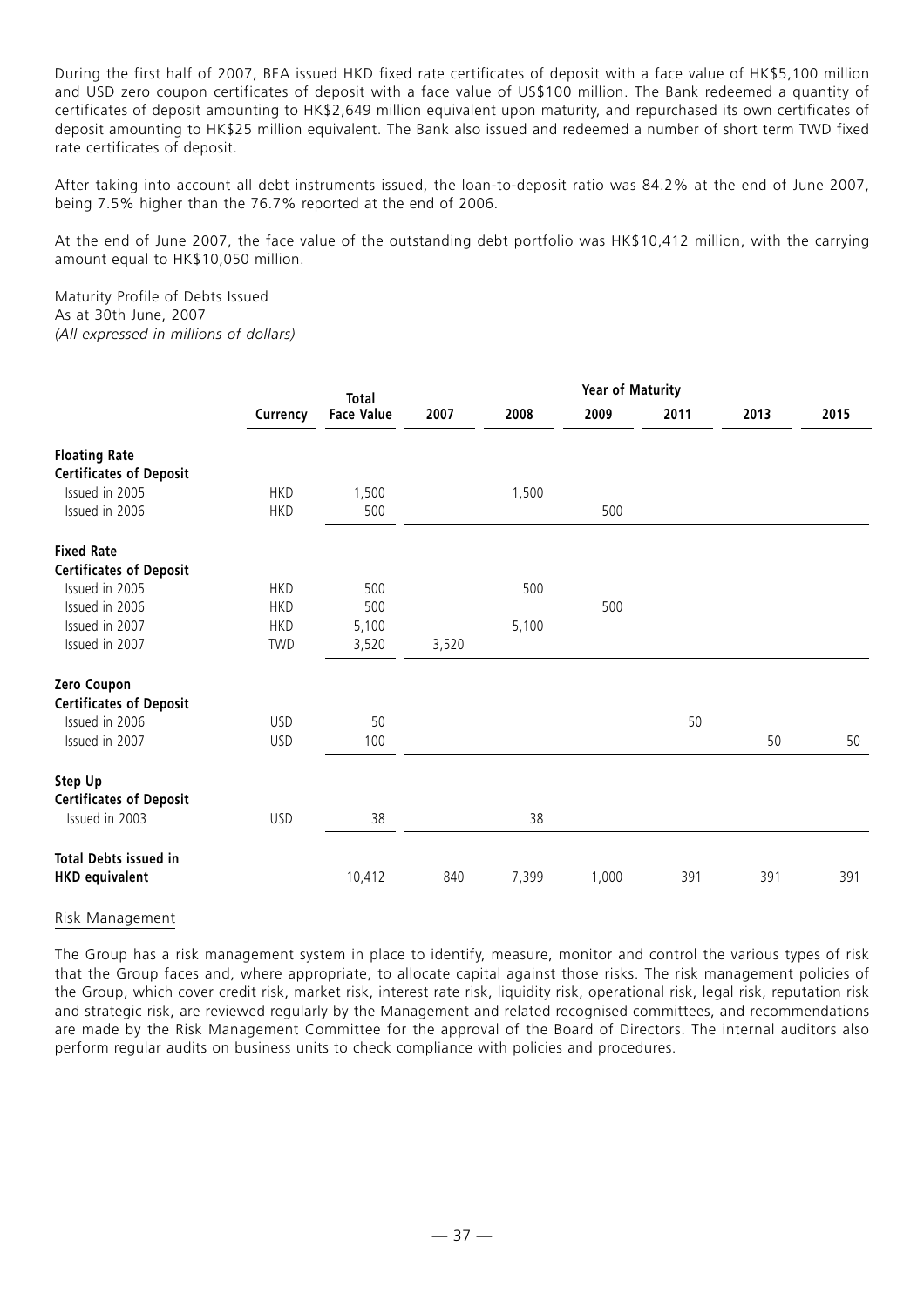During the first half of 2007, BEA issued HKD fixed rate certificates of deposit with a face value of HK$5,100 million and USD zero coupon certificates of deposit with a face value of US$100 million. The Bank redeemed a quantity of certificates of deposit amounting to HK$2,649 million equivalent upon maturity, and repurchased its own certificates of deposit amounting to HK$25 million equivalent. The Bank also issued and redeemed a number of short term TWD fixed rate certificates of deposit.

After taking into account all debt instruments issued, the loan-to-deposit ratio was 84.2% at the end of June 2007, being 7.5% higher than the 76.7% reported at the end of 2006.

At the end of June 2007, the face value of the outstanding debt portfolio was HK$10,412 million, with the carrying amount equal to HK$10,050 million.

Maturity Profile of Debts Issued
As at 30th June, 2007
*(All expressed in millions of dollars)*

| | Currency | Total Face Value | Year of Maturity | | | | | |
|---|---|---|---|---|---|---|---|---|
| | | | 2007 | 2008 | 2009 | 2011 | 2013 | 2015 |
| **Floating Rate Certificates of Deposit** | | | | | | | | |
| Issued in 2005 | HKD | 1,500 | | 1,500 | | | | |
| Issued in 2006 | HKD | 500 | | | 500 | | | |
| **Fixed Rate Certificates of Deposit** | | | | | | | | |
| Issued in 2005 | HKD | 500 | | 500 | | | | |
| Issued in 2006 | HKD | 500 | | | 500 | | | |
| Issued in 2007 | HKD | 5,100 | | 5,100 | | | | |
| Issued in 2007 | TWD | 3,520 | 3,520 | | | | | |
| **Zero Coupon Certificates of Deposit** | | | | | | | | |
| Issued in 2006 | USD | 50 | | | | 50 | | |
| Issued in 2007 | USD | 100 | | | | | 50 | 50 |
| **Step Up Certificates of Deposit** | | | | | | | | |
| Issued in 2003 | USD | 38 | | 38 | | | | |
| **Total Debts issued in HKD equivalent** | | 10,412 | 840 | 7,399 | 1,000 | 391 | 391 | 391 |

Risk Management

The Group has a risk management system in place to identify, measure, monitor and control the various types of risk that the Group faces and, where appropriate, to allocate capital against those risks. The risk management policies of the Group, which cover credit risk, market risk, interest rate risk, liquidity risk, operational risk, legal risk, reputation risk and strategic risk, are reviewed regularly by the Management and related recognised committees, and recommendations are made by the Risk Management Committee for the approval of the Board of Directors. The internal auditors also perform regular audits on business units to check compliance with policies and procedures.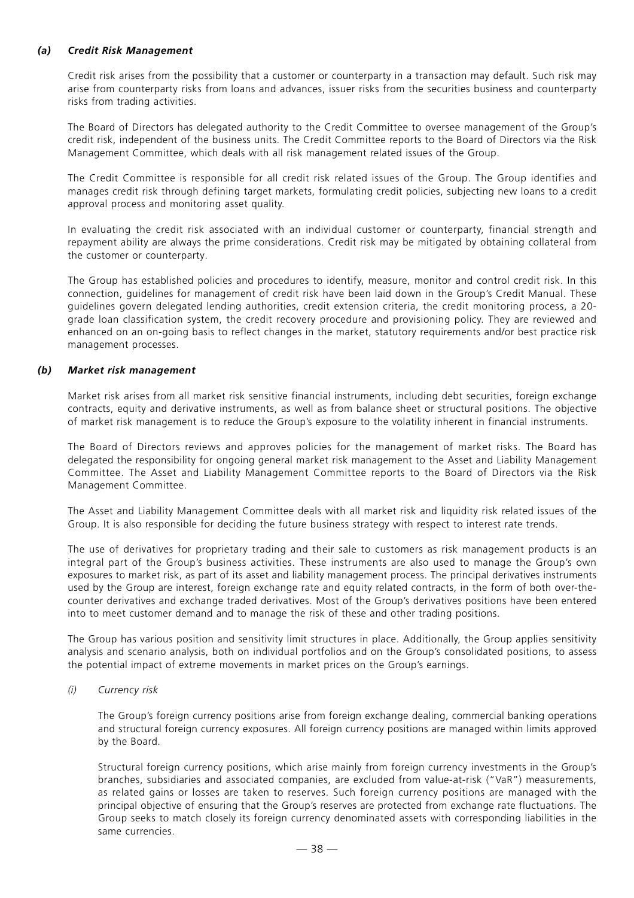### *(a) Credit Risk Management*

Credit risk arises from the possibility that a customer or counterparty in a transaction may default. Such risk may arise from counterparty risks from loans and advances, issuer risks from the securities business and counterparty risks from trading activities.

The Board of Directors has delegated authority to the Credit Committee to oversee management of the Group's credit risk, independent of the business units. The Credit Committee reports to the Board of Directors via the Risk Management Committee, which deals with all risk management related issues of the Group.

The Credit Committee is responsible for all credit risk related issues of the Group. The Group identifies and manages credit risk through defining target markets, formulating credit policies, subjecting new loans to a credit approval process and monitoring asset quality.

In evaluating the credit risk associated with an individual customer or counterparty, financial strength and repayment ability are always the prime considerations. Credit risk may be mitigated by obtaining collateral from the customer or counterparty.

The Group has established policies and procedures to identify, measure, monitor and control credit risk. In this connection, guidelines for management of credit risk have been laid down in the Group's Credit Manual. These guidelines govern delegated lending authorities, credit extension criteria, the credit monitoring process, a 20-grade loan classification system, the credit recovery procedure and provisioning policy. They are reviewed and enhanced on an on-going basis to reflect changes in the market, statutory requirements and/or best practice risk management processes.

### *(b) Market risk management*

Market risk arises from all market risk sensitive financial instruments, including debt securities, foreign exchange contracts, equity and derivative instruments, as well as from balance sheet or structural positions. The objective of market risk management is to reduce the Group's exposure to the volatility inherent in financial instruments.

The Board of Directors reviews and approves policies for the management of market risks. The Board has delegated the responsibility for ongoing general market risk management to the Asset and Liability Management Committee. The Asset and Liability Management Committee reports to the Board of Directors via the Risk Management Committee.

The Asset and Liability Management Committee deals with all market risk and liquidity risk related issues of the Group. It is also responsible for deciding the future business strategy with respect to interest rate trends.

The use of derivatives for proprietary trading and their sale to customers as risk management products is an integral part of the Group's business activities. These instruments are also used to manage the Group's own exposures to market risk, as part of its asset and liability management process. The principal derivatives instruments used by the Group are interest, foreign exchange rate and equity related contracts, in the form of both over-the-counter derivatives and exchange traded derivatives. Most of the Group's derivatives positions have been entered into to meet customer demand and to manage the risk of these and other trading positions.

The Group has various position and sensitivity limit structures in place. Additionally, the Group applies sensitivity analysis and scenario analysis, both on individual portfolios and on the Group's consolidated positions, to assess the potential impact of extreme movements in market prices on the Group's earnings.

*(i) Currency risk*

The Group's foreign currency positions arise from foreign exchange dealing, commercial banking operations and structural foreign currency exposures. All foreign currency positions are managed within limits approved by the Board.

Structural foreign currency positions, which arise mainly from foreign currency investments in the Group's branches, subsidiaries and associated companies, are excluded from value-at-risk ("VaR") measurements, as related gains or losses are taken to reserves. Such foreign currency positions are managed with the principal objective of ensuring that the Group's reserves are protected from exchange rate fluctuations. The Group seeks to match closely its foreign currency denominated assets with corresponding liabilities in the same currencies.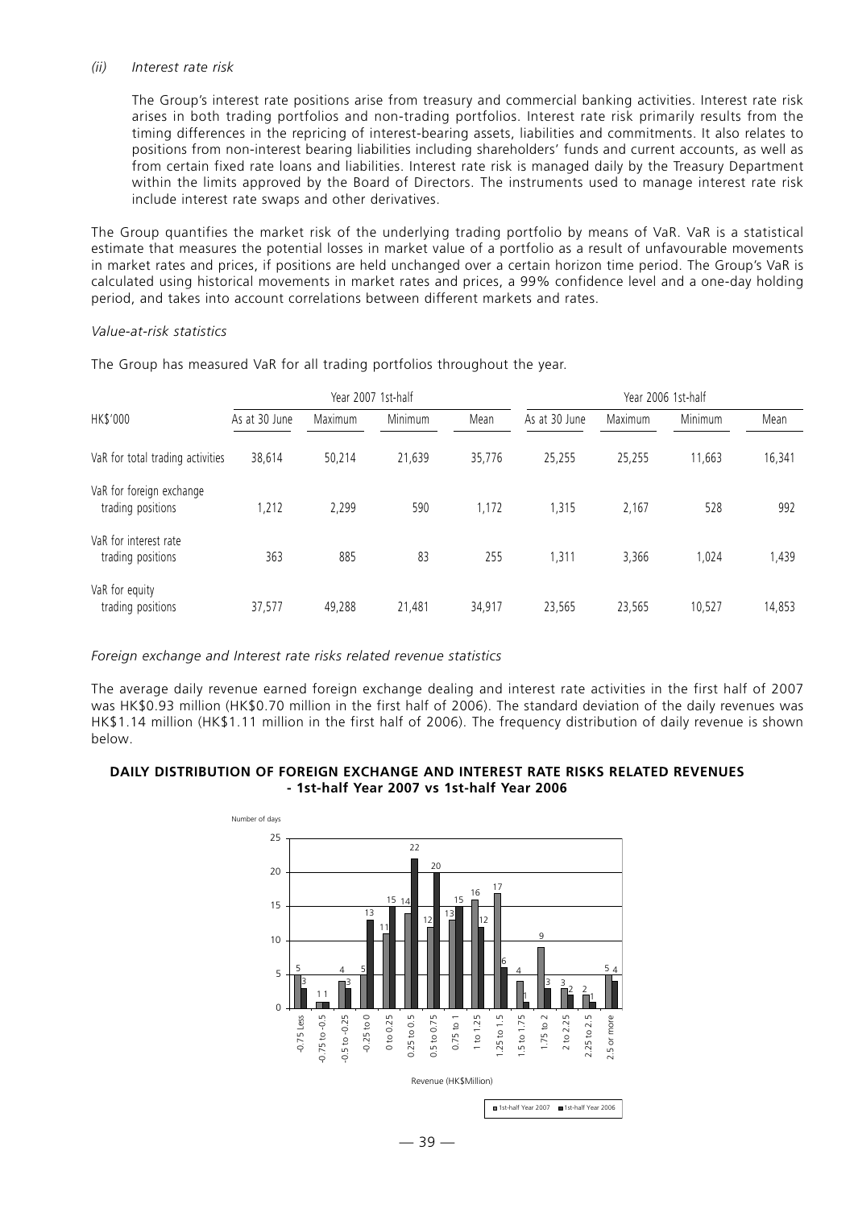*(ii) Interest rate risk*

The Group's interest rate positions arise from treasury and commercial banking activities. Interest rate risk arises in both trading portfolios and non-trading portfolios. Interest rate risk primarily results from the timing differences in the repricing of interest-bearing assets, liabilities and commitments. It also relates to positions from non-interest bearing liabilities including shareholders' funds and current accounts, as well as from certain fixed rate loans and liabilities. Interest rate risk is managed daily by the Treasury Department within the limits approved by the Board of Directors. The instruments used to manage interest rate risk include interest rate swaps and other derivatives.

The Group quantifies the market risk of the underlying trading portfolio by means of VaR. VaR is a statistical estimate that measures the potential losses in market value of a portfolio as a result of unfavourable movements in market rates and prices, if positions are held unchanged over a certain horizon time period. The Group's VaR is calculated using historical movements in market rates and prices, a 99% confidence level and a one-day holding period, and takes into account correlations between different markets and rates.

*Value-at-risk statistics*

The Group has measured VaR for all trading portfolios throughout the year.

| | Year 2007 1st-half | | | | Year 2006 1st-half | | | |
|---|---|---|---|---|---|---|---|---|
| HK$'000 | As at 30 June | Maximum | Minimum | Mean | As at 30 June | Maximum | Minimum | Mean |
| VaR for total trading activities | 38,614 | 50,214 | 21,639 | 35,776 | 25,255 | 25,255 | 11,663 | 16,341 |
| VaR for foreign exchange trading positions | 1,212 | 2,299 | 590 | 1,172 | 1,315 | 2,167 | 528 | 992 |
| VaR for interest rate trading positions | 363 | 885 | 83 | 255 | 1,311 | 3,366 | 1,024 | 1,439 |
| VaR for equity trading positions | 37,577 | 49,288 | 21,481 | 34,917 | 23,565 | 23,565 | 10,527 | 14,853 |

*Foreign exchange and Interest rate risks related revenue statistics*

The average daily revenue earned foreign exchange dealing and interest rate activities in the first half of 2007 was HK$0.93 million (HK$0.70 million in the first half of 2006). The standard deviation of the daily revenues was HK$1.14 million (HK$1.11 million in the first half of 2006). The frequency distribution of daily revenue is shown below.

**DAILY DISTRIBUTION OF FOREIGN EXCHANGE AND INTEREST RATE RISKS RELATED REVENUES - 1st-half Year 2007 vs 1st-half Year 2006**

| Revenue (HK$Million) | 1st-half Year 2007 (Number of days) | 1st-half Year 2006 (Number of days) |
|---|---|---|
| -0.75 Less | 5 | 3 |
| -0.75 to -0.5 | 1 | 1 |
| -0.5 to -0.25 | 4 | 3 |
| -0.25 to 0 | 5 | 13 |
| 0 to 0.25 | 11 | 15 |
| 0.25 to 0.5 | 14 | 22 |
| 0.5 to 0.75 | 12 | 20 |
| 0.75 to 1 | 13 | 15 |
| 1 to 1.25 | 16 | 12 |
| 1.25 to 1.5 | 17 | 6 |
| 1.5 to 1.75 | 4 | 1 |
| 1.75 to 2 | 9 | 3 |
| 2 to 2.25 | 3 | 2 |
| 2.25 to 2.5 | 2 | 1 |
| 2.5 or more | 5 | 4 |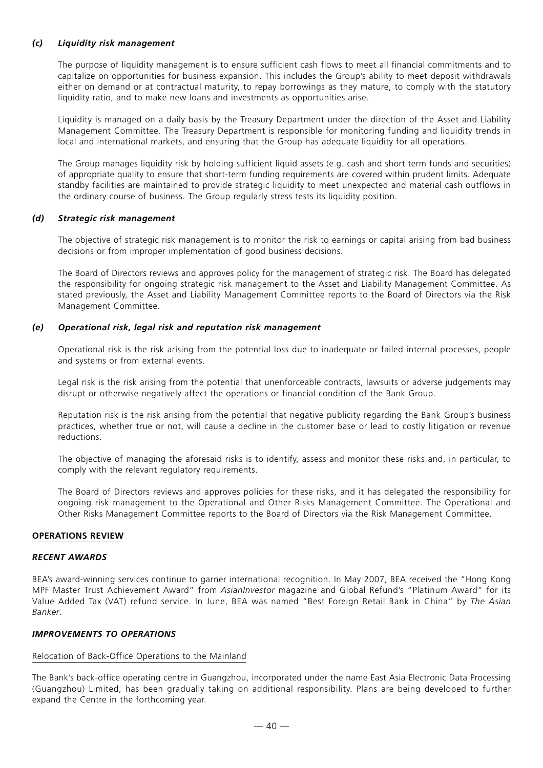### *(c) Liquidity risk management*

The purpose of liquidity management is to ensure sufficient cash flows to meet all financial commitments and to capitalize on opportunities for business expansion. This includes the Group's ability to meet deposit withdrawals either on demand or at contractual maturity, to repay borrowings as they mature, to comply with the statutory liquidity ratio, and to make new loans and investments as opportunities arise.

Liquidity is managed on a daily basis by the Treasury Department under the direction of the Asset and Liability Management Committee. The Treasury Department is responsible for monitoring funding and liquidity trends in local and international markets, and ensuring that the Group has adequate liquidity for all operations.

The Group manages liquidity risk by holding sufficient liquid assets (e.g. cash and short term funds and securities) of appropriate quality to ensure that short-term funding requirements are covered within prudent limits. Adequate standby facilities are maintained to provide strategic liquidity to meet unexpected and material cash outflows in the ordinary course of business. The Group regularly stress tests its liquidity position.

### *(d) Strategic risk management*

The objective of strategic risk management is to monitor the risk to earnings or capital arising from bad business decisions or from improper implementation of good business decisions.

The Board of Directors reviews and approves policy for the management of strategic risk. The Board has delegated the responsibility for ongoing strategic risk management to the Asset and Liability Management Committee. As stated previously, the Asset and Liability Management Committee reports to the Board of Directors via the Risk Management Committee.

### *(e) Operational risk, legal risk and reputation risk management*

Operational risk is the risk arising from the potential loss due to inadequate or failed internal processes, people and systems or from external events.

Legal risk is the risk arising from the potential that unenforceable contracts, lawsuits or adverse judgements may disrupt or otherwise negatively affect the operations or financial condition of the Bank Group.

Reputation risk is the risk arising from the potential that negative publicity regarding the Bank Group's business practices, whether true or not, will cause a decline in the customer base or lead to costly litigation or revenue reductions.

The objective of managing the aforesaid risks is to identify, assess and monitor these risks and, in particular, to comply with the relevant regulatory requirements.

The Board of Directors reviews and approves policies for these risks, and it has delegated the responsibility for ongoing risk management to the Operational and Other Risks Management Committee. The Operational and Other Risks Management Committee reports to the Board of Directors via the Risk Management Committee.

## OPERATIONS REVIEW

### *RECENT AWARDS*

BEA's award-winning services continue to garner international recognition. In May 2007, BEA received the "Hong Kong MPF Master Trust Achievement Award" from *AsianInvestor* magazine and Global Refund's "Platinum Award" for its Value Added Tax (VAT) refund service. In June, BEA was named "Best Foreign Retail Bank in China" by *The Asian Banker*.

### *IMPROVEMENTS TO OPERATIONS*

Relocation of Back-Office Operations to the Mainland

The Bank's back-office operating centre in Guangzhou, incorporated under the name East Asia Electronic Data Processing (Guangzhou) Limited, has been gradually taking on additional responsibility. Plans are being developed to further expand the Centre in the forthcoming year.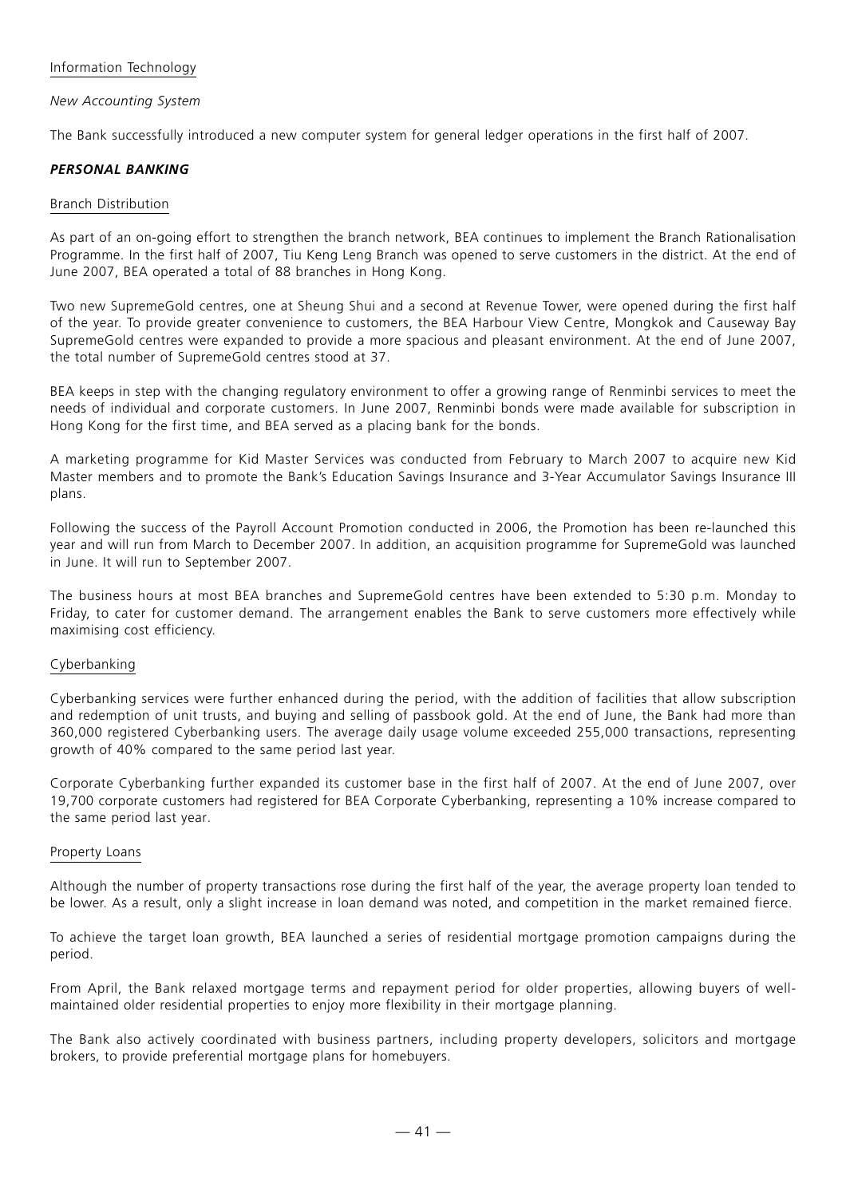Information Technology

*New Accounting System*

The Bank successfully introduced a new computer system for general ledger operations in the first half of 2007.

***PERSONAL BANKING***

Branch Distribution

As part of an on-going effort to strengthen the branch network, BEA continues to implement the Branch Rationalisation Programme. In the first half of 2007, Tiu Keng Leng Branch was opened to serve customers in the district. At the end of June 2007, BEA operated a total of 88 branches in Hong Kong.

Two new SupremeGold centres, one at Sheung Shui and a second at Revenue Tower, were opened during the first half of the year. To provide greater convenience to customers, the BEA Harbour View Centre, Mongkok and Causeway Bay SupremeGold centres were expanded to provide a more spacious and pleasant environment. At the end of June 2007, the total number of SupremeGold centres stood at 37.

BEA keeps in step with the changing regulatory environment to offer a growing range of Renminbi services to meet the needs of individual and corporate customers. In June 2007, Renminbi bonds were made available for subscription in Hong Kong for the first time, and BEA served as a placing bank for the bonds.

A marketing programme for Kid Master Services was conducted from February to March 2007 to acquire new Kid Master members and to promote the Bank's Education Savings Insurance and 3-Year Accumulator Savings Insurance III plans.

Following the success of the Payroll Account Promotion conducted in 2006, the Promotion has been re-launched this year and will run from March to December 2007. In addition, an acquisition programme for SupremeGold was launched in June. It will run to September 2007.

The business hours at most BEA branches and SupremeGold centres have been extended to 5:30 p.m. Monday to Friday, to cater for customer demand. The arrangement enables the Bank to serve customers more effectively while maximising cost efficiency.

Cyberbanking

Cyberbanking services were further enhanced during the period, with the addition of facilities that allow subscription and redemption of unit trusts, and buying and selling of passbook gold. At the end of June, the Bank had more than 360,000 registered Cyberbanking users. The average daily usage volume exceeded 255,000 transactions, representing growth of 40% compared to the same period last year.

Corporate Cyberbanking further expanded its customer base in the first half of 2007. At the end of June 2007, over 19,700 corporate customers had registered for BEA Corporate Cyberbanking, representing a 10% increase compared to the same period last year.

Property Loans

Although the number of property transactions rose during the first half of the year, the average property loan tended to be lower. As a result, only a slight increase in loan demand was noted, and competition in the market remained fierce.

To achieve the target loan growth, BEA launched a series of residential mortgage promotion campaigns during the period.

From April, the Bank relaxed mortgage terms and repayment period for older properties, allowing buyers of well-maintained older residential properties to enjoy more flexibility in their mortgage planning.

The Bank also actively coordinated with business partners, including property developers, solicitors and mortgage brokers, to provide preferential mortgage plans for homebuyers.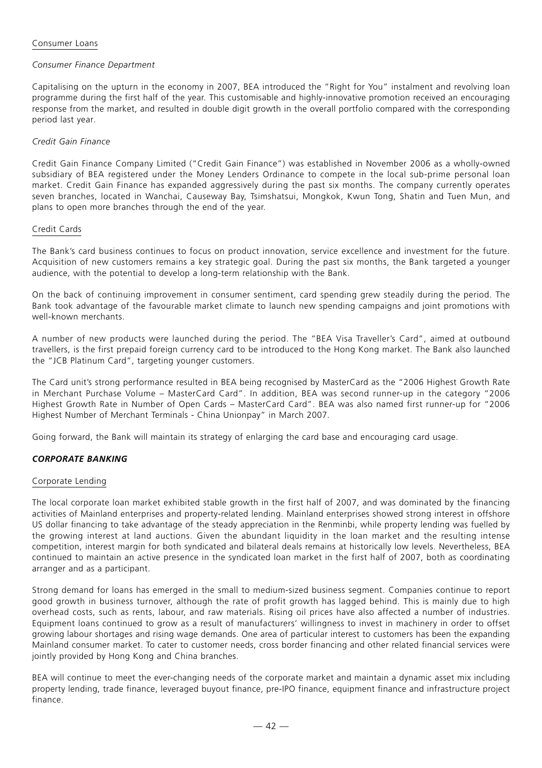Consumer Loans

*Consumer Finance Department*

Capitalising on the upturn in the economy in 2007, BEA introduced the "Right for You" instalment and revolving loan programme during the first half of the year. This customisable and highly-innovative promotion received an encouraging response from the market, and resulted in double digit growth in the overall portfolio compared with the corresponding period last year.

*Credit Gain Finance*

Credit Gain Finance Company Limited ("Credit Gain Finance") was established in November 2006 as a wholly-owned subsidiary of BEA registered under the Money Lenders Ordinance to compete in the local sub-prime personal loan market. Credit Gain Finance has expanded aggressively during the past six months. The company currently operates seven branches, located in Wanchai, Causeway Bay, Tsimshatsui, Mongkok, Kwun Tong, Shatin and Tuen Mun, and plans to open more branches through the end of the year.

Credit Cards

The Bank's card business continues to focus on product innovation, service excellence and investment for the future. Acquisition of new customers remains a key strategic goal. During the past six months, the Bank targeted a younger audience, with the potential to develop a long-term relationship with the Bank.

On the back of continuing improvement in consumer sentiment, card spending grew steadily during the period. The Bank took advantage of the favourable market climate to launch new spending campaigns and joint promotions with well-known merchants.

A number of new products were launched during the period. The "BEA Visa Traveller's Card", aimed at outbound travellers, is the first prepaid foreign currency card to be introduced to the Hong Kong market. The Bank also launched the "JCB Platinum Card", targeting younger customers.

The Card unit's strong performance resulted in BEA being recognised by MasterCard as the "2006 Highest Growth Rate in Merchant Purchase Volume – MasterCard Card". In addition, BEA was second runner-up in the category "2006 Highest Growth Rate in Number of Open Cards – MasterCard Card". BEA was also named first runner-up for "2006 Highest Number of Merchant Terminals - China Unionpay" in March 2007.

Going forward, the Bank will maintain its strategy of enlarging the card base and encouraging card usage.

***CORPORATE BANKING***

Corporate Lending

The local corporate loan market exhibited stable growth in the first half of 2007, and was dominated by the financing activities of Mainland enterprises and property-related lending. Mainland enterprises showed strong interest in offshore US dollar financing to take advantage of the steady appreciation in the Renminbi, while property lending was fuelled by the growing interest at land auctions. Given the abundant liquidity in the loan market and the resulting intense competition, interest margin for both syndicated and bilateral deals remains at historically low levels. Nevertheless, BEA continued to maintain an active presence in the syndicated loan market in the first half of 2007, both as coordinating arranger and as a participant.

Strong demand for loans has emerged in the small to medium-sized business segment. Companies continue to report good growth in business turnover, although the rate of profit growth has lagged behind. This is mainly due to high overhead costs, such as rents, labour, and raw materials. Rising oil prices have also affected a number of industries. Equipment loans continued to grow as a result of manufacturers' willingness to invest in machinery in order to offset growing labour shortages and rising wage demands. One area of particular interest to customers has been the expanding Mainland consumer market. To cater to customer needs, cross border financing and other related financial services were jointly provided by Hong Kong and China branches.

BEA will continue to meet the ever-changing needs of the corporate market and maintain a dynamic asset mix including property lending, trade finance, leveraged buyout finance, pre-IPO finance, equipment finance and infrastructure project finance.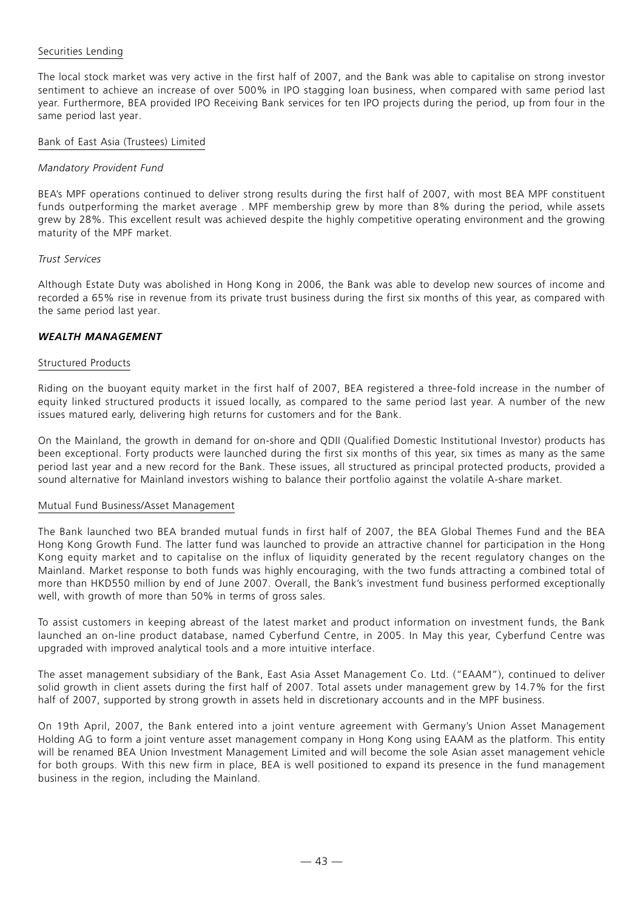Securities Lending

The local stock market was very active in the first half of 2007, and the Bank was able to capitalise on strong investor sentiment to achieve an increase of over 500% in IPO stagging loan business, when compared with same period last year. Furthermore, BEA provided IPO Receiving Bank services for ten IPO projects during the period, up from four in the same period last year.

Bank of East Asia (Trustees) Limited

*Mandatory Provident Fund*

BEA's MPF operations continued to deliver strong results during the first half of 2007, with most BEA MPF constituent funds outperforming the market average . MPF membership grew by more than 8% during the period, while assets grew by 28%. This excellent result was achieved despite the highly competitive operating environment and the growing maturity of the MPF market.

*Trust Services*

Although Estate Duty was abolished in Hong Kong in 2006, the Bank was able to develop new sources of income and recorded a 65% rise in revenue from its private trust business during the first six months of this year, as compared with the same period last year.

***WEALTH MANAGEMENT***

Structured Products

Riding on the buoyant equity market in the first half of 2007, BEA registered a three-fold increase in the number of equity linked structured products it issued locally, as compared to the same period last year. A number of the new issues matured early, delivering high returns for customers and for the Bank.

On the Mainland, the growth in demand for on-shore and QDII (Qualified Domestic Institutional Investor) products has been exceptional. Forty products were launched during the first six months of this year, six times as many as the same period last year and a new record for the Bank. These issues, all structured as principal protected products, provided a sound alternative for Mainland investors wishing to balance their portfolio against the volatile A-share market.

Mutual Fund Business/Asset Management

The Bank launched two BEA branded mutual funds in first half of 2007, the BEA Global Themes Fund and the BEA Hong Kong Growth Fund. The latter fund was launched to provide an attractive channel for participation in the Hong Kong equity market and to capitalise on the influx of liquidity generated by the recent regulatory changes on the Mainland. Market response to both funds was highly encouraging, with the two funds attracting a combined total of more than HKD550 million by end of June 2007. Overall, the Bank's investment fund business performed exceptionally well, with growth of more than 50% in terms of gross sales.

To assist customers in keeping abreast of the latest market and product information on investment funds, the Bank launched an on-line product database, named Cyberfund Centre, in 2005. In May this year, Cyberfund Centre was upgraded with improved analytical tools and a more intuitive interface.

The asset management subsidiary of the Bank, East Asia Asset Management Co. Ltd. ("EAAM"), continued to deliver solid growth in client assets during the first half of 2007. Total assets under management grew by 14.7% for the first half of 2007, supported by strong growth in assets held in discretionary accounts and in the MPF business.

On 19th April, 2007, the Bank entered into a joint venture agreement with Germany's Union Asset Management Holding AG to form a joint venture asset management company in Hong Kong using EAAM as the platform. This entity will be renamed BEA Union Investment Management Limited and will become the sole Asian asset management vehicle for both groups. With this new firm in place, BEA is well positioned to expand its presence in the fund management business in the region, including the Mainland.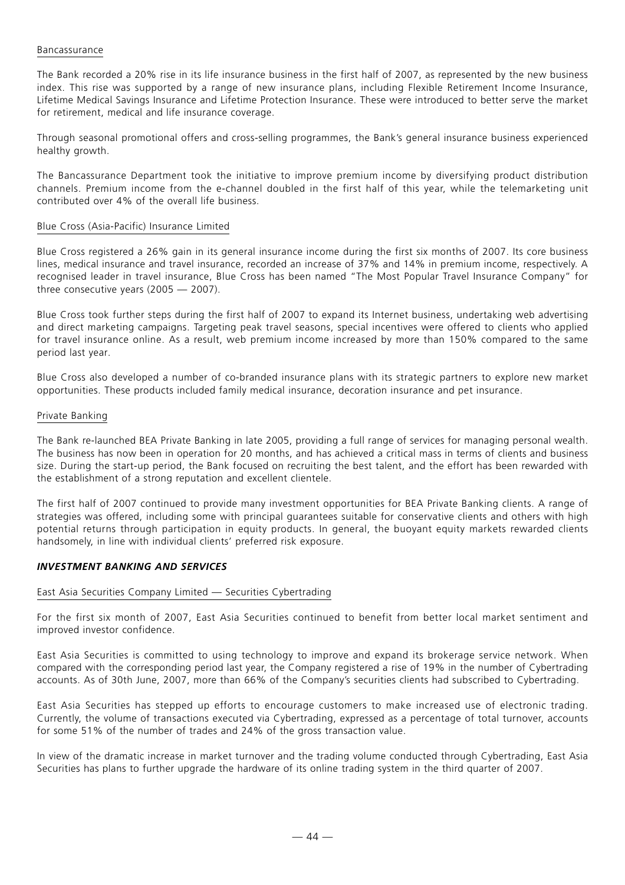### Bancassurance

The Bank recorded a 20% rise in its life insurance business in the first half of 2007, as represented by the new business index. This rise was supported by a range of new insurance plans, including Flexible Retirement Income Insurance, Lifetime Medical Savings Insurance and Lifetime Protection Insurance. These were introduced to better serve the market for retirement, medical and life insurance coverage.

Through seasonal promotional offers and cross-selling programmes, the Bank's general insurance business experienced healthy growth.

The Bancassurance Department took the initiative to improve premium income by diversifying product distribution channels. Premium income from the e-channel doubled in the first half of this year, while the telemarketing unit contributed over 4% of the overall life business.

### Blue Cross (Asia-Pacific) Insurance Limited

Blue Cross registered a 26% gain in its general insurance income during the first six months of 2007. Its core business lines, medical insurance and travel insurance, recorded an increase of 37% and 14% in premium income, respectively. A recognised leader in travel insurance, Blue Cross has been named "The Most Popular Travel Insurance Company" for three consecutive years (2005 — 2007).

Blue Cross took further steps during the first half of 2007 to expand its Internet business, undertaking web advertising and direct marketing campaigns. Targeting peak travel seasons, special incentives were offered to clients who applied for travel insurance online. As a result, web premium income increased by more than 150% compared to the same period last year.

Blue Cross also developed a number of co-branded insurance plans with its strategic partners to explore new market opportunities. These products included family medical insurance, decoration insurance and pet insurance.

### Private Banking

The Bank re-launched BEA Private Banking in late 2005, providing a full range of services for managing personal wealth. The business has now been in operation for 20 months, and has achieved a critical mass in terms of clients and business size. During the start-up period, the Bank focused on recruiting the best talent, and the effort has been rewarded with the establishment of a strong reputation and excellent clientele.

The first half of 2007 continued to provide many investment opportunities for BEA Private Banking clients. A range of strategies was offered, including some with principal guarantees suitable for conservative clients and others with high potential returns through participation in equity products. In general, the buoyant equity markets rewarded clients handsomely, in line with individual clients' preferred risk exposure.

## *INVESTMENT BANKING AND SERVICES*

### East Asia Securities Company Limited — Securities Cybertrading

For the first six month of 2007, East Asia Securities continued to benefit from better local market sentiment and improved investor confidence.

East Asia Securities is committed to using technology to improve and expand its brokerage service network. When compared with the corresponding period last year, the Company registered a rise of 19% in the number of Cybertrading accounts. As of 30th June, 2007, more than 66% of the Company's securities clients had subscribed to Cybertrading.

East Asia Securities has stepped up efforts to encourage customers to make increased use of electronic trading. Currently, the volume of transactions executed via Cybertrading, expressed as a percentage of total turnover, accounts for some 51% of the number of trades and 24% of the gross transaction value.

In view of the dramatic increase in market turnover and the trading volume conducted through Cybertrading, East Asia Securities has plans to further upgrade the hardware of its online trading system in the third quarter of 2007.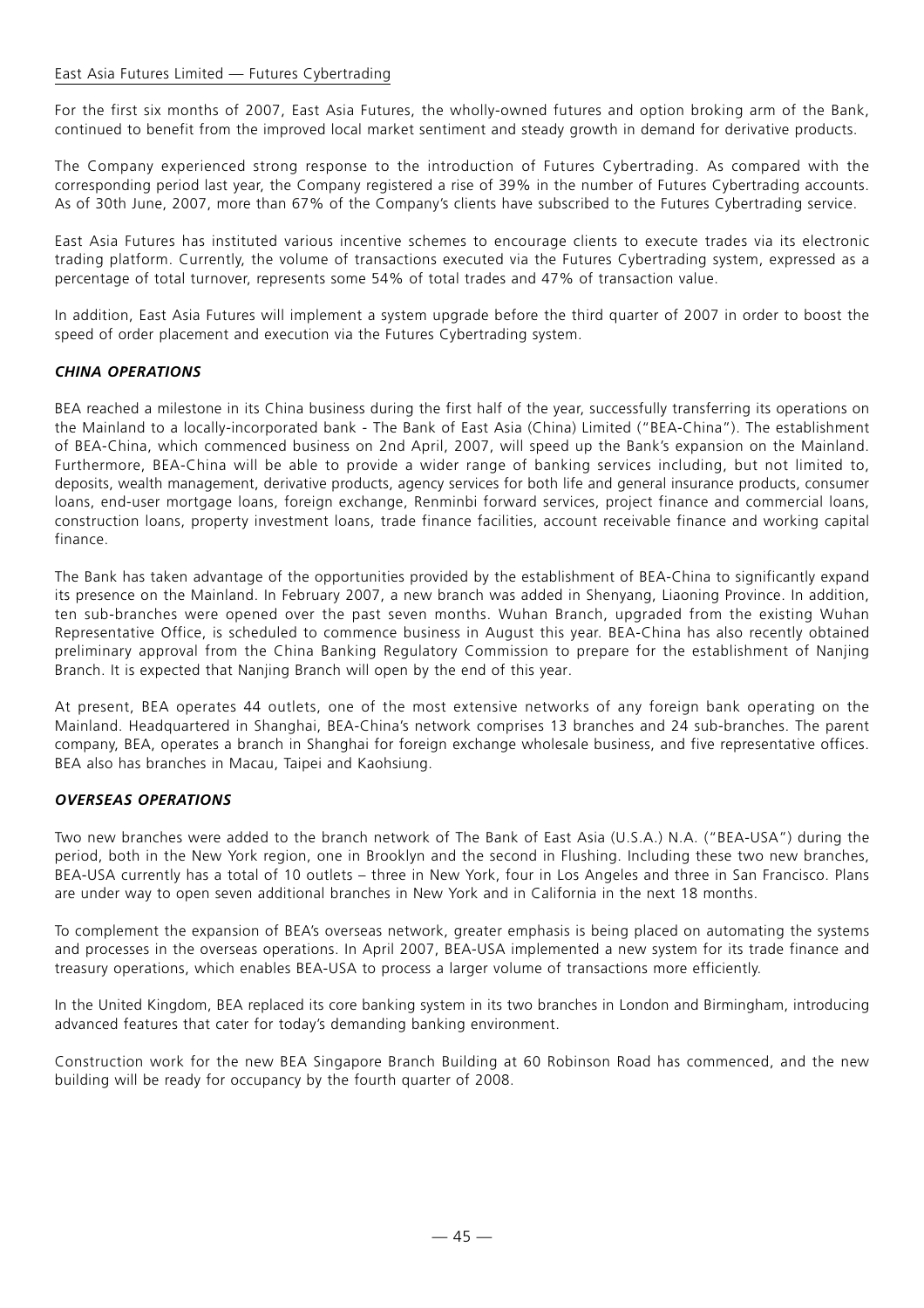East Asia Futures Limited — Futures Cybertrading

For the first six months of 2007, East Asia Futures, the wholly-owned futures and option broking arm of the Bank, continued to benefit from the improved local market sentiment and steady growth in demand for derivative products.

The Company experienced strong response to the introduction of Futures Cybertrading. As compared with the corresponding period last year, the Company registered a rise of 39% in the number of Futures Cybertrading accounts. As of 30th June, 2007, more than 67% of the Company's clients have subscribed to the Futures Cybertrading service.

East Asia Futures has instituted various incentive schemes to encourage clients to execute trades via its electronic trading platform. Currently, the volume of transactions executed via the Futures Cybertrading system, expressed as a percentage of total turnover, represents some 54% of total trades and 47% of transaction value.

In addition, East Asia Futures will implement a system upgrade before the third quarter of 2007 in order to boost the speed of order placement and execution via the Futures Cybertrading system.

## *CHINA OPERATIONS*

BEA reached a milestone in its China business during the first half of the year, successfully transferring its operations on the Mainland to a locally-incorporated bank - The Bank of East Asia (China) Limited ("BEA-China"). The establishment of BEA-China, which commenced business on 2nd April, 2007, will speed up the Bank's expansion on the Mainland. Furthermore, BEA-China will be able to provide a wider range of banking services including, but not limited to, deposits, wealth management, derivative products, agency services for both life and general insurance products, consumer loans, end-user mortgage loans, foreign exchange, Renminbi forward services, project finance and commercial loans, construction loans, property investment loans, trade finance facilities, account receivable finance and working capital finance.

The Bank has taken advantage of the opportunities provided by the establishment of BEA-China to significantly expand its presence on the Mainland. In February 2007, a new branch was added in Shenyang, Liaoning Province. In addition, ten sub-branches were opened over the past seven months. Wuhan Branch, upgraded from the existing Wuhan Representative Office, is scheduled to commence business in August this year. BEA-China has also recently obtained preliminary approval from the China Banking Regulatory Commission to prepare for the establishment of Nanjing Branch. It is expected that Nanjing Branch will open by the end of this year.

At present, BEA operates 44 outlets, one of the most extensive networks of any foreign bank operating on the Mainland. Headquartered in Shanghai, BEA-China's network comprises 13 branches and 24 sub-branches. The parent company, BEA, operates a branch in Shanghai for foreign exchange wholesale business, and five representative offices. BEA also has branches in Macau, Taipei and Kaohsiung.

## *OVERSEAS OPERATIONS*

Two new branches were added to the branch network of The Bank of East Asia (U.S.A.) N.A. ("BEA-USA") during the period, both in the New York region, one in Brooklyn and the second in Flushing. Including these two new branches, BEA-USA currently has a total of 10 outlets – three in New York, four in Los Angeles and three in San Francisco. Plans are under way to open seven additional branches in New York and in California in the next 18 months.

To complement the expansion of BEA's overseas network, greater emphasis is being placed on automating the systems and processes in the overseas operations. In April 2007, BEA-USA implemented a new system for its trade finance and treasury operations, which enables BEA-USA to process a larger volume of transactions more efficiently.

In the United Kingdom, BEA replaced its core banking system in its two branches in London and Birmingham, introducing advanced features that cater for today's demanding banking environment.

Construction work for the new BEA Singapore Branch Building at 60 Robinson Road has commenced, and the new building will be ready for occupancy by the fourth quarter of 2008.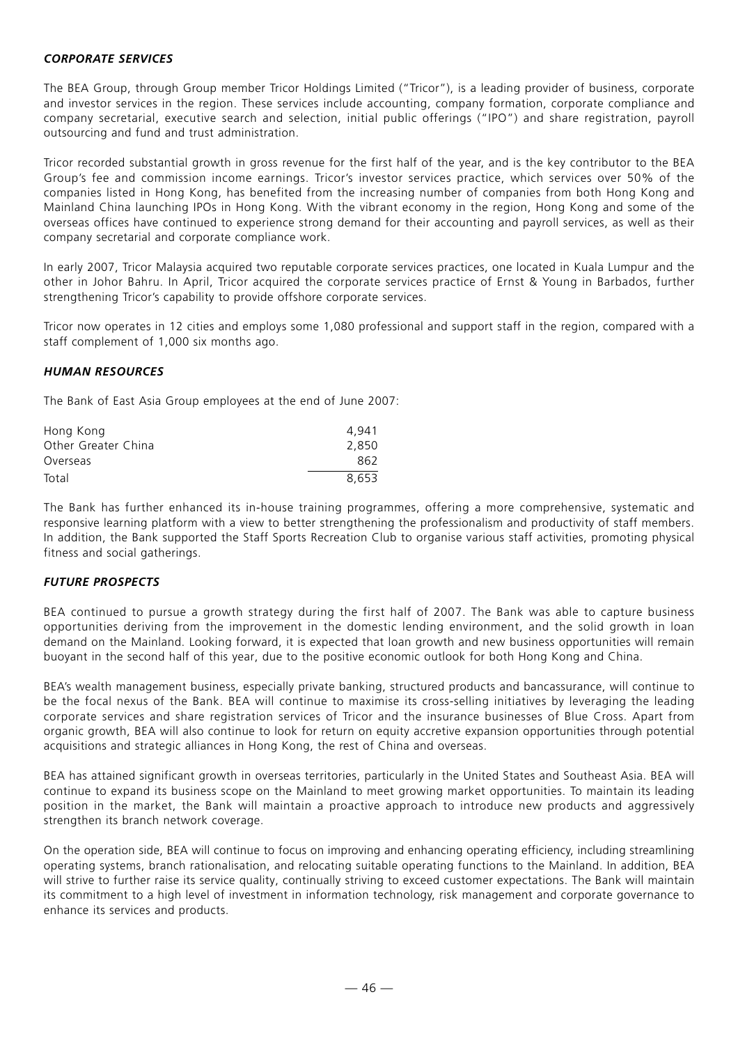### *CORPORATE SERVICES*

The BEA Group, through Group member Tricor Holdings Limited ("Tricor"), is a leading provider of business, corporate and investor services in the region. These services include accounting, company formation, corporate compliance and company secretarial, executive search and selection, initial public offerings ("IPO") and share registration, payroll outsourcing and fund and trust administration.

Tricor recorded substantial growth in gross revenue for the first half of the year, and is the key contributor to the BEA Group's fee and commission income earnings. Tricor's investor services practice, which services over 50% of the companies listed in Hong Kong, has benefited from the increasing number of companies from both Hong Kong and Mainland China launching IPOs in Hong Kong. With the vibrant economy in the region, Hong Kong and some of the overseas offices have continued to experience strong demand for their accounting and payroll services, as well as their company secretarial and corporate compliance work.

In early 2007, Tricor Malaysia acquired two reputable corporate services practices, one located in Kuala Lumpur and the other in Johor Bahru. In April, Tricor acquired the corporate services practice of Ernst & Young in Barbados, further strengthening Tricor's capability to provide offshore corporate services.

Tricor now operates in 12 cities and employs some 1,080 professional and support staff in the region, compared with a staff complement of 1,000 six months ago.

### *HUMAN RESOURCES*

The Bank of East Asia Group employees at the end of June 2007:

| | |
|---|---|
| Hong Kong | 4,941 |
| Other Greater China | 2,850 |
| Overseas | 862 |
| Total | 8,653 |

The Bank has further enhanced its in-house training programmes, offering a more comprehensive, systematic and responsive learning platform with a view to better strengthening the professionalism and productivity of staff members. In addition, the Bank supported the Staff Sports Recreation Club to organise various staff activities, promoting physical fitness and social gatherings.

### *FUTURE PROSPECTS*

BEA continued to pursue a growth strategy during the first half of 2007. The Bank was able to capture business opportunities deriving from the improvement in the domestic lending environment, and the solid growth in loan demand on the Mainland. Looking forward, it is expected that loan growth and new business opportunities will remain buoyant in the second half of this year, due to the positive economic outlook for both Hong Kong and China.

BEA's wealth management business, especially private banking, structured products and bancassurance, will continue to be the focal nexus of the Bank. BEA will continue to maximise its cross-selling initiatives by leveraging the leading corporate services and share registration services of Tricor and the insurance businesses of Blue Cross. Apart from organic growth, BEA will also continue to look for return on equity accretive expansion opportunities through potential acquisitions and strategic alliances in Hong Kong, the rest of China and overseas.

BEA has attained significant growth in overseas territories, particularly in the United States and Southeast Asia. BEA will continue to expand its business scope on the Mainland to meet growing market opportunities. To maintain its leading position in the market, the Bank will maintain a proactive approach to introduce new products and aggressively strengthen its branch network coverage.

On the operation side, BEA will continue to focus on improving and enhancing operating efficiency, including streamlining operating systems, branch rationalisation, and relocating suitable operating functions to the Mainland. In addition, BEA will strive to further raise its service quality, continually striving to exceed customer expectations. The Bank will maintain its commitment to a high level of investment in information technology, risk management and corporate governance to enhance its services and products.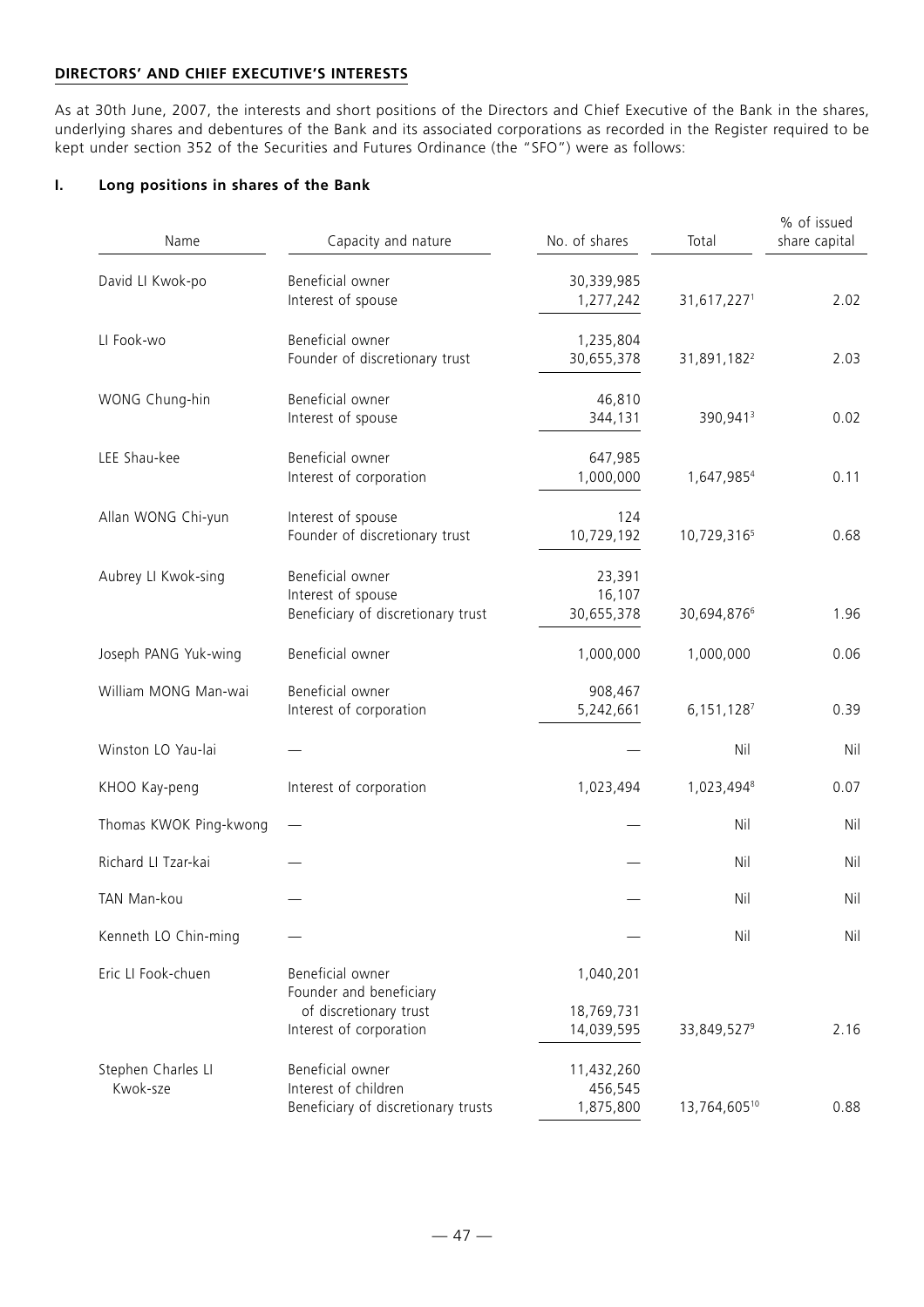## DIRECTORS' AND CHIEF EXECUTIVE'S INTERESTS

As at 30th June, 2007, the interests and short positions of the Directors and Chief Executive of the Bank in the shares, underlying shares and debentures of the Bank and its associated corporations as recorded in the Register required to be kept under section 352 of the Securities and Futures Ordinance (the "SFO") were as follows:

### I. Long positions in shares of the Bank

| Name | Capacity and nature | No. of shares | Total | % of issued share capital |
|---|---|---|---|---|
| David LI Kwok-po | Beneficial owner | 30,339,985 | | |
| | Interest of spouse | 1,277,242 | 31,617,227[1] | 2.02 |
| LI Fook-wo | Beneficial owner | 1,235,804 | | |
| | Founder of discretionary trust | 30,655,378 | 31,891,182[2] | 2.03 |
| WONG Chung-hin | Beneficial owner | 46,810 | | |
| | Interest of spouse | 344,131 | 390,941[3] | 0.02 |
| LEE Shau-kee | Beneficial owner | 647,985 | | |
| | Interest of corporation | 1,000,000 | 1,647,985[4] | 0.11 |
| Allan WONG Chi-yun | Interest of spouse | 124 | | |
| | Founder of discretionary trust | 10,729,192 | 10,729,316[5] | 0.68 |
| Aubrey LI Kwok-sing | Beneficial owner | 23,391 | | |
| | Interest of spouse | 16,107 | | |
| | Beneficiary of discretionary trust | 30,655,378 | 30,694,876[6] | 1.96 |
| Joseph PANG Yuk-wing | Beneficial owner | 1,000,000 | 1,000,000 | 0.06 |
| William MONG Man-wai | Beneficial owner | 908,467 | | |
| | Interest of corporation | 5,242,661 | 6,151,128[7] | 0.39 |
| Winston LO Yau-lai | — | — | Nil | Nil |
| KHOO Kay-peng | Interest of corporation | 1,023,494 | 1,023,494[8] | 0.07 |
| Thomas KWOK Ping-kwong | — | — | Nil | Nil |
| Richard LI Tzar-kai | — | — | Nil | Nil |
| TAN Man-kou | — | — | Nil | Nil |
| Kenneth LO Chin-ming | — | — | Nil | Nil |
| Eric LI Fook-chuen | Beneficial owner | 1,040,201 | | |
| | Founder and beneficiary of discretionary trust | 18,769,731 | | |
| | Interest of corporation | 14,039,595 | 33,849,527[9] | 2.16 |
| Stephen Charles LI Kwok-sze | Beneficial owner | 11,432,260 | | |
| | Interest of children | 456,545 | | |
| | Beneficiary of discretionary trusts | 1,875,800 | 13,764,605[10] | 0.88 |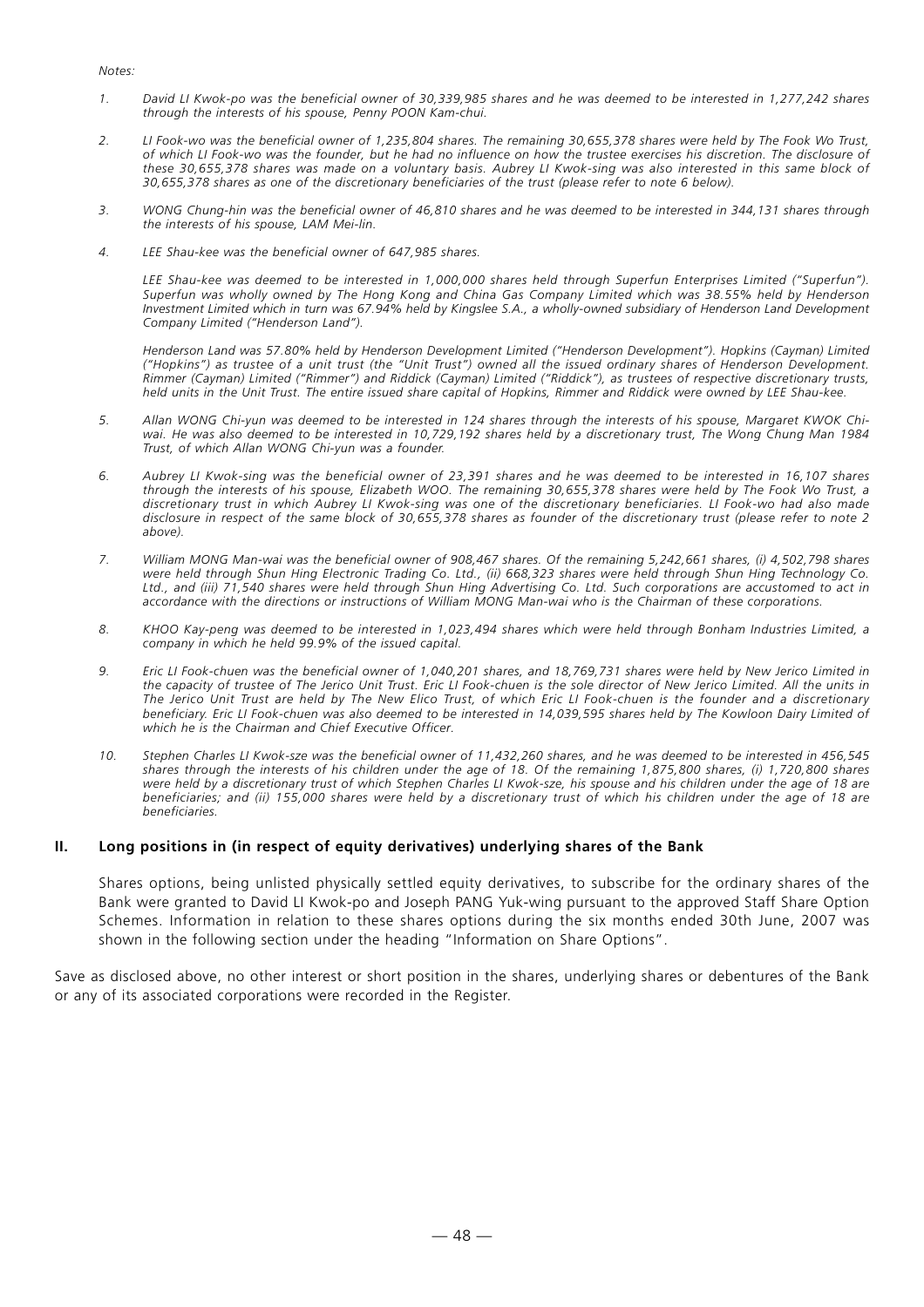*Notes:*

1. *David LI Kwok-po was the beneficial owner of 30,339,985 shares and he was deemed to be interested in 1,277,242 shares through the interests of his spouse, Penny POON Kam-chui.*

2. *LI Fook-wo was the beneficial owner of 1,235,804 shares. The remaining 30,655,378 shares were held by The Fook Wo Trust, of which LI Fook-wo was the founder, but he had no influence on how the trustee exercises his discretion. The disclosure of these 30,655,378 shares was made on a voluntary basis. Aubrey LI Kwok-sing was also interested in this same block of 30,655,378 shares as one of the discretionary beneficiaries of the trust (please refer to note 6 below).*

3. *WONG Chung-hin was the beneficial owner of 46,810 shares and he was deemed to be interested in 344,131 shares through the interests of his spouse, LAM Mei-lin.*

4. *LEE Shau-kee was the beneficial owner of 647,985 shares.*

   *LEE Shau-kee was deemed to be interested in 1,000,000 shares held through Superfun Enterprises Limited ("Superfun"). Superfun was wholly owned by The Hong Kong and China Gas Company Limited which was 38.55% held by Henderson Investment Limited which in turn was 67.94% held by Kingslee S.A., a wholly-owned subsidiary of Henderson Land Development Company Limited ("Henderson Land").*

   *Henderson Land was 57.80% held by Henderson Development Limited ("Henderson Development"). Hopkins (Cayman) Limited ("Hopkins") as trustee of a unit trust (the "Unit Trust") owned all the issued ordinary shares of Henderson Development. Rimmer (Cayman) Limited ("Rimmer") and Riddick (Cayman) Limited ("Riddick"), as trustees of respective discretionary trusts, held units in the Unit Trust. The entire issued share capital of Hopkins, Rimmer and Riddick were owned by LEE Shau-kee.*

5. *Allan WONG Chi-yun was deemed to be interested in 124 shares through the interests of his spouse, Margaret KWOK Chi-wai. He was also deemed to be interested in 10,729,192 shares held by a discretionary trust, The Wong Chung Man 1984 Trust, of which Allan WONG Chi-yun was a founder.*

6. *Aubrey LI Kwok-sing was the beneficial owner of 23,391 shares and he was deemed to be interested in 16,107 shares through the interests of his spouse, Elizabeth WOO. The remaining 30,655,378 shares were held by The Fook Wo Trust, a discretionary trust in which Aubrey LI Kwok-sing was one of the discretionary beneficiaries. LI Fook-wo had also made disclosure in respect of the same block of 30,655,378 shares as founder of the discretionary trust (please refer to note 2 above).*

7. *William MONG Man-wai was the beneficial owner of 908,467 shares. Of the remaining 5,242,661 shares, (i) 4,502,798 shares were held through Shun Hing Electronic Trading Co. Ltd., (ii) 668,323 shares were held through Shun Hing Technology Co. Ltd., and (iii) 71,540 shares were held through Shun Hing Advertising Co. Ltd. Such corporations are accustomed to act in accordance with the directions or instructions of William MONG Man-wai who is the Chairman of these corporations.*

8. *KHOO Kay-peng was deemed to be interested in 1,023,494 shares which were held through Bonham Industries Limited, a company in which he held 99.9% of the issued capital.*

9. *Eric LI Fook-chuen was the beneficial owner of 1,040,201 shares, and 18,769,731 shares were held by New Jerico Limited in the capacity of trustee of The Jerico Unit Trust. Eric LI Fook-chuen is the sole director of New Jerico Limited. All the units in The Jerico Unit Trust are held by The New Elico Trust, of which Eric LI Fook-chuen is the founder and a discretionary beneficiary. Eric LI Fook-chuen was also deemed to be interested in 14,039,595 shares held by The Kowloon Dairy Limited of which he is the Chairman and Chief Executive Officer.*

10. *Stephen Charles LI Kwok-sze was the beneficial owner of 11,432,260 shares, and he was deemed to be interested in 456,545 shares through the interests of his children under the age of 18. Of the remaining 1,875,800 shares, (i) 1,720,800 shares were held by a discretionary trust of which Stephen Charles LI Kwok-sze, his spouse and his children under the age of 18 are beneficiaries; and (ii) 155,000 shares were held by a discretionary trust of which his children under the age of 18 are beneficiaries.*

## II. Long positions in (in respect of equity derivatives) underlying shares of the Bank

Shares options, being unlisted physically settled equity derivatives, to subscribe for the ordinary shares of the Bank were granted to David LI Kwok-po and Joseph PANG Yuk-wing pursuant to the approved Staff Share Option Schemes. Information in relation to these shares options during the six months ended 30th June, 2007 was shown in the following section under the heading "Information on Share Options".

Save as disclosed above, no other interest or short position in the shares, underlying shares or debentures of the Bank or any of its associated corporations were recorded in the Register.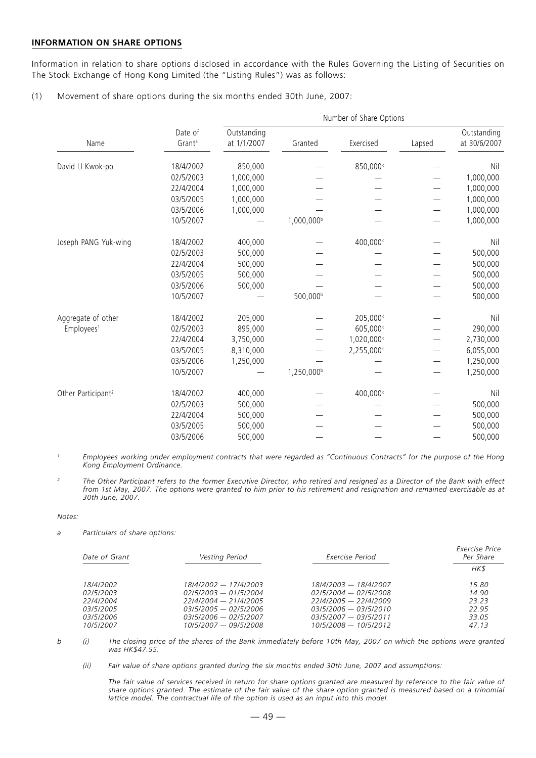## INFORMATION ON SHARE OPTIONS

Information in relation to share options disclosed in accordance with the Rules Governing the Listing of Securities on The Stock Exchange of Hong Kong Limited (the "Listing Rules") was as follows:

(1) Movement of share options during the six months ended 30th June, 2007:

| | | Number of Share Options | | | | |
|---|---|---|---|---|---|---|
| Name | Date of Grant[a] | Outstanding at 1/1/2007 | Granted | Exercised | Lapsed | Outstanding at 30/6/2007 |
| David LI Kwok-po | 18/4/2002 | 850,000 | — | 850,000[c] | — | Nil |
| | 02/5/2003 | 1,000,000 | — | — | — | 1,000,000 |
| | 22/4/2004 | 1,000,000 | — | — | — | 1,000,000 |
| | 03/5/2005 | 1,000,000 | — | — | — | 1,000,000 |
| | 03/5/2006 | 1,000,000 | — | — | — | 1,000,000 |
| | 10/5/2007 | — | 1,000,000[b] | — | — | 1,000,000 |
| Joseph PANG Yuk-wing | 18/4/2002 | 400,000 | — | 400,000[c] | — | Nil |
| | 02/5/2003 | 500,000 | — | — | — | 500,000 |
| | 22/4/2004 | 500,000 | — | — | — | 500,000 |
| | 03/5/2005 | 500,000 | — | — | — | 500,000 |
| | 03/5/2006 | 500,000 | — | — | — | 500,000 |
| | 10/5/2007 | — | 500,000[b] | — | — | 500,000 |
| Aggregate of other Employees[1] | 18/4/2002 | 205,000 | — | 205,000[c] | — | Nil |
| | 02/5/2003 | 895,000 | — | 605,000[c] | — | 290,000 |
| | 22/4/2004 | 3,750,000 | — | 1,020,000[c] | — | 2,730,000 |
| | 03/5/2005 | 8,310,000 | — | 2,255,000[c] | — | 6,055,000 |
| | 03/5/2006 | 1,250,000 | — | — | — | 1,250,000 |
| | 10/5/2007 | — | 1,250,000[b] | — | — | 1,250,000 |
| Other Participant[2] | 18/4/2002 | 400,000 | — | 400,000[c] | — | Nil |
| | 02/5/2003 | 500,000 | — | — | — | 500,000 |
| | 22/4/2004 | 500,000 | — | — | — | 500,000 |
| | 03/5/2005 | 500,000 | — | — | — | 500,000 |
| | 03/5/2006 | 500,000 | — | — | — | 500,000 |

[1] *Employees working under employment contracts that were regarded as "Continuous Contracts" for the purpose of the Hong Kong Employment Ordinance.*

[2] *The Other Participant refers to the former Executive Director, who retired and resigned as a Director of the Bank with effect from 1st May, 2007. The options were granted to him prior to his retirement and resignation and remained exercisable as at 30th June, 2007.*

*Notes:*

a *Particulars of share options:*

| *Date of Grant* | *Vesting Period* | *Exercise Period* | *Exercise Price Per Share* |
|---|---|---|---|
| | | | *HK$* |
| *18/4/2002* | *18/4/2002 — 17/4/2003* | *18/4/2003 — 18/4/2007* | *15.80* |
| *02/5/2003* | *02/5/2003 — 01/5/2004* | *02/5/2004 — 02/5/2008* | *14.90* |
| *22/4/2004* | *22/4/2004 — 21/4/2005* | *22/4/2005 — 22/4/2009* | *23.23* |
| *03/5/2005* | *03/5/2005 — 02/5/2006* | *03/5/2006 — 03/5/2010* | *22.95* |
| *03/5/2006* | *03/5/2006 — 02/5/2007* | *03/5/2007 — 03/5/2011* | *33.05* |
| *10/5/2007* | *10/5/2007 — 09/5/2008* | *10/5/2008 — 10/5/2012* | *47.13* |

b (i) *The closing price of the shares of the Bank immediately before 10th May, 2007 on which the options were granted was HK$47.55.*

(ii) *Fair value of share options granted during the six months ended 30th June, 2007 and assumptions:*

*The fair value of services received in return for share options granted are measured by reference to the fair value of share options granted. The estimate of the fair value of the share option granted is measured based on a trinomial lattice model. The contractual life of the option is used as an input into this model.*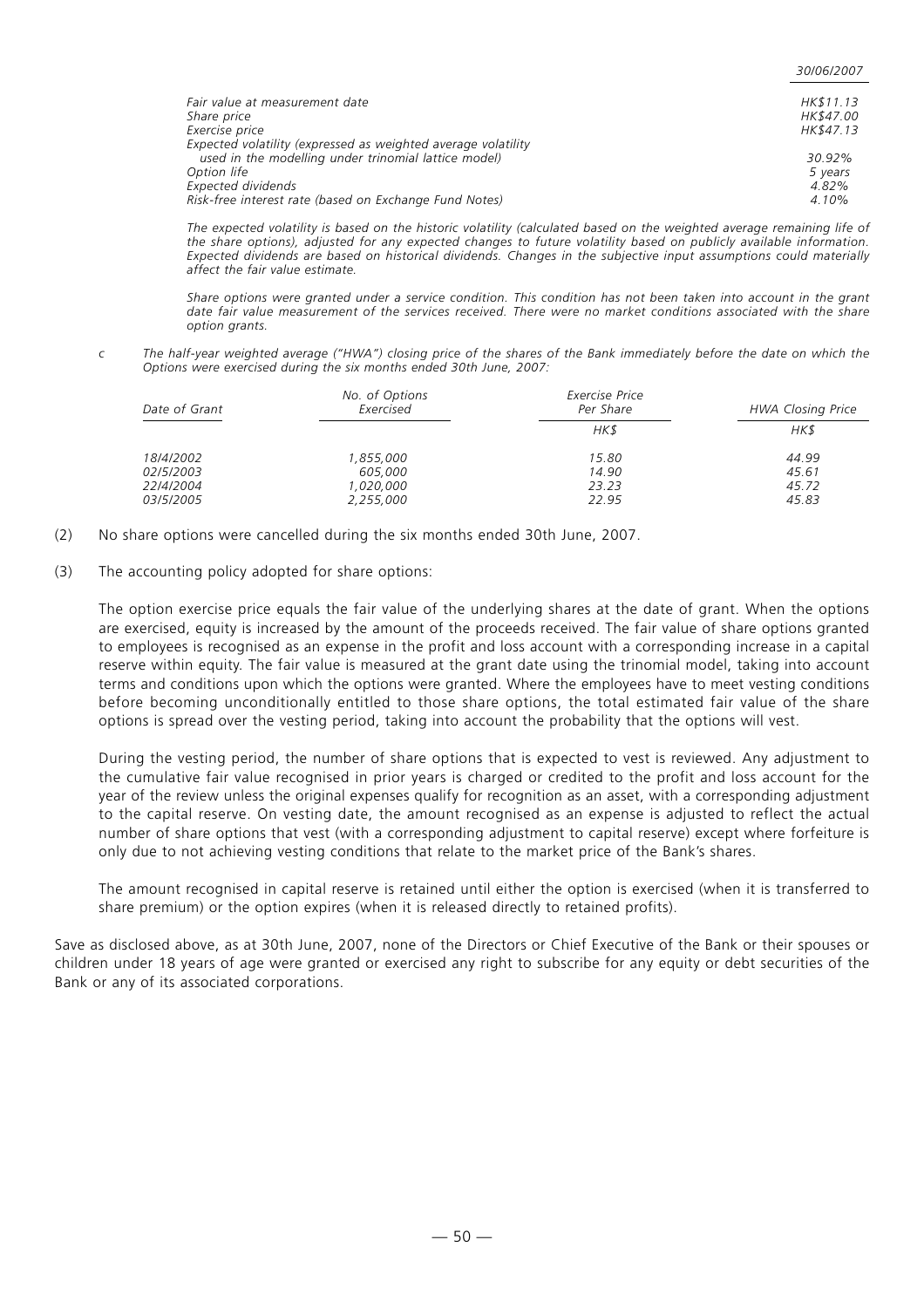| | *30/06/2007* |
|---|---|
| *Fair value at measurement date* | *HK$11.13* |
| *Share price* | *HK$47.00* |
| *Exercise price* | *HK$47.13* |
| *Expected volatility (expressed as weighted average volatility used in the modelling under trinomial lattice model)* | *30.92%* |
| *Option life* | *5 years* |
| *Expected dividends* | *4.82%* |
| *Risk-free interest rate (based on Exchange Fund Notes)* | *4.10%* |

*The expected volatility is based on the historic volatility (calculated based on the weighted average remaining life of the share options), adjusted for any expected changes to future volatility based on publicly available information. Expected dividends are based on historical dividends. Changes in the subjective input assumptions could materially affect the fair value estimate.*

*Share options were granted under a service condition. This condition has not been taken into account in the grant date fair value measurement of the services received. There were no market conditions associated with the share option grants.*

*c The half-year weighted average ("HWA") closing price of the shares of the Bank immediately before the date on which the Options were exercised during the six months ended 30th June, 2007:*

| *Date of Grant* | *No. of Options Exercised* | *Exercise Price Per Share* | *HWA Closing Price* |
|---|---|---|---|
| | | *HK$* | *HK$* |
| *18/4/2002* | *1,855,000* | *15.80* | *44.99* |
| *02/5/2003* | *605,000* | *14.90* | *45.61* |
| *22/4/2004* | *1,020,000* | *23.23* | *45.72* |
| *03/5/2005* | *2,255,000* | *22.95* | *45.83* |

(2) No share options were cancelled during the six months ended 30th June, 2007.

(3) The accounting policy adopted for share options:

The option exercise price equals the fair value of the underlying shares at the date of grant. When the options are exercised, equity is increased by the amount of the proceeds received. The fair value of share options granted to employees is recognised as an expense in the profit and loss account with a corresponding increase in a capital reserve within equity. The fair value is measured at the grant date using the trinomial model, taking into account terms and conditions upon which the options were granted. Where the employees have to meet vesting conditions before becoming unconditionally entitled to those share options, the total estimated fair value of the share options is spread over the vesting period, taking into account the probability that the options will vest.

During the vesting period, the number of share options that is expected to vest is reviewed. Any adjustment to the cumulative fair value recognised in prior years is charged or credited to the profit and loss account for the year of the review unless the original expenses qualify for recognition as an asset, with a corresponding adjustment to the capital reserve. On vesting date, the amount recognised as an expense is adjusted to reflect the actual number of share options that vest (with a corresponding adjustment to capital reserve) except where forfeiture is only due to not achieving vesting conditions that relate to the market price of the Bank's shares.

The amount recognised in capital reserve is retained until either the option is exercised (when it is transferred to share premium) or the option expires (when it is released directly to retained profits).

Save as disclosed above, as at 30th June, 2007, none of the Directors or Chief Executive of the Bank or their spouses or children under 18 years of age were granted or exercised any right to subscribe for any equity or debt securities of the Bank or any of its associated corporations.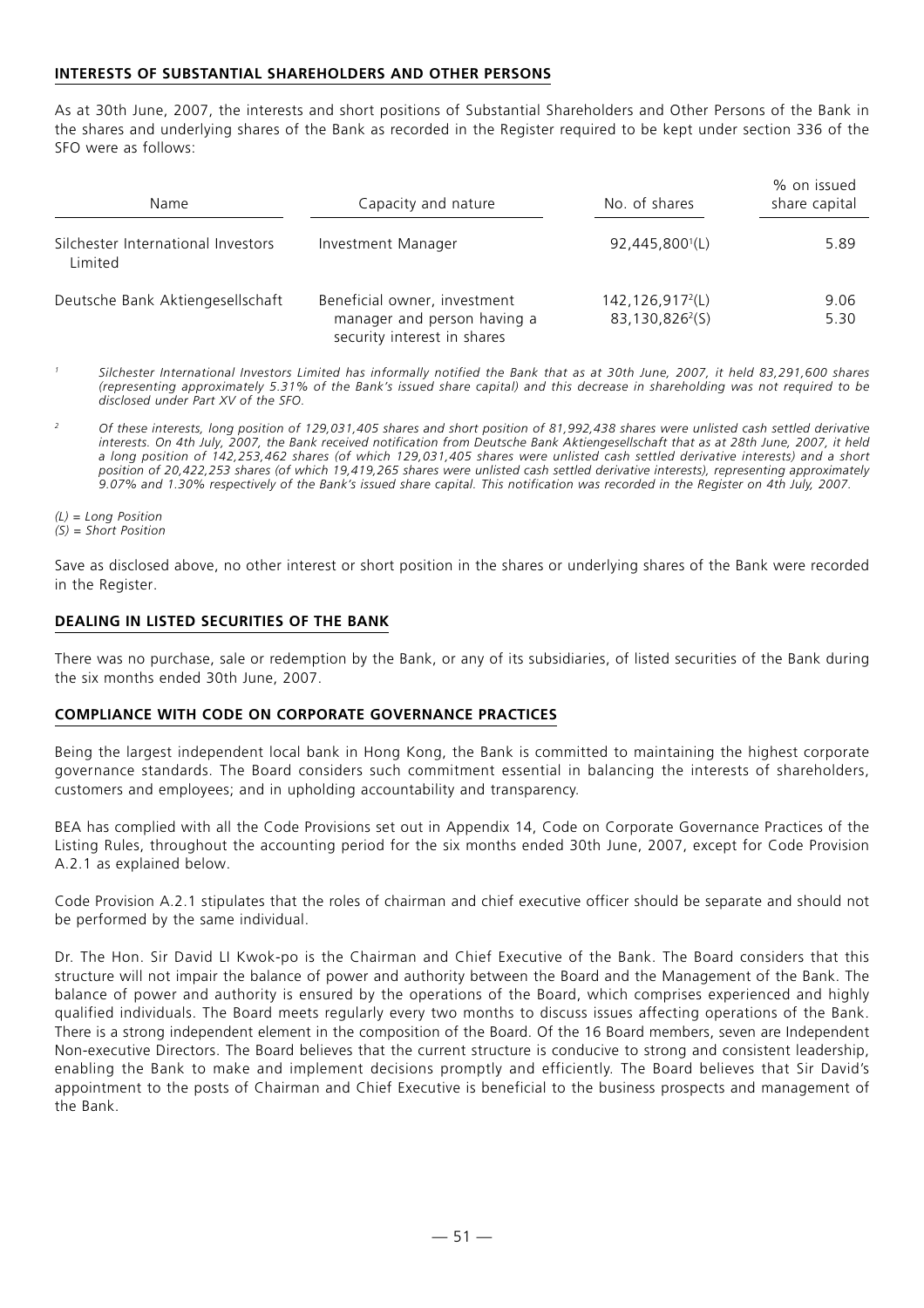## INTERESTS OF SUBSTANTIAL SHAREHOLDERS AND OTHER PERSONS

As at 30th June, 2007, the interests and short positions of Substantial Shareholders and Other Persons of the Bank in the shares and underlying shares of the Bank as recorded in the Register required to be kept under section 336 of the SFO were as follows:

| Name | Capacity and nature | No. of shares | % on issued share capital |
|---|---|---|---|
| Silchester International Investors Limited | Investment Manager | 92,445,800[1](L) | 5.89 |
| Deutsche Bank Aktiengesellschaft | Beneficial owner, investment manager and person having a security interest in shares | 142,126,917[2](L)<br>83,130,826[2](S) | 9.06<br>5.30 |

[1] *Silchester International Investors Limited has informally notified the Bank that as at 30th June, 2007, it held 83,291,600 shares (representing approximately 5.31% of the Bank's issued share capital) and this decrease in shareholding was not required to be disclosed under Part XV of the SFO.*

[2] *Of these interests, long position of 129,031,405 shares and short position of 81,992,438 shares were unlisted cash settled derivative interests. On 4th July, 2007, the Bank received notification from Deutsche Bank Aktiengesellschaft that as at 28th June, 2007, it held a long position of 142,253,462 shares (of which 129,031,405 shares were unlisted cash settled derivative interests) and a short position of 20,422,253 shares (of which 19,419,265 shares were unlisted cash settled derivative interests), representing approximately 9.07% and 1.30% respectively of the Bank's issued share capital. This notification was recorded in the Register on 4th July, 2007.*

*(L) = Long Position*
*(S) = Short Position*

Save as disclosed above, no other interest or short position in the shares or underlying shares of the Bank were recorded in the Register.

## DEALING IN LISTED SECURITIES OF THE BANK

There was no purchase, sale or redemption by the Bank, or any of its subsidiaries, of listed securities of the Bank during the six months ended 30th June, 2007.

## COMPLIANCE WITH CODE ON CORPORATE GOVERNANCE PRACTICES

Being the largest independent local bank in Hong Kong, the Bank is committed to maintaining the highest corporate governance standards. The Board considers such commitment essential in balancing the interests of shareholders, customers and employees; and in upholding accountability and transparency.

BEA has complied with all the Code Provisions set out in Appendix 14, Code on Corporate Governance Practices of the Listing Rules, throughout the accounting period for the six months ended 30th June, 2007, except for Code Provision A.2.1 as explained below.

Code Provision A.2.1 stipulates that the roles of chairman and chief executive officer should be separate and should not be performed by the same individual.

Dr. The Hon. Sir David LI Kwok-po is the Chairman and Chief Executive of the Bank. The Board considers that this structure will not impair the balance of power and authority between the Board and the Management of the Bank. The balance of power and authority is ensured by the operations of the Board, which comprises experienced and highly qualified individuals. The Board meets regularly every two months to discuss issues affecting operations of the Bank. There is a strong independent element in the composition of the Board. Of the 16 Board members, seven are Independent Non-executive Directors. The Board believes that the current structure is conducive to strong and consistent leadership, enabling the Bank to make and implement decisions promptly and efficiently. The Board believes that Sir David's appointment to the posts of Chairman and Chief Executive is beneficial to the business prospects and management of the Bank.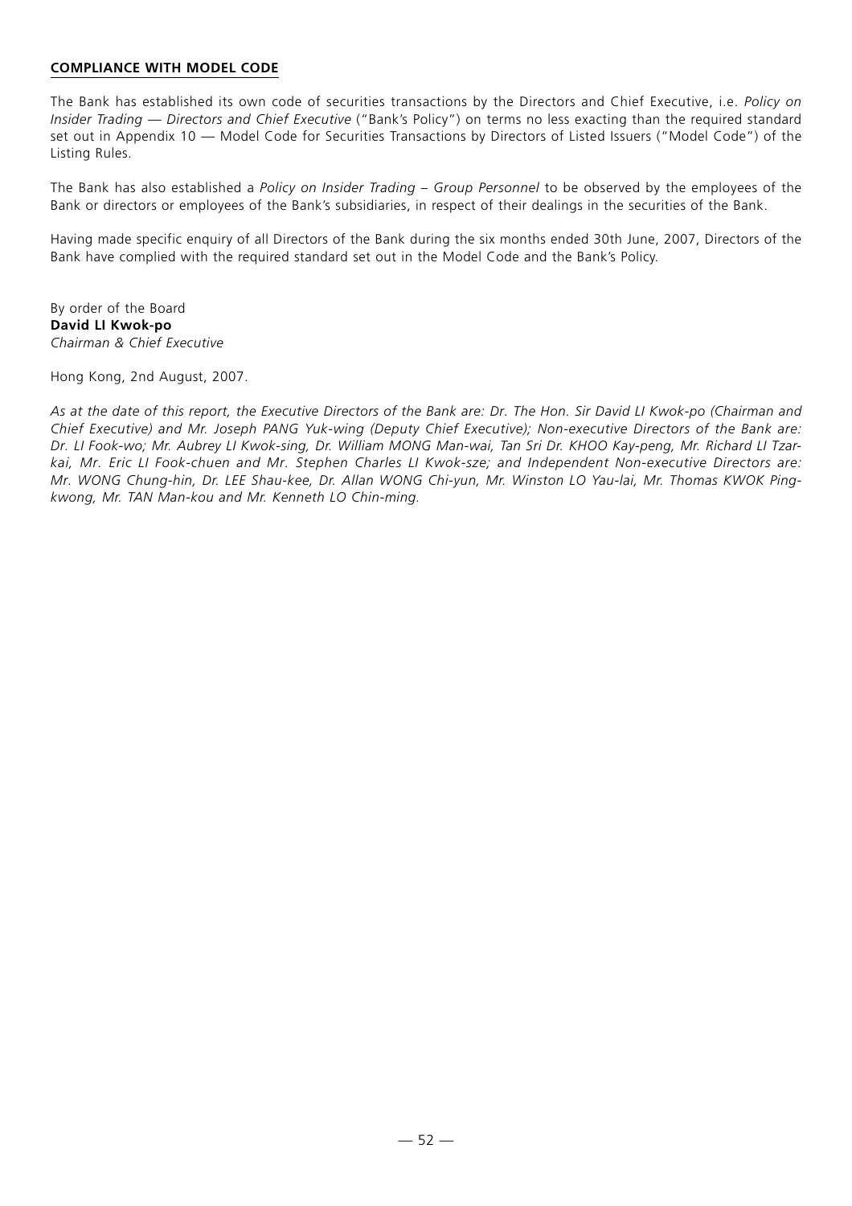## COMPLIANCE WITH MODEL CODE

The Bank has established its own code of securities transactions by the Directors and Chief Executive, i.e. *Policy on Insider Trading — Directors and Chief Executive* ("Bank's Policy") on terms no less exacting than the required standard set out in Appendix 10 — Model Code for Securities Transactions by Directors of Listed Issuers ("Model Code") of the Listing Rules.

The Bank has also established a *Policy on Insider Trading – Group Personnel* to be observed by the employees of the Bank or directors or employees of the Bank's subsidiaries, in respect of their dealings in the securities of the Bank.

Having made specific enquiry of all Directors of the Bank during the six months ended 30th June, 2007, Directors of the Bank have complied with the required standard set out in the Model Code and the Bank's Policy.

By order of the Board
**David LI Kwok-po**
*Chairman & Chief Executive*

Hong Kong, 2nd August, 2007.

*As at the date of this report, the Executive Directors of the Bank are: Dr. The Hon. Sir David LI Kwok-po (Chairman and Chief Executive) and Mr. Joseph PANG Yuk-wing (Deputy Chief Executive); Non-executive Directors of the Bank are: Dr. LI Fook-wo; Mr. Aubrey LI Kwok-sing, Dr. William MONG Man-wai, Tan Sri Dr. KHOO Kay-peng, Mr. Richard LI Tzar-kai, Mr. Eric LI Fook-chuen and Mr. Stephen Charles LI Kwok-sze; and Independent Non-executive Directors are: Mr. WONG Chung-hin, Dr. LEE Shau-kee, Dr. Allan WONG Chi-yun, Mr. Winston LO Yau-lai, Mr. Thomas KWOK Ping-kwong, Mr. TAN Man-kou and Mr. Kenneth LO Chin-ming.*